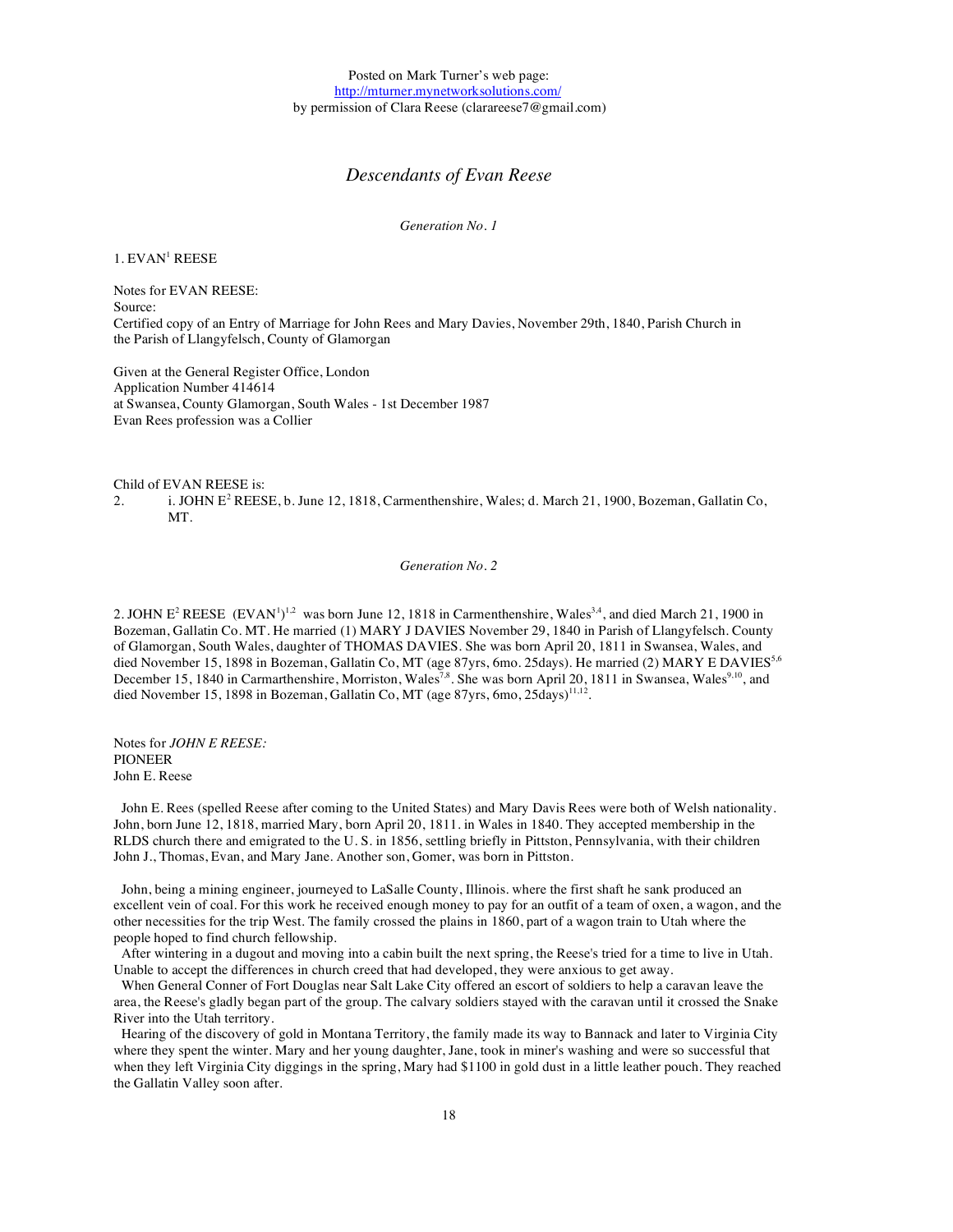Posted on Mark Turner's web page:
http://mturner.mynetworksolutions.com/
by permission of Clara Reese (clarareese7@gmail.com)

# *Descendants of Evan Reese*

## *Generation No. 1*

1. EVAN[1] REESE

Notes for EVAN REESE:
Source:
Certified copy of an Entry of Marriage for John Rees and Mary Davies, November 29th, 1840, Parish Church in the Parish of Llangyfelsch, County of Glamorgan

Given at the General Register Office, London
Application Number 414614
at Swansea, County Glamorgan, South Wales - 1st December 1987
Evan Rees profession was a Collier

Child of EVAN REESE is:
2. i. JOHN E[2] REESE, b. June 12, 1818, Carmenthenshire, Wales; d. March 21, 1900, Bozeman, Gallatin Co, MT.

## *Generation No. 2*

2. JOHN E[2] REESE (EVAN[1])[1,2] was born June 12, 1818 in Carmenthenshire, Wales[3,4], and died March 21, 1900 in Bozeman, Gallatin Co. MT. He married (1) MARY J DAVIES November 29, 1840 in Parish of Llangyfelsch. County of Glamorgan, South Wales, daughter of THOMAS DAVIES. She was born April 20, 1811 in Swansea, Wales, and died November 15, 1898 in Bozeman, Gallatin Co, MT (age 87yrs, 6mo. 25days). He married (2) MARY E DAVIES[5,6] December 15, 1840 in Carmarthenshire, Morriston, Wales[7,8]. She was born April 20, 1811 in Swansea, Wales[9,10], and died November 15, 1898 in Bozeman, Gallatin Co, MT (age 87yrs, 6mo, 25days)[11,12].

Notes for *JOHN E REESE:*
PIONEER
John E. Reese

John E. Rees (spelled Reese after coming to the United States) and Mary Davis Rees were both of Welsh nationality. John, born June 12, 1818, married Mary, born April 20, 1811. in Wales in 1840. They accepted membership in the RLDS church there and emigrated to the U. S. in 1856, settling briefly in Pittston, Pennsylvania, with their children John J., Thomas, Evan, and Mary Jane. Another son, Gomer, was born in Pittston.

John, being a mining engineer, journeyed to LaSalle County, Illinois. where the first shaft he sank produced an excellent vein of coal. For this work he received enough money to pay for an outfit of a team of oxen, a wagon, and the other necessities for the trip West. The family crossed the plains in 1860, part of a wagon train to Utah where the people hoped to find church fellowship.

After wintering in a dugout and moving into a cabin built the next spring, the Reese's tried for a time to live in Utah. Unable to accept the differences in church creed that had developed, they were anxious to get away.

When General Conner of Fort Douglas near Salt Lake City offered an escort of soldiers to help a caravan leave the area, the Reese's gladly began part of the group. The calvary soldiers stayed with the caravan until it crossed the Snake River into the Utah territory.

Hearing of the discovery of gold in Montana Territory, the family made its way to Bannack and later to Virginia City where they spent the winter. Mary and her young daughter, Jane, took in miner's washing and were so successful that when they left Virginia City diggings in the spring, Mary had $1100 in gold dust in a little leather pouch. They reached the Gallatin Valley soon after.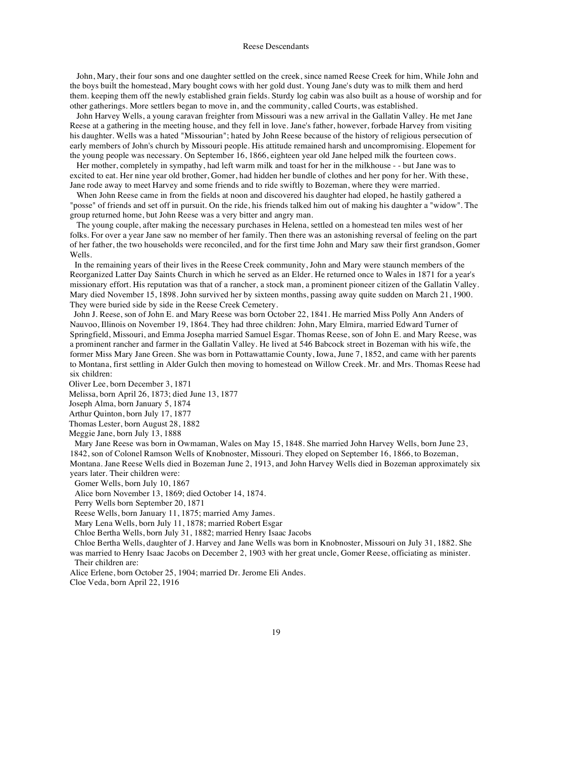John, Mary, their four sons and one daughter settled on the creek, since named Reese Creek for him, While John and the boys built the homestead, Mary bought cows with her gold dust. Young Jane's duty was to milk them and herd them. keeping them off the newly established grain fields. Sturdy log cabin was also built as a house of worship and for other gatherings. More settlers began to move in, and the community, called Courts, was established.

John Harvey Wells, a young caravan freighter from Missouri was a new arrival in the Gallatin Valley. He met Jane Reese at a gathering in the meeting house, and they fell in love. Jane's father, however, forbade Harvey from visiting his daughter. Wells was a hated "Missourian"; hated by John Reese because of the history of religious persecution of early members of John's church by Missouri people. His attitude remained harsh and uncompromising. Elopement for the young people was necessary. On September 16, 1866, eighteen year old Jane helped milk the fourteen cows.

Her mother, completely in sympathy, had left warm milk and toast for her in the milkhouse - - but Jane was to excited to eat. Her nine year old brother, Gomer, had hidden her bundle of clothes and her pony for her. With these, Jane rode away to meet Harvey and some friends and to ride swiftly to Bozeman, where they were married.

When John Reese came in from the fields at noon and discovered his daughter had eloped, he hastily gathered a "posse" of friends and set off in pursuit. On the ride, his friends talked him out of making his daughter a "widow". The group returned home, but John Reese was a very bitter and angry man.

The young couple, after making the necessary purchases in Helena, settled on a homestead ten miles west of her folks. For over a year Jane saw no member of her family. Then there was an astonishing reversal of feeling on the part of her father, the two households were reconciled, and for the first time John and Mary saw their first grandson, Gomer Wells.

In the remaining years of their lives in the Reese Creek community, John and Mary were staunch members of the Reorganized Latter Day Saints Church in which he served as an Elder. He returned once to Wales in 1871 for a year's missionary effort. His reputation was that of a rancher, a stock man, a prominent pioneer citizen of the Gallatin Valley. Mary died November 15, 1898. John survived her by sixteen months, passing away quite sudden on March 21, 1900. They were buried side by side in the Reese Creek Cemetery.

John J. Reese, son of John E. and Mary Reese was born October 22, 1841. He married Miss Polly Ann Anders of Nauvoo, Illinois on November 19, 1864. They had three children: John, Mary Elmira, married Edward Turner of Springfield, Missouri, and Emma Josepha married Samuel Esgar. Thomas Reese, son of John E. and Mary Reese, was a prominent rancher and farmer in the Gallatin Valley. He lived at 546 Babcock street in Bozeman with his wife, the former Miss Mary Jane Green. She was born in Pottawattamie County, Iowa, June 7, 1852, and came with her parents to Montana, first settling in Alder Gulch then moving to homestead on Willow Creek. Mr. and Mrs. Thomas Reese had six children:

Oliver Lee, born December 3, 1871
Melissa, born April 26, 1873; died June 13, 1877
Joseph Alma, born January 5, 1874
Arthur Quinton, born July 17, 1877
Thomas Lester, born August 28, 1882
Meggie Jane, born July 13, 1888

Mary Jane Reese was born in Owmaman, Wales on May 15, 1848. She married John Harvey Wells, born June 23, 1842, son of Colonel Ramson Wells of Knobnoster, Missouri. They eloped on September 16, 1866, to Bozeman, Montana. Jane Reese Wells died in Bozeman June 2, 1913, and John Harvey Wells died in Bozeman approximately six years later. Their children were:

Gomer Wells, born July 10, 1867
Alice born November 13, 1869; died October 14, 1874.
Perry Wells born September 20, 1871
Reese Wells, born January 11, 1875; married Amy James.
Mary Lena Wells, born July 11, 1878; married Robert Esgar
Chloe Bertha Wells, born July 31, 1882; married Henry Isaac Jacobs

Chloe Bertha Wells, daughter of J. Harvey and Jane Wells was born in Knobnoster, Missouri on July 31, 1882. She was married to Henry Isaac Jacobs on December 2, 1903 with her great uncle, Gomer Reese, officiating as minister.

Their children are:

Alice Erlene, born October 25, 1904; married Dr. Jerome Eli Andes.
Cloe Veda, born April 22, 1916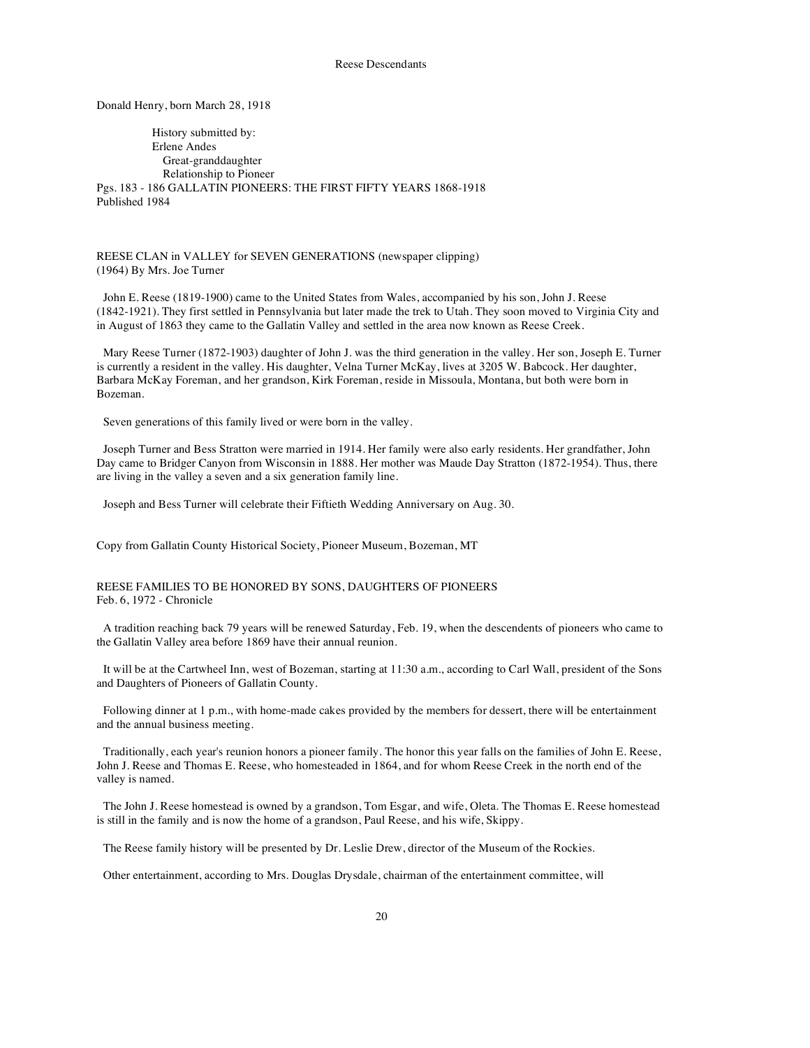Donald Henry, born March 28, 1918

History submitted by:
Erlene Andes
Great-granddaughter
Relationship to Pioneer

Pgs. 183 - 186 GALLATIN PIONEERS: THE FIRST FIFTY YEARS 1868-1918
Published 1984

## REESE CLAN in VALLEY for SEVEN GENERATIONS (newspaper clipping)

(1964) By Mrs. Joe Turner

John E. Reese (1819-1900) came to the United States from Wales, accompanied by his son, John J. Reese (1842-1921). They first settled in Pennsylvania but later made the trek to Utah. They soon moved to Virginia City and in August of 1863 they came to the Gallatin Valley and settled in the area now known as Reese Creek.

Mary Reese Turner (1872-1903) daughter of John J. was the third generation in the valley. Her son, Joseph E. Turner is currently a resident in the valley. His daughter, Velna Turner McKay, lives at 3205 W. Babcock. Her daughter, Barbara McKay Foreman, and her grandson, Kirk Foreman, reside in Missoula, Montana, but both were born in Bozeman.

Seven generations of this family lived or were born in the valley.

Joseph Turner and Bess Stratton were married in 1914. Her family were also early residents. Her grandfather, John Day came to Bridger Canyon from Wisconsin in 1888. Her mother was Maude Day Stratton (1872-1954). Thus, there are living in the valley a seven and a six generation family line.

Joseph and Bess Turner will celebrate their Fiftieth Wedding Anniversary on Aug. 30.

Copy from Gallatin County Historical Society, Pioneer Museum, Bozeman, MT

## REESE FAMILIES TO BE HONORED BY SONS, DAUGHTERS OF PIONEERS

Feb. 6, 1972 - Chronicle

A tradition reaching back 79 years will be renewed Saturday, Feb. 19, when the descendents of pioneers who came to the Gallatin Valley area before 1869 have their annual reunion.

It will be at the Cartwheel Inn, west of Bozeman, starting at 11:30 a.m., according to Carl Wall, president of the Sons and Daughters of Pioneers of Gallatin County.

Following dinner at 1 p.m., with home-made cakes provided by the members for dessert, there will be entertainment and the annual business meeting.

Traditionally, each year's reunion honors a pioneer family. The honor this year falls on the families of John E. Reese, John J. Reese and Thomas E. Reese, who homesteaded in 1864, and for whom Reese Creek in the north end of the valley is named.

The John J. Reese homestead is owned by a grandson, Tom Esgar, and wife, Oleta. The Thomas E. Reese homestead is still in the family and is now the home of a grandson, Paul Reese, and his wife, Skippy.

The Reese family history will be presented by Dr. Leslie Drew, director of the Museum of the Rockies.

Other entertainment, according to Mrs. Douglas Drysdale, chairman of the entertainment committee, will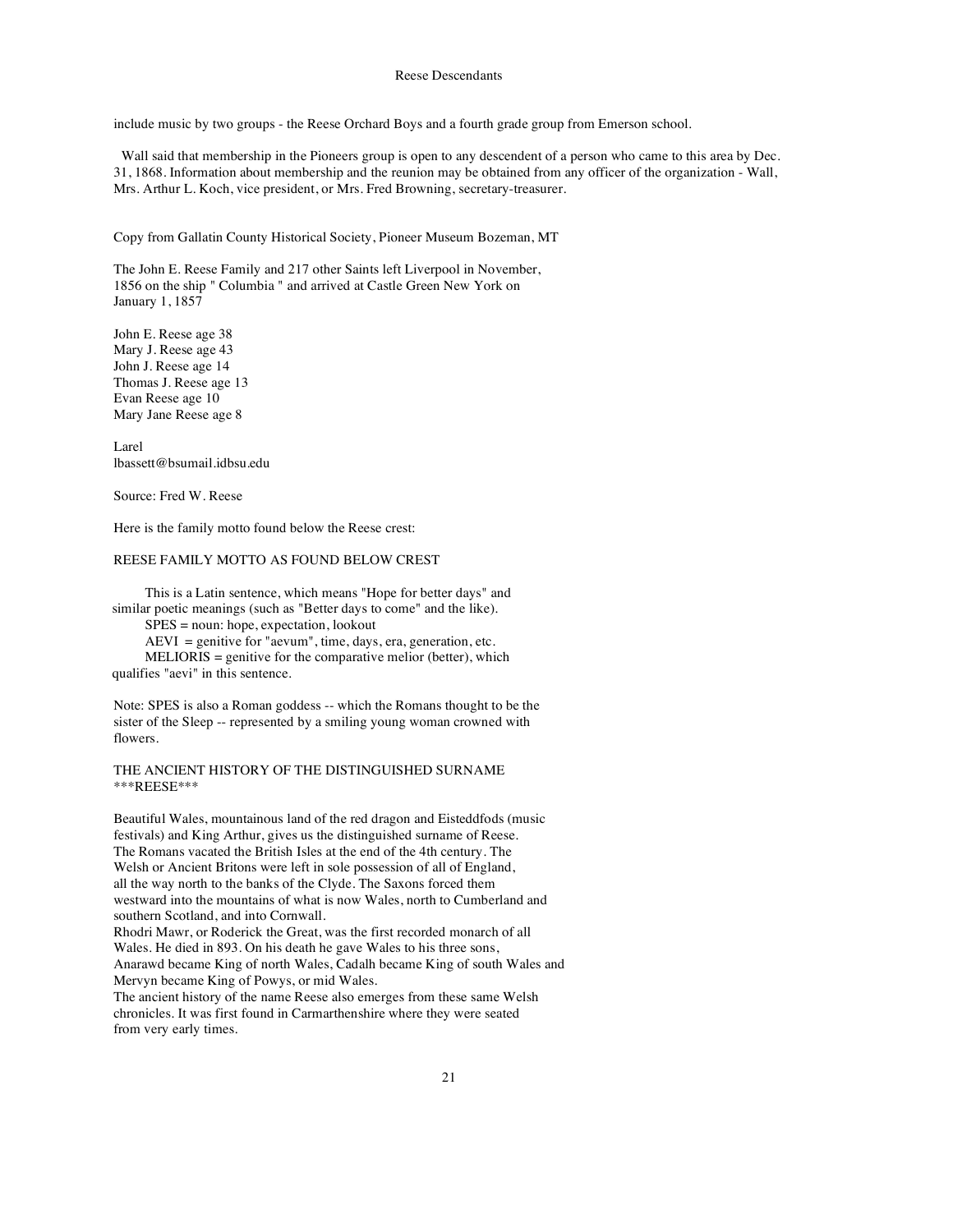include music by two groups - the Reese Orchard Boys and a fourth grade group from Emerson school.

Wall said that membership in the Pioneers group is open to any descendent of a person who came to this area by Dec. 31, 1868. Information about membership and the reunion may be obtained from any officer of the organization - Wall, Mrs. Arthur L. Koch, vice president, or Mrs. Fred Browning, secretary-treasurer.

Copy from Gallatin County Historical Society, Pioneer Museum Bozeman, MT

The John E. Reese Family and 217 other Saints left Liverpool in November, 1856 on the ship " Columbia " and arrived at Castle Green New York on January 1, 1857

John E. Reese age 38
Mary J. Reese age 43
John J. Reese age 14
Thomas J. Reese age 13
Evan Reese age 10
Mary Jane Reese age 8

Larel
lbassett@bsumail.idbsu.edu

Source: Fred W. Reese

Here is the family motto found below the Reese crest:

REESE FAMILY MOTTO AS FOUND BELOW CREST

This is a Latin sentence, which means "Hope for better days" and similar poetic meanings (such as "Better days to come" and the like).
SPES = noun: hope, expectation, lookout
AEVI = genitive for "aevum", time, days, era, generation, etc.
MELIORIS = genitive for the comparative melior (better), which qualifies "aevi" in this sentence.

Note: SPES is also a Roman goddess -- which the Romans thought to be the sister of the Sleep -- represented by a smiling young woman crowned with flowers.

THE ANCIENT HISTORY OF THE DISTINGUISHED SURNAME
***REESE***

Beautiful Wales, mountainous land of the red dragon and Eisteddfods (music festivals) and King Arthur, gives us the distinguished surname of Reese. The Romans vacated the British Isles at the end of the 4th century. The Welsh or Ancient Britons were left in sole possession of all of England, all the way north to the banks of the Clyde. The Saxons forced them westward into the mountains of what is now Wales, north to Cumberland and southern Scotland, and into Cornwall.
Rhodri Mawr, or Roderick the Great, was the first recorded monarch of all Wales. He died in 893. On his death he gave Wales to his three sons, Anarawd became King of north Wales, Cadalh became King of south Wales and Mervyn became King of Powys, or mid Wales.
The ancient history of the name Reese also emerges from these same Welsh chronicles. It was first found in Carmarthenshire where they were seated from very early times.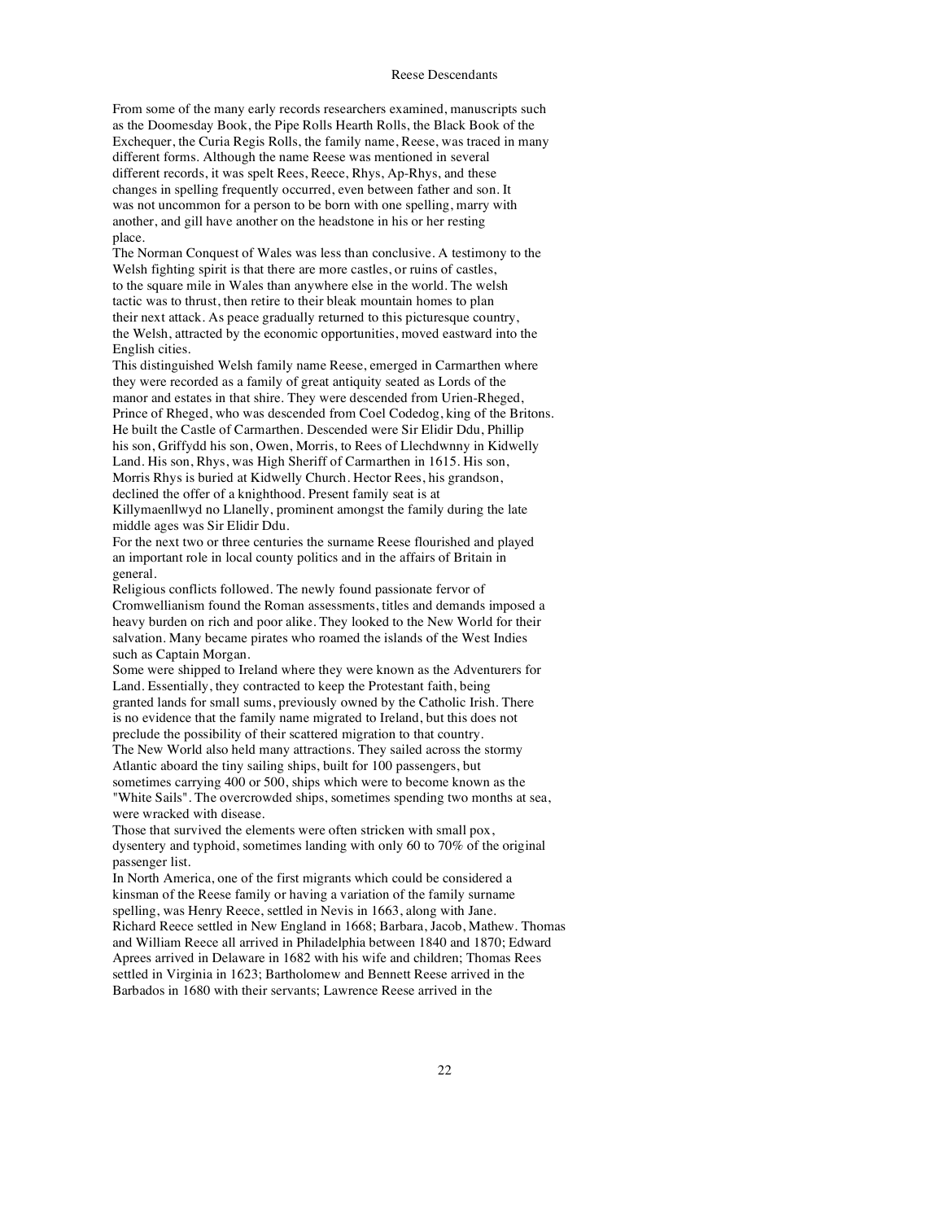From some of the many early records researchers examined, manuscripts such as the Doomesday Book, the Pipe Rolls Hearth Rolls, the Black Book of the Exchequer, the Curia Regis Rolls, the family name, Reese, was traced in many different forms. Although the name Reese was mentioned in several different records, it was spelt Rees, Reece, Rhys, Ap-Rhys, and these changes in spelling frequently occurred, even between father and son. It was not uncommon for a person to be born with one spelling, marry with another, and gill have another on the headstone in his or her resting place.

The Norman Conquest of Wales was less than conclusive. A testimony to the Welsh fighting spirit is that there are more castles, or ruins of castles, to the square mile in Wales than anywhere else in the world. The welsh tactic was to thrust, then retire to their bleak mountain homes to plan their next attack. As peace gradually returned to this picturesque country, the Welsh, attracted by the economic opportunities, moved eastward into the English cities.

This distinguished Welsh family name Reese, emerged in Carmarthen where they were recorded as a family of great antiquity seated as Lords of the manor and estates in that shire. They were descended from Urien-Rheged, Prince of Rheged, who was descended from Coel Codedog, king of the Britons. He built the Castle of Carmarthen. Descended were Sir Elidir Ddu, Phillip his son, Griffydd his son, Owen, Morris, to Rees of Llechdwnny in Kidwelly Land. His son, Rhys, was High Sheriff of Carmarthen in 1615. His son, Morris Rhys is buried at Kidwelly Church. Hector Rees, his grandson, declined the offer of a knighthood. Present family seat is at Killymaenllwyd no Llanelly, prominent amongst the family during the late middle ages was Sir Elidir Ddu.

For the next two or three centuries the surname Reese flourished and played an important role in local county politics and in the affairs of Britain in general.

Religious conflicts followed. The newly found passionate fervor of Cromwellianism found the Roman assessments, titles and demands imposed a heavy burden on rich and poor alike. They looked to the New World for their salvation. Many became pirates who roamed the islands of the West Indies such as Captain Morgan.

Some were shipped to Ireland where they were known as the Adventurers for Land. Essentially, they contracted to keep the Protestant faith, being granted lands for small sums, previously owned by the Catholic Irish. There is no evidence that the family name migrated to Ireland, but this does not preclude the possibility of their scattered migration to that country.

The New World also held many attractions. They sailed across the stormy Atlantic aboard the tiny sailing ships, built for 100 passengers, but sometimes carrying 400 or 500, ships which were to become known as the "White Sails". The overcrowded ships, sometimes spending two months at sea, were wracked with disease.

Those that survived the elements were often stricken with small pox, dysentery and typhoid, sometimes landing with only 60 to 70% of the original passenger list.

In North America, one of the first migrants which could be considered a kinsman of the Reese family or having a variation of the family surname spelling, was Henry Reece, settled in Nevis in 1663, along with Jane. Richard Reece settled in New England in 1668; Barbara, Jacob, Mathew. Thomas and William Reece all arrived in Philadelphia between 1840 and 1870; Edward Aprees arrived in Delaware in 1682 with his wife and children; Thomas Rees settled in Virginia in 1623; Bartholomew and Bennett Reese arrived in the Barbados in 1680 with their servants; Lawrence Reese arrived in the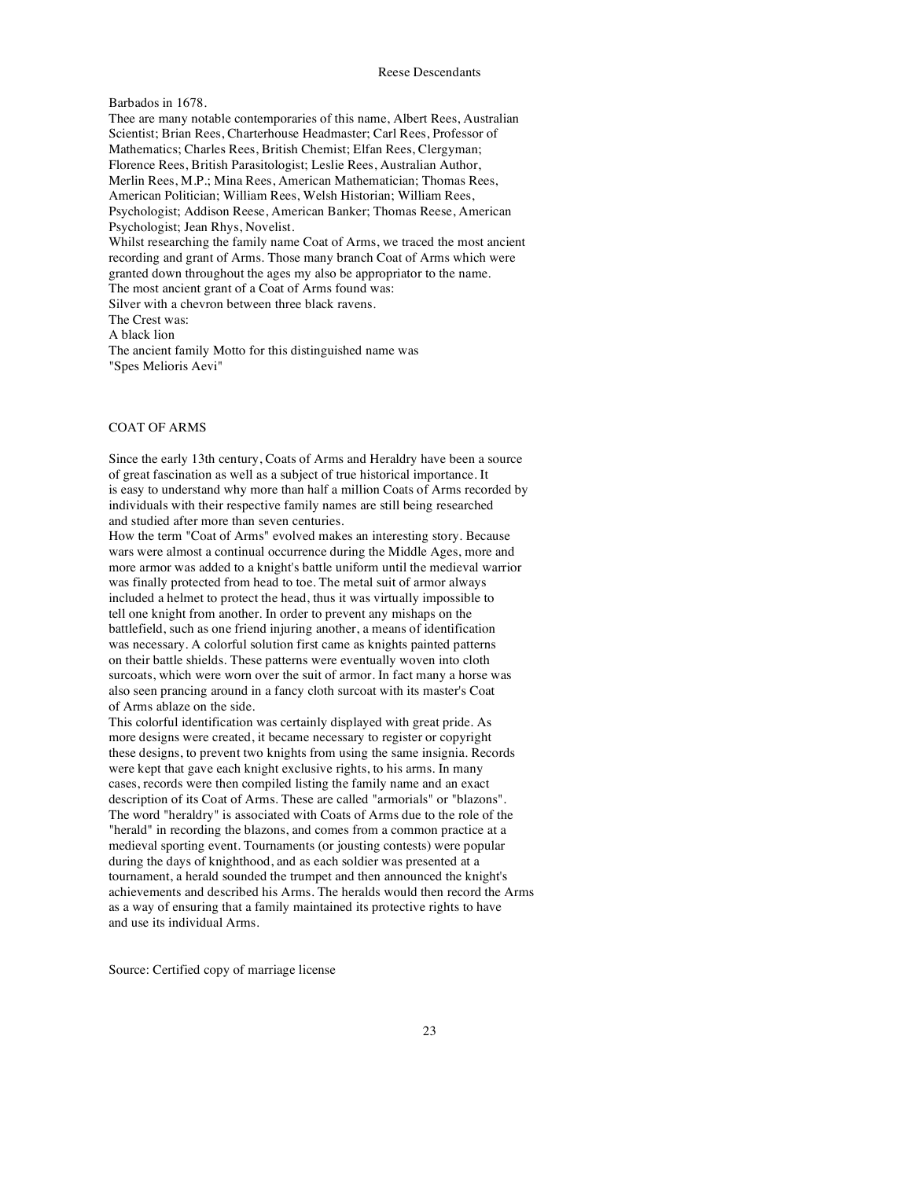Barbados in 1678.

Thee are many notable contemporaries of this name, Albert Rees, Australian Scientist; Brian Rees, Charterhouse Headmaster; Carl Rees, Professor of Mathematics; Charles Rees, British Chemist; Elfan Rees, Clergyman; Florence Rees, British Parasitologist; Leslie Rees, Australian Author, Merlin Rees, M.P.; Mina Rees, American Mathematician; Thomas Rees, American Politician; William Rees, Welsh Historian; William Rees, Psychologist; Addison Reese, American Banker; Thomas Reese, American Psychologist; Jean Rhys, Novelist.

Whilst researching the family name Coat of Arms, we traced the most ancient recording and grant of Arms. Those many branch Coat of Arms which were granted down throughout the ages my also be appropriator to the name.

The most ancient grant of a Coat of Arms found was:

Silver with a chevron between three black ravens.

The Crest was:

A black lion

The ancient family Motto for this distinguished name was

"Spes Melioris Aevi"

## COAT OF ARMS

Since the early 13th century, Coats of Arms and Heraldry have been a source of great fascination as well as a subject of true historical importance. It is easy to understand why more than half a million Coats of Arms recorded by individuals with their respective family names are still being researched and studied after more than seven centuries.

How the term "Coat of Arms" evolved makes an interesting story. Because wars were almost a continual occurrence during the Middle Ages, more and more armor was added to a knight's battle uniform until the medieval warrior was finally protected from head to toe. The metal suit of armor always included a helmet to protect the head, thus it was virtually impossible to tell one knight from another. In order to prevent any mishaps on the battlefield, such as one friend injuring another, a means of identification was necessary. A colorful solution first came as knights painted patterns on their battle shields. These patterns were eventually woven into cloth surcoats, which were worn over the suit of armor. In fact many a horse was also seen prancing around in a fancy cloth surcoat with its master's Coat of Arms ablaze on the side.

This colorful identification was certainly displayed with great pride. As more designs were created, it became necessary to register or copyright these designs, to prevent two knights from using the same insignia. Records were kept that gave each knight exclusive rights, to his arms. In many cases, records were then compiled listing the family name and an exact description of its Coat of Arms. These are called "armorials" or "blazons". The word "heraldry" is associated with Coats of Arms due to the role of the "herald" in recording the blazons, and comes from a common practice at a medieval sporting event. Tournaments (or jousting contests) were popular during the days of knighthood, and as each soldier was presented at a tournament, a herald sounded the trumpet and then announced the knight's achievements and described his Arms. The heralds would then record the Arms as a way of ensuring that a family maintained its protective rights to have and use its individual Arms.

Source: Certified copy of marriage license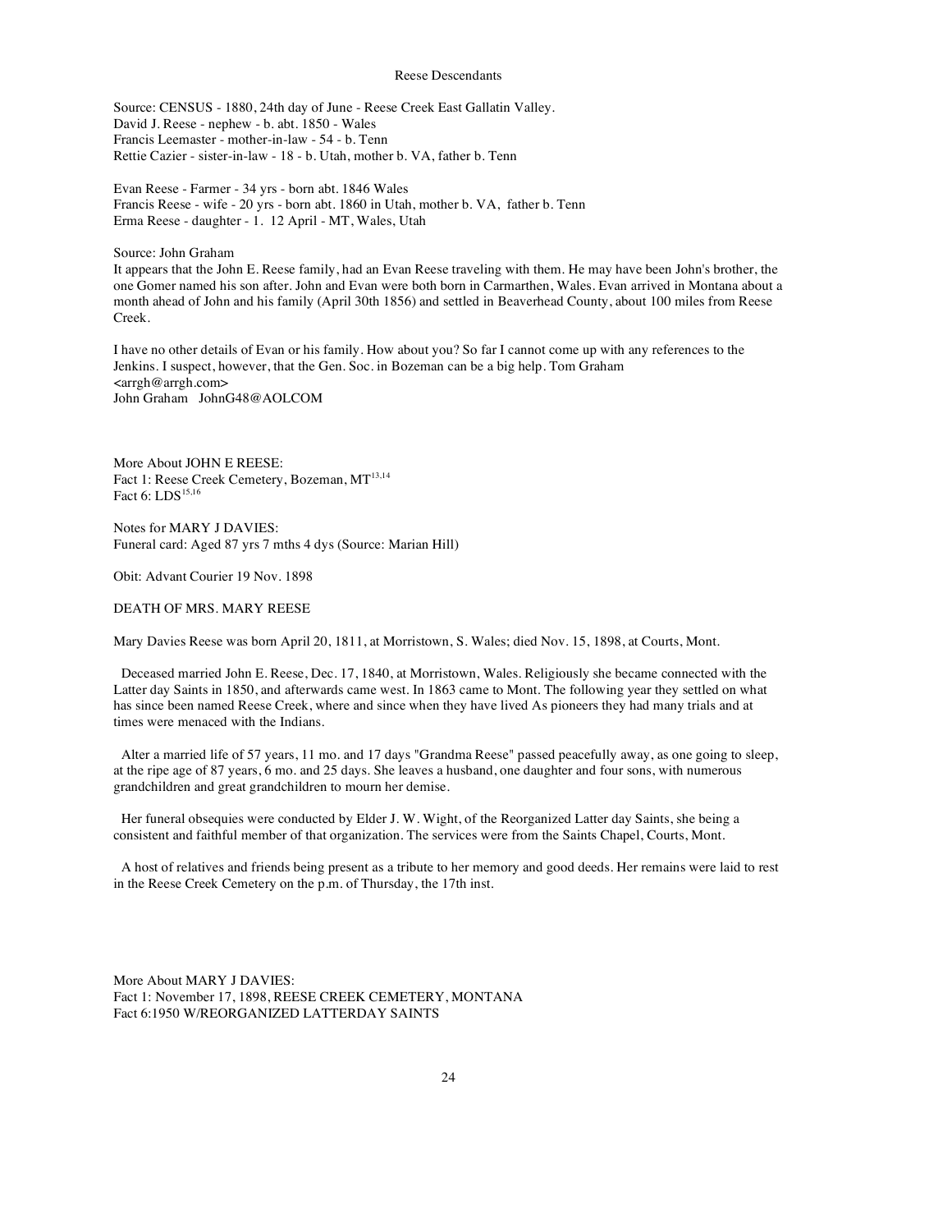Source: CENSUS - 1880, 24th day of June - Reese Creek East Gallatin Valley.
David J. Reese - nephew - b. abt. 1850 - Wales
Francis Leemaster - mother-in-law - 54 - b. Tenn
Rettie Cazier - sister-in-law - 18 - b. Utah, mother b. VA, father b. Tenn

Evan Reese - Farmer - 34 yrs - born abt. 1846 Wales
Francis Reese - wife - 20 yrs - born abt. 1860 in Utah, mother b. VA, father b. Tenn
Erma Reese - daughter - 1. 12 April - MT, Wales, Utah

Source: John Graham
It appears that the John E. Reese family, had an Evan Reese traveling with them. He may have been John's brother, the one Gomer named his son after. John and Evan were both born in Carmarthen, Wales. Evan arrived in Montana about a month ahead of John and his family (April 30th 1856) and settled in Beaverhead County, about 100 miles from Reese Creek.

I have no other details of Evan or his family. How about you? So far I cannot come up with any references to the Jenkins. I suspect, however, that the Gen. Soc. in Bozeman can be a big help. Tom Graham
<arrgh@arrgh.com>
John Graham JohnG48@AOLCOM

More About JOHN E REESE:
Fact 1: Reese Creek Cemetery, Bozeman, MT[13,14]
Fact 6: LDS[15,16]

Notes for MARY J DAVIES:
Funeral card: Aged 87 yrs 7 mths 4 dys (Source: Marian Hill)

Obit: Advant Courier 19 Nov. 1898

DEATH OF MRS. MARY REESE

Mary Davies Reese was born April 20, 1811, at Morristown, S. Wales; died Nov. 15, 1898, at Courts, Mont.

Deceased married John E. Reese, Dec. 17, 1840, at Morristown, Wales. Religiously she became connected with the Latter day Saints in 1850, and afterwards came west. In 1863 came to Mont. The following year they settled on what has since been named Reese Creek, where and since when they have lived As pioneers they had many trials and at times were menaced with the Indians.

Alter a married life of 57 years, 11 mo. and 17 days "Grandma Reese" passed peacefully away, as one going to sleep, at the ripe age of 87 years, 6 mo. and 25 days. She leaves a husband, one daughter and four sons, with numerous grandchildren and great grandchildren to mourn her demise.

Her funeral obsequies were conducted by Elder J. W. Wight, of the Reorganized Latter day Saints, she being a consistent and faithful member of that organization. The services were from the Saints Chapel, Courts, Mont.

A host of relatives and friends being present as a tribute to her memory and good deeds. Her remains were laid to rest in the Reese Creek Cemetery on the p.m. of Thursday, the 17th inst.

More About MARY J DAVIES:
Fact 1: November 17, 1898, REESE CREEK CEMETERY, MONTANA
Fact 6:1950 W/REORGANIZED LATTERDAY SAINTS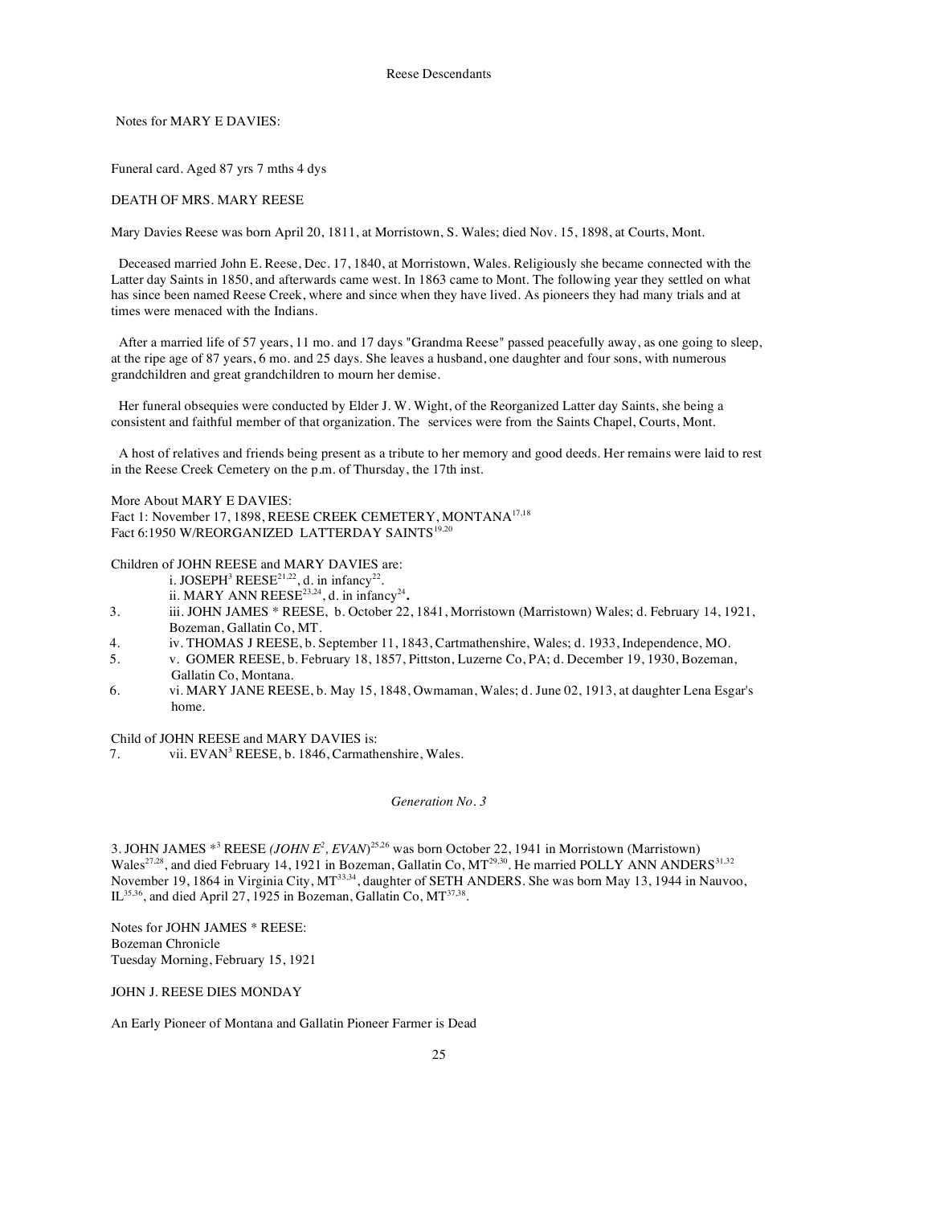Notes for MARY E DAVIES:

Funeral card. Aged 87 yrs 7 mths 4 dys

DEATH OF MRS. MARY REESE

Mary Davies Reese was born April 20, 1811, at Morristown, S. Wales; died Nov. 15, 1898, at Courts, Mont.

Deceased married John E. Reese, Dec. 17, 1840, at Morristown, Wales. Religiously she became connected with the Latter day Saints in 1850, and afterwards came west. In 1863 came to Mont. The following year they settled on what has since been named Reese Creek, where and since when they have lived. As pioneers they had many trials and at times were menaced with the Indians.

After a married life of 57 years, 11 mo. and 17 days "Grandma Reese" passed peacefully away, as one going to sleep, at the ripe age of 87 years, 6 mo. and 25 days. She leaves a husband, one daughter and four sons, with numerous grandchildren and great grandchildren to mourn her demise.

Her funeral obsequies were conducted by Elder J. W. Wight, of the Reorganized Latter day Saints, she being a consistent and faithful member of that organization. The services were from the Saints Chapel, Courts, Mont.

A host of relatives and friends being present as a tribute to her memory and good deeds. Her remains were laid to rest in the Reese Creek Cemetery on the p.m. of Thursday, the 17th inst.

More About MARY E DAVIES:
Fact 1: November 17, 1898, REESE CREEK CEMETERY, MONTANA[17,18]
Fact 6:1950 W/REORGANIZED LATTERDAY SAINTS[19,20]

Children of JOHN REESE and MARY DAVIES are:

- i. JOSEPH[3] REESE[21,22], d. in infancy[22].
- ii. MARY ANN REESE[23,24], d. in infancy[24].
- 3. iii. JOHN JAMES * REESE, b. October 22, 1841, Morristown (Marristown) Wales; d. February 14, 1921, Bozeman, Gallatin Co, MT.
- 4. iv. THOMAS J REESE, b. September 11, 1843, Cartmathenshire, Wales; d. 1933, Independence, MO.
- 5. v. GOMER REESE, b. February 18, 1857, Pittston, Luzerne Co, PA; d. December 19, 1930, Bozeman, Gallatin Co, Montana.
- 6. vi. MARY JANE REESE, b. May 15, 1848, Owmaman, Wales; d. June 02, 1913, at daughter Lena Esgar's home.

Child of JOHN REESE and MARY DAVIES is:

- 7. vii. EVAN[3] REESE, b. 1846, Carmathenshire, Wales.

*Generation No. 3*

3. JOHN JAMES *[3] REESE *(JOHN E[2], EVAN)*[25,26] was born October 22, 1941 in Morristown (Marristown) Wales[27,28], and died February 14, 1921 in Bozeman, Gallatin Co, MT[29,30]. He married POLLY ANN ANDERS[31,32] November 19, 1864 in Virginia City, MT[33,34], daughter of SETH ANDERS. She was born May 13, 1944 in Nauvoo, IL[35,36], and died April 27, 1925 in Bozeman, Gallatin Co, MT[37,38].

Notes for JOHN JAMES * REESE:
Bozeman Chronicle
Tuesday Morning, February 15, 1921

JOHN J. REESE DIES MONDAY

An Early Pioneer of Montana and Gallatin Pioneer Farmer is Dead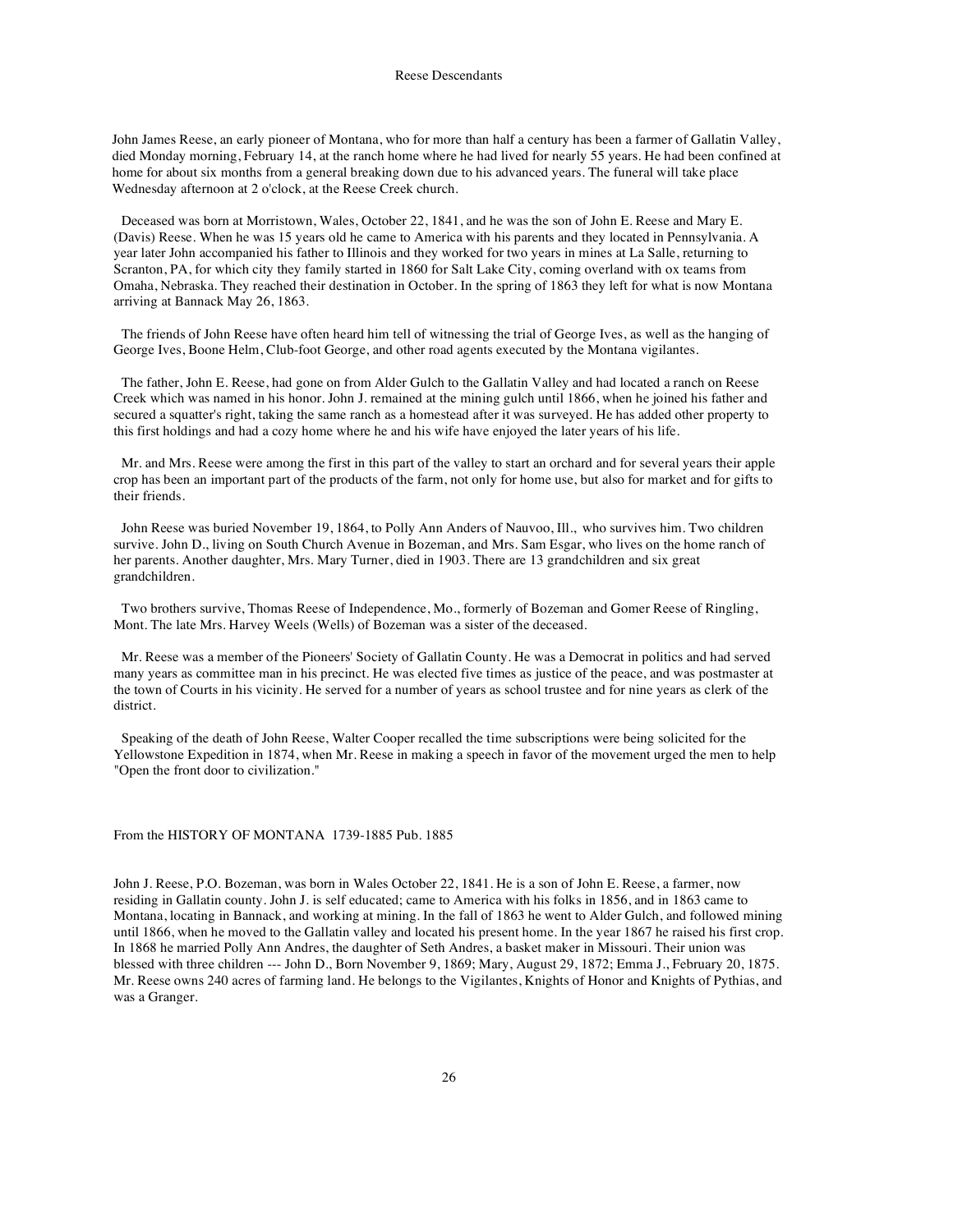John James Reese, an early pioneer of Montana, who for more than half a century has been a farmer of Gallatin Valley, died Monday morning, February 14, at the ranch home where he had lived for nearly 55 years. He had been confined at home for about six months from a general breaking down due to his advanced years. The funeral will take place Wednesday afternoon at 2 o'clock, at the Reese Creek church.

Deceased was born at Morristown, Wales, October 22, 1841, and he was the son of John E. Reese and Mary E. (Davis) Reese. When he was 15 years old he came to America with his parents and they located in Pennsylvania. A year later John accompanied his father to Illinois and they worked for two years in mines at La Salle, returning to Scranton, PA, for which city they family started in 1860 for Salt Lake City, coming overland with ox teams from Omaha, Nebraska. They reached their destination in October. In the spring of 1863 they left for what is now Montana arriving at Bannack May 26, 1863.

The friends of John Reese have often heard him tell of witnessing the trial of George Ives, as well as the hanging of George Ives, Boone Helm, Club-foot George, and other road agents executed by the Montana vigilantes.

The father, John E. Reese, had gone on from Alder Gulch to the Gallatin Valley and had located a ranch on Reese Creek which was named in his honor. John J. remained at the mining gulch until 1866, when he joined his father and secured a squatter's right, taking the same ranch as a homestead after it was surveyed. He has added other property to this first holdings and had a cozy home where he and his wife have enjoyed the later years of his life.

Mr. and Mrs. Reese were among the first in this part of the valley to start an orchard and for several years their apple crop has been an important part of the products of the farm, not only for home use, but also for market and for gifts to their friends.

John Reese was buried November 19, 1864, to Polly Ann Anders of Nauvoo, Ill., who survives him. Two children survive. John D., living on South Church Avenue in Bozeman, and Mrs. Sam Esgar, who lives on the home ranch of her parents. Another daughter, Mrs. Mary Turner, died in 1903. There are 13 grandchildren and six great grandchildren.

Two brothers survive, Thomas Reese of Independence, Mo., formerly of Bozeman and Gomer Reese of Ringling, Mont. The late Mrs. Harvey Weels (Wells) of Bozeman was a sister of the deceased.

Mr. Reese was a member of the Pioneers' Society of Gallatin County. He was a Democrat in politics and had served many years as committee man in his precinct. He was elected five times as justice of the peace, and was postmaster at the town of Courts in his vicinity. He served for a number of years as school trustee and for nine years as clerk of the district.

Speaking of the death of John Reese, Walter Cooper recalled the time subscriptions were being solicited for the Yellowstone Expedition in 1874, when Mr. Reese in making a speech in favor of the movement urged the men to help "Open the front door to civilization."

From the HISTORY OF MONTANA 1739-1885 Pub. 1885

John J. Reese, P.O. Bozeman, was born in Wales October 22, 1841. He is a son of John E. Reese, a farmer, now residing in Gallatin county. John J. is self educated; came to America with his folks in 1856, and in 1863 came to Montana, locating in Bannack, and working at mining. In the fall of 1863 he went to Alder Gulch, and followed mining until 1866, when he moved to the Gallatin valley and located his present home. In the year 1867 he raised his first crop. In 1868 he married Polly Ann Andres, the daughter of Seth Andres, a basket maker in Missouri. Their union was blessed with three children --- John D., Born November 9, 1869; Mary, August 29, 1872; Emma J., February 20, 1875. Mr. Reese owns 240 acres of farming land. He belongs to the Vigilantes, Knights of Honor and Knights of Pythias, and was a Granger.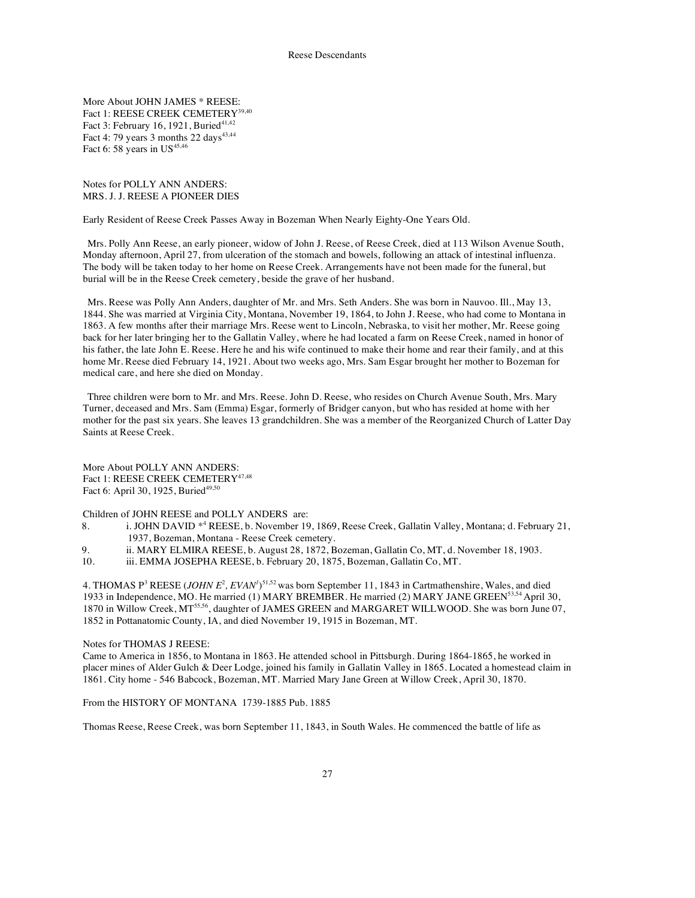More About JOHN JAMES * REESE:
Fact 1: REESE CREEK CEMETERY[39,40]
Fact 3: February 16, 1921, Buried[41,42]
Fact 4: 79 years 3 months 22 days[43,44]
Fact 6: 58 years in US[45,46]

Notes for POLLY ANN ANDERS:
MRS. J. J. REESE A PIONEER DIES

Early Resident of Reese Creek Passes Away in Bozeman When Nearly Eighty-One Years Old.

Mrs. Polly Ann Reese, an early pioneer, widow of John J. Reese, of Reese Creek, died at 113 Wilson Avenue South, Monday afternoon, April 27, from ulceration of the stomach and bowels, following an attack of intestinal influenza. The body will be taken today to her home on Reese Creek. Arrangements have not been made for the funeral, but burial will be in the Reese Creek cemetery, beside the grave of her husband.

Mrs. Reese was Polly Ann Anders, daughter of Mr. and Mrs. Seth Anders. She was born in Nauvoo. Ill., May 13, 1844. She was married at Virginia City, Montana, November 19, 1864, to John J. Reese, who had come to Montana in 1863. A few months after their marriage Mrs. Reese went to Lincoln, Nebraska, to visit her mother, Mr. Reese going back for her later bringing her to the Gallatin Valley, where he had located a farm on Reese Creek, named in honor of his father, the late John E. Reese. Here he and his wife continued to make their home and rear their family, and at this home Mr. Reese died February 14, 1921. About two weeks ago, Mrs. Sam Esgar brought her mother to Bozeman for medical care, and here she died on Monday.

Three children were born to Mr. and Mrs. Reese. John D. Reese, who resides on Church Avenue South, Mrs. Mary Turner, deceased and Mrs. Sam (Emma) Esgar, formerly of Bridger canyon, but who has resided at home with her mother for the past six years. She leaves 13 grandchildren. She was a member of the Reorganized Church of Latter Day Saints at Reese Creek.

More About POLLY ANN ANDERS:
Fact 1: REESE CREEK CEMETERY[47,48]
Fact 6: April 30, 1925, Buried[49,50]

Children of JOHN REESE and POLLY ANDERS are:

8. i. JOHN DAVID *[4] REESE, b. November 19, 1869, Reese Creek, Gallatin Valley, Montana; d. February 21, 1937, Bozeman, Montana - Reese Creek cemetery.
9. ii. MARY ELMIRA REESE, b. August 28, 1872, Bozeman, Gallatin Co, MT, d. November 18, 1903.
10. iii. EMMA JOSEPHA REESE, b. February 20, 1875, Bozeman, Gallatin Co, MT.

4. THOMAS P[3] REESE (*JOHN E*[2], *EVAN*[1])[51,52] was born September 11, 1843 in Cartmathenshire, Wales, and died 1933 in Independence, MO. He married (1) MARY BREMBER. He married (2) MARY JANE GREEN[53,54] April 30, 1870 in Willow Creek, MT[55,56], daughter of JAMES GREEN and MARGARET WILLWOOD. She was born June 07, 1852 in Pottanatomic County, IA, and died November 19, 1915 in Bozeman, MT.

Notes for THOMAS J REESE:
Came to America in 1856, to Montana in 1863. He attended school in Pittsburgh. During 1864-1865, he worked in placer mines of Alder Gulch & Deer Lodge, joined his family in Gallatin Valley in 1865. Located a homestead claim in 1861. City home - 546 Babcock, Bozeman, MT. Married Mary Jane Green at Willow Creek, April 30, 1870.

From the HISTORY OF MONTANA 1739-1885 Pub. 1885

Thomas Reese, Reese Creek, was born September 11, 1843, in South Wales. He commenced the battle of life as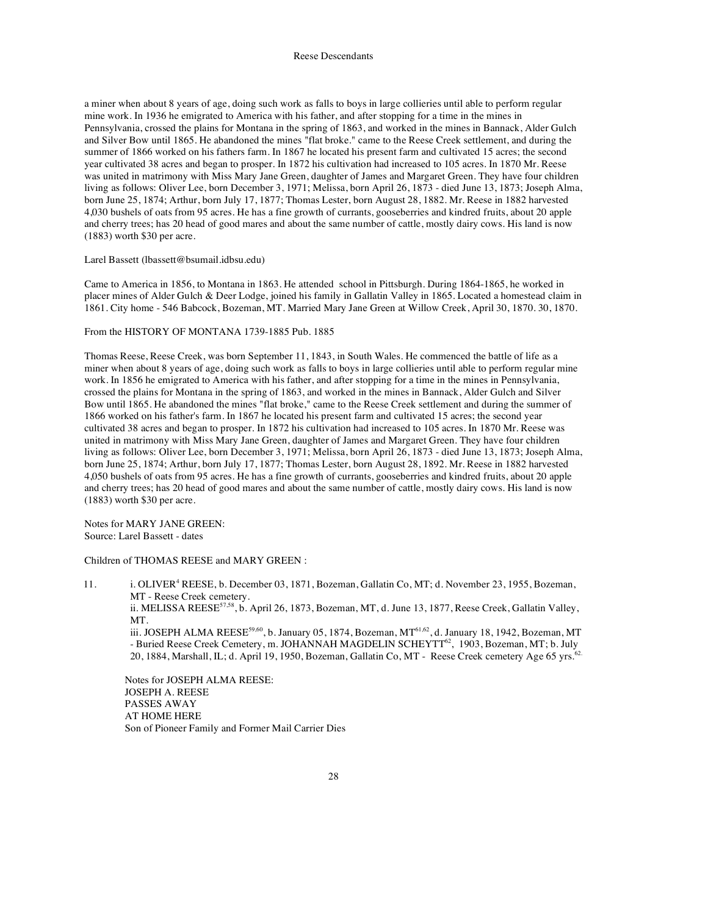a miner when about 8 years of age, doing such work as falls to boys in large collieries until able to perform regular mine work. In 1936 he emigrated to America with his father, and after stopping for a time in the mines in Pennsylvania, crossed the plains for Montana in the spring of 1863, and worked in the mines in Bannack, Alder Gulch and Silver Bow until 1865. He abandoned the mines "flat broke." came to the Reese Creek settlement, and during the summer of 1866 worked on his fathers farm. In 1867 he located his present farm and cultivated 15 acres; the second year cultivated 38 acres and began to prosper. In 1872 his cultivation had increased to 105 acres. In 1870 Mr. Reese was united in matrimony with Miss Mary Jane Green, daughter of James and Margaret Green. They have four children living as follows: Oliver Lee, born December 3, 1971; Melissa, born April 26, 1873 - died June 13, 1873; Joseph Alma, born June 25, 1874; Arthur, born July 17, 1877; Thomas Lester, born August 28, 1882. Mr. Reese in 1882 harvested 4,030 bushels of oats from 95 acres. He has a fine growth of currants, gooseberries and kindred fruits, about 20 apple and cherry trees; has 20 head of good mares and about the same number of cattle, mostly dairy cows. His land is now (1883) worth $30 per acre.

Larel Bassett (lbassett@bsumail.idbsu.edu)

Came to America in 1856, to Montana in 1863. He attended school in Pittsburgh. During 1864-1865, he worked in placer mines of Alder Gulch & Deer Lodge, joined his family in Gallatin Valley in 1865. Located a homestead claim in 1861. City home - 546 Babcock, Bozeman, MT. Married Mary Jane Green at Willow Creek, April 30, 1870. 30, 1870.

From the HISTORY OF MONTANA 1739-1885 Pub. 1885

Thomas Reese, Reese Creek, was born September 11, 1843, in South Wales. He commenced the battle of life as a miner when about 8 years of age, doing such work as falls to boys in large collieries until able to perform regular mine work. In 1856 he emigrated to America with his father, and after stopping for a time in the mines in Pennsylvania, crossed the plains for Montana in the spring of 1863, and worked in the mines in Bannack, Alder Gulch and Silver Bow until 1865. He abandoned the mines "flat broke," came to the Reese Creek settlement and during the summer of 1866 worked on his father's farm. In 1867 he located his present farm and cultivated 15 acres; the second year cultivated 38 acres and began to prosper. In 1872 his cultivation had increased to 105 acres. In 1870 Mr. Reese was united in matrimony with Miss Mary Jane Green, daughter of James and Margaret Green. They have four children living as follows: Oliver Lee, born December 3, 1971; Melissa, born April 26, 1873 - died June 13, 1873; Joseph Alma, born June 25, 1874; Arthur, born July 17, 1877; Thomas Lester, born August 28, 1892. Mr. Reese in 1882 harvested 4,050 bushels of oats from 95 acres. He has a fine growth of currants, gooseberries and kindred fruits, about 20 apple and cherry trees; has 20 head of good mares and about the same number of cattle, mostly dairy cows. His land is now (1883) worth $30 per acre.

Notes for MARY JANE GREEN:
Source: Larel Bassett - dates

Children of THOMAS REESE and MARY GREEN :

11. i. OLIVER[4] REESE, b. December 03, 1871, Bozeman, Gallatin Co, MT; d. November 23, 1955, Bozeman, MT - Reese Creek cemetery.

ii. MELISSA REESE[57,58], b. April 26, 1873, Bozeman, MT, d. June 13, 1877, Reese Creek, Gallatin Valley, MT.

iii. JOSEPH ALMA REESE[59,60], b. January 05, 1874, Bozeman, MT[61,62], d. January 18, 1942, Bozeman, MT - Buried Reese Creek Cemetery, m. JOHANNAH MAGDELIN SCHEYTT[62], 1903, Bozeman, MT; b. July 20, 1884, Marshall, IL; d. April 19, 1950, Bozeman, Gallatin Co, MT - Reese Creek cemetery Age 65 yrs.[62.]

Notes for JOSEPH ALMA REESE:
JOSEPH A. REESE
PASSES AWAY
AT HOME HERE
Son of Pioneer Family and Former Mail Carrier Dies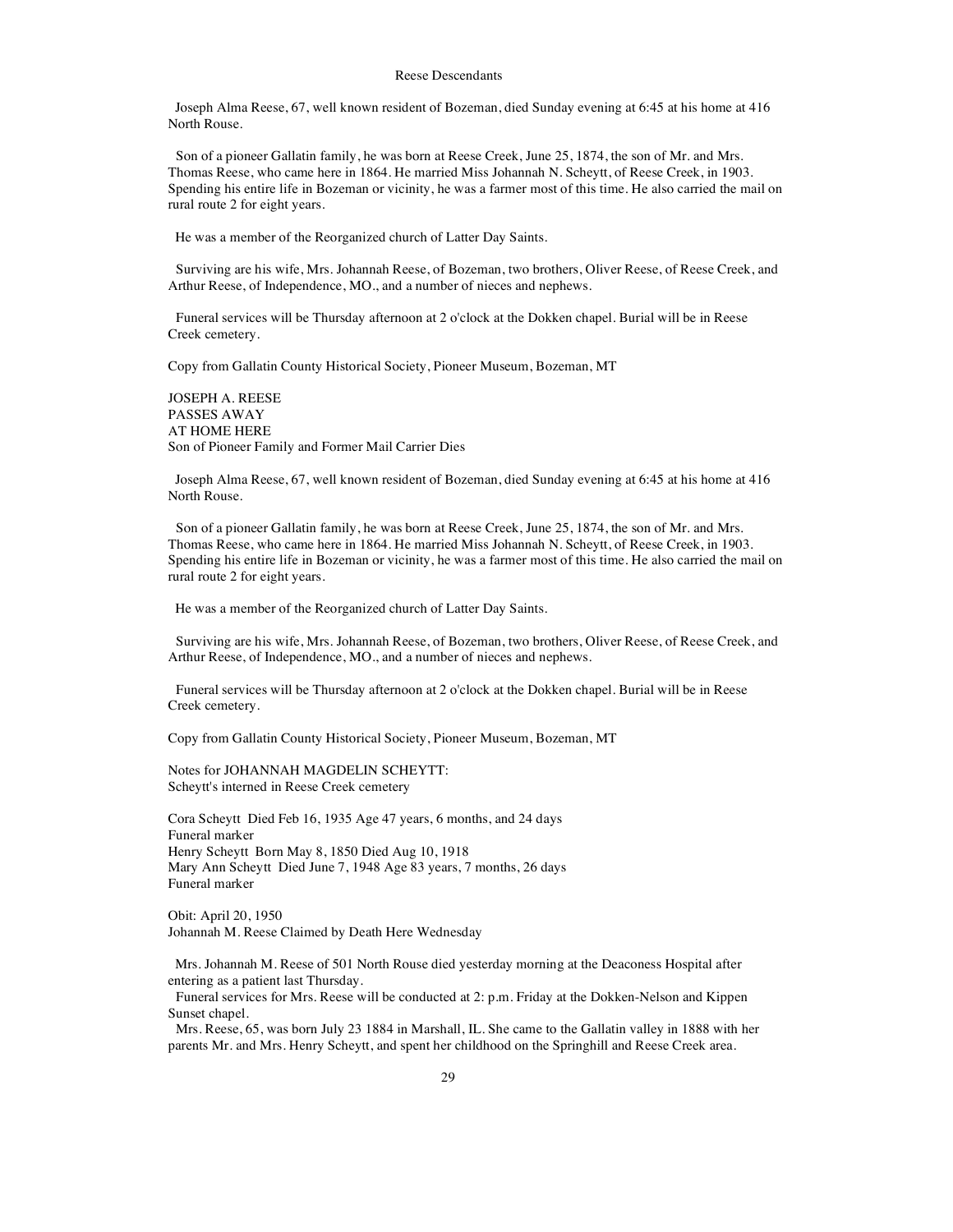Joseph Alma Reese, 67, well known resident of Bozeman, died Sunday evening at 6:45 at his home at 416 North Rouse.

Son of a pioneer Gallatin family, he was born at Reese Creek, June 25, 1874, the son of Mr. and Mrs. Thomas Reese, who came here in 1864. He married Miss Johannah N. Scheytt, of Reese Creek, in 1903. Spending his entire life in Bozeman or vicinity, he was a farmer most of this time. He also carried the mail on rural route 2 for eight years.

He was a member of the Reorganized church of Latter Day Saints.

Surviving are his wife, Mrs. Johannah Reese, of Bozeman, two brothers, Oliver Reese, of Reese Creek, and Arthur Reese, of Independence, MO., and a number of nieces and nephews.

Funeral services will be Thursday afternoon at 2 o'clock at the Dokken chapel. Burial will be in Reese Creek cemetery.

Copy from Gallatin County Historical Society, Pioneer Museum, Bozeman, MT

JOSEPH A. REESE
PASSES AWAY
AT HOME HERE
Son of Pioneer Family and Former Mail Carrier Dies

Joseph Alma Reese, 67, well known resident of Bozeman, died Sunday evening at 6:45 at his home at 416 North Rouse.

Son of a pioneer Gallatin family, he was born at Reese Creek, June 25, 1874, the son of Mr. and Mrs. Thomas Reese, who came here in 1864. He married Miss Johannah N. Scheytt, of Reese Creek, in 1903. Spending his entire life in Bozeman or vicinity, he was a farmer most of this time. He also carried the mail on rural route 2 for eight years.

He was a member of the Reorganized church of Latter Day Saints.

Surviving are his wife, Mrs. Johannah Reese, of Bozeman, two brothers, Oliver Reese, of Reese Creek, and Arthur Reese, of Independence, MO., and a number of nieces and nephews.

Funeral services will be Thursday afternoon at 2 o'clock at the Dokken chapel. Burial will be in Reese Creek cemetery.

Copy from Gallatin County Historical Society, Pioneer Museum, Bozeman, MT

Notes for JOHANNAH MAGDELIN SCHEYTT:
Scheytt's interned in Reese Creek cemetery

Cora Scheytt Died Feb 16, 1935 Age 47 years, 6 months, and 24 days
Funeral marker
Henry Scheytt Born May 8, 1850 Died Aug 10, 1918
Mary Ann Scheytt Died June 7, 1948 Age 83 years, 7 months, 26 days
Funeral marker

Obit: April 20, 1950
Johannah M. Reese Claimed by Death Here Wednesday

Mrs. Johannah M. Reese of 501 North Rouse died yesterday morning at the Deaconess Hospital after entering as a patient last Thursday.
Funeral services for Mrs. Reese will be conducted at 2: p.m. Friday at the Dokken-Nelson and Kippen Sunset chapel.
Mrs. Reese, 65, was born July 23 1884 in Marshall, IL. She came to the Gallatin valley in 1888 with her parents Mr. and Mrs. Henry Scheytt, and spent her childhood on the Springhill and Reese Creek area.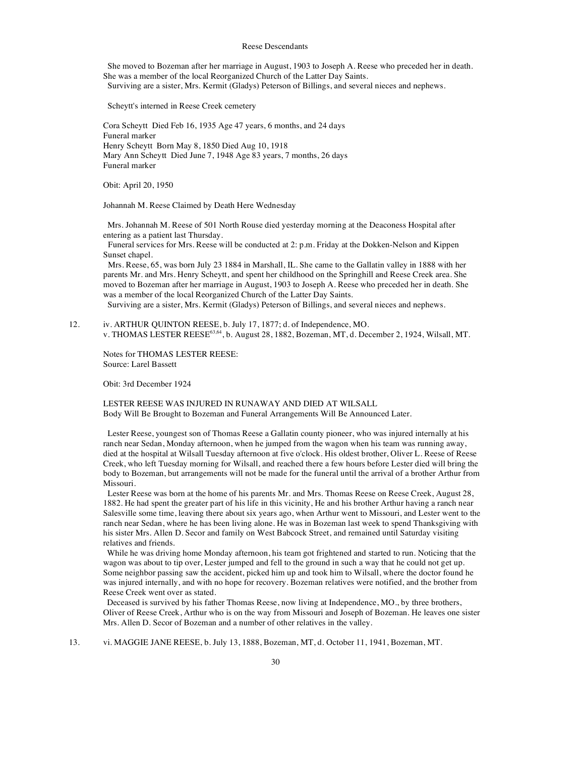She moved to Bozeman after her marriage in August, 1903 to Joseph A. Reese who preceded her in death. She was a member of the local Reorganized Church of the Latter Day Saints.
Surviving are a sister, Mrs. Kermit (Gladys) Peterson of Billings, and several nieces and nephews.

Scheytt's interned in Reese Creek cemetery

Cora Scheytt Died Feb 16, 1935 Age 47 years, 6 months, and 24 days
Funeral marker
Henry Scheytt Born May 8, 1850 Died Aug 10, 1918
Mary Ann Scheytt Died June 7, 1948 Age 83 years, 7 months, 26 days
Funeral marker

Obit: April 20, 1950

Johannah M. Reese Claimed by Death Here Wednesday

Mrs. Johannah M. Reese of 501 North Rouse died yesterday morning at the Deaconess Hospital after entering as a patient last Thursday.
Funeral services for Mrs. Reese will be conducted at 2: p.m. Friday at the Dokken-Nelson and Kippen Sunset chapel.
Mrs. Reese, 65, was born July 23 1884 in Marshall, IL. She came to the Gallatin valley in 1888 with her parents Mr. and Mrs. Henry Scheytt, and spent her childhood on the Springhill and Reese Creek area. She moved to Bozeman after her marriage in August, 1903 to Joseph A. Reese who preceded her in death. She was a member of the local Reorganized Church of the Latter Day Saints.
Surviving are a sister, Mrs. Kermit (Gladys) Peterson of Billings, and several nieces and nephews.

12. iv. ARTHUR QUINTON REESE, b. July 17, 1877; d. of Independence, MO.
v. THOMAS LESTER REESE[63,64], b. August 28, 1882, Bozeman, MT, d. December 2, 1924, Wilsall, MT.

Notes for THOMAS LESTER REESE:
Source: Larel Bassett

Obit: 3rd December 1924

LESTER REESE WAS INJURED IN RUNAWAY AND DIED AT WILSALL
Body Will Be Brought to Bozeman and Funeral Arrangements Will Be Announced Later.

Lester Reese, youngest son of Thomas Reese a Gallatin county pioneer, who was injured internally at his ranch near Sedan, Monday afternoon, when he jumped from the wagon when his team was running away, died at the hospital at Wilsall Tuesday afternoon at five o'clock. His oldest brother, Oliver L. Reese of Reese Creek, who left Tuesday morning for Wilsall, and reached there a few hours before Lester died will bring the body to Bozeman, but arrangements will not be made for the funeral until the arrival of a brother Arthur from Missouri.

Lester Reese was born at the home of his parents Mr. and Mrs. Thomas Reese on Reese Creek, August 28, 1882. He had spent the greater part of his life in this vicinity, He and his brother Arthur having a ranch near Salesville some time, leaving there about six years ago, when Arthur went to Missouri, and Lester went to the ranch near Sedan, where he has been living alone. He was in Bozeman last week to spend Thanksgiving with his sister Mrs. Allen D. Secor and family on West Babcock Street, and remained until Saturday visiting relatives and friends.

While he was driving home Monday afternoon, his team got frightened and started to run. Noticing that the wagon was about to tip over, Lester jumped and fell to the ground in such a way that he could not get up. Some neighbor passing saw the accident, picked him up and took him to Wilsall, where the doctor found he was injured internally, and with no hope for recovery. Bozeman relatives were notified, and the brother from Reese Creek went over as stated.

Deceased is survived by his father Thomas Reese, now living at Independence, MO., by three brothers, Oliver of Reese Creek, Arthur who is on the way from Missouri and Joseph of Bozeman. He leaves one sister Mrs. Allen D. Secor of Bozeman and a number of other relatives in the valley.

13. vi. MAGGIE JANE REESE, b. July 13, 1888, Bozeman, MT, d. October 11, 1941, Bozeman, MT.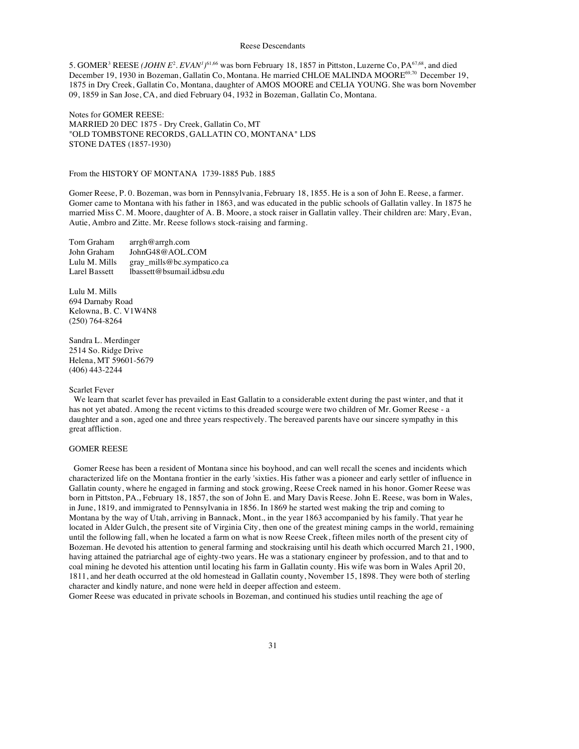5. GOMER[3] REESE *(JOHN E[2]. EVAN[1])*[61,66] was born February 18, 1857 in Pittston, Luzerne Co, PA[67,68], and died December 19, 1930 in Bozeman, Gallatin Co, Montana. He married CHLOE MALINDA MOORE[69,70] December 19, 1875 in Dry Creek, Gallatin Co, Montana, daughter of AMOS MOORE and CELIA YOUNG. She was born November 09, 1859 in San Jose, CA, and died February 04, 1932 in Bozeman, Gallatin Co, Montana.

Notes for GOMER REESE:
MARRIED 20 DEC 1875 - Dry Creek, Gallatin Co, MT
"OLD TOMBSTONE RECORDS, GALLATIN CO, MONTANA" LDS
STONE DATES (1857-1930)

From the HISTORY OF MONTANA 1739-1885 Pub. 1885

Gomer Reese, P. 0. Bozeman, was born in Pennsylvania, February 18, 1855. He is a son of John E. Reese, a farmer. Gomer came to Montana with his father in 1863, and was educated in the public schools of Gallatin valley. In 1875 he married Miss C. M. Moore, daughter of A. B. Moore, a stock raiser in Gallatin valley. Their children are: Mary, Evan, Autie, Ambro and Zitte. Mr. Reese follows stock-raising and farming.

| | |
|---|---|
| Tom Graham | arrgh@arrgh.com |
| John Graham | JohnG48@AOL.COM |
| Lulu M. Mills | gray_mills@bc.sympatico.ca |
| Larel Bassett | lbassett@bsumail.idbsu.edu |

Lulu M. Mills
694 Darnaby Road
Kelowna, B. C. V1W4N8
(250) 764-8264

Sandra L. Merdinger
2514 So. Ridge Drive
Helena, MT 59601-5679
(406) 443-2244

Scarlet Fever

We learn that scarlet fever has prevailed in East Gallatin to a considerable extent during the past winter, and that it has not yet abated. Among the recent victims to this dreaded scourge were two children of Mr. Gomer Reese - a daughter and a son, aged one and three years respectively. The bereaved parents have our sincere sympathy in this great affliction.

GOMER REESE

Gomer Reese has been a resident of Montana since his boyhood, and can well recall the scenes and incidents which characterized life on the Montana frontier in the early 'sixties. His father was a pioneer and early settler of influence in Gallatin county, where he engaged in farming and stock growing, Reese Creek named in his honor. Gomer Reese was born in Pittston, PA., February 18, 1857, the son of John E. and Mary Davis Reese. John E. Reese, was born in Wales, in June, 1819, and immigrated to Pennsylvania in 1856. In 1869 he started west making the trip and coming to Montana by the way of Utah, arriving in Bannack, Mont., in the year 1863 accompanied by his family. That year he located in Alder Gulch, the present site of Virginia City, then one of the greatest mining camps in the world, remaining until the following fall, when he located a farm on what is now Reese Creek, fifteen miles north of the present city of Bozeman. He devoted his attention to general farming and stockraising until his death which occurred March 21, 1900, having attained the patriarchal age of eighty-two years. He was a stationary engineer by profession, and to that and to coal mining he devoted his attention until locating his farm in Gallatin county. His wife was born in Wales April 20, 1811, and her death occurred at the old homestead in Gallatin county, November 15, 1898. They were both of sterling character and kindly nature, and none were held in deeper affection and esteem.
Gomer Reese was educated in private schools in Bozeman, and continued his studies until reaching the age of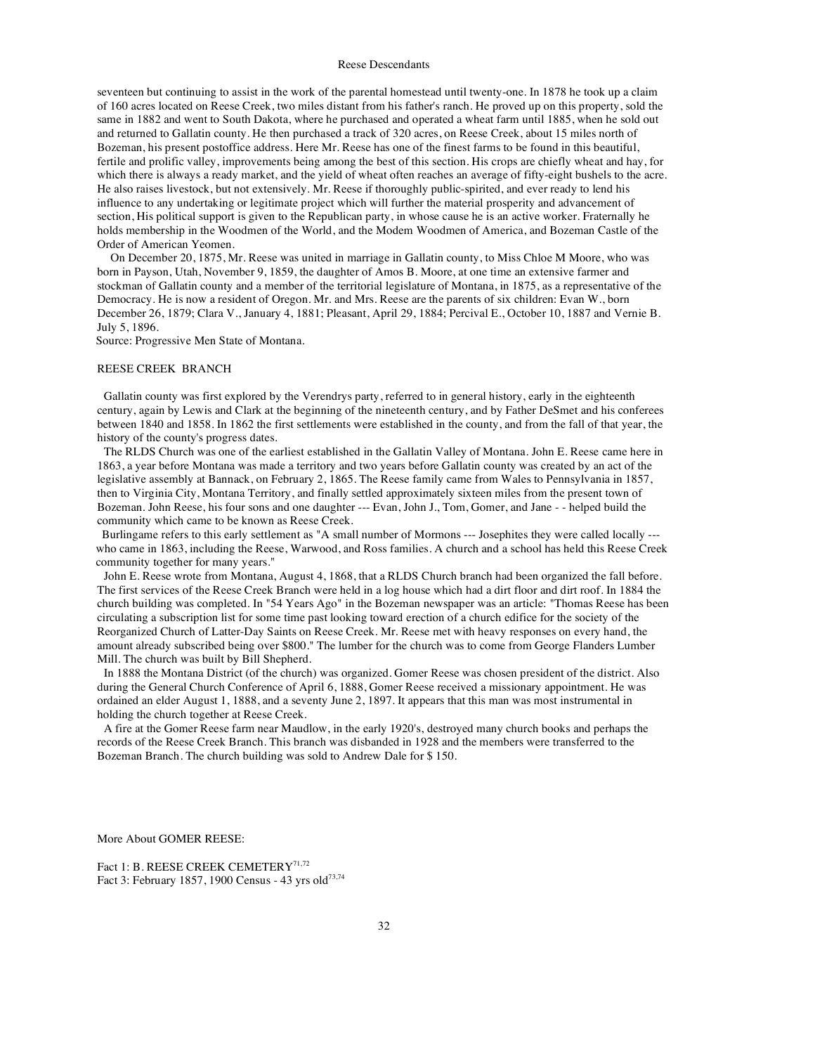seventeen but continuing to assist in the work of the parental homestead until twenty-one. In 1878 he took up a claim of 160 acres located on Reese Creek, two miles distant from his father's ranch. He proved up on this property, sold the same in 1882 and went to South Dakota, where he purchased and operated a wheat farm until 1885, when he sold out and returned to Gallatin county. He then purchased a track of 320 acres, on Reese Creek, about 15 miles north of Bozeman, his present postoffice address. Here Mr. Reese has one of the finest farms to be found in this beautiful, fertile and prolific valley, improvements being among the best of this section. His crops are chiefly wheat and hay, for which there is always a ready market, and the yield of wheat often reaches an average of fifty-eight bushels to the acre. He also raises livestock, but not extensively. Mr. Reese if thoroughly public-spirited, and ever ready to lend his influence to any undertaking or legitimate project which will further the material prosperity and advancement of section, His political support is given to the Republican party, in whose cause he is an active worker. Fraternally he holds membership in the Woodmen of the World, and the Modem Woodmen of America, and Bozeman Castle of the Order of American Yeomen.

On December 20, 1875, Mr. Reese was united in marriage in Gallatin county, to Miss Chloe M Moore, who was born in Payson, Utah, November 9, 1859, the daughter of Amos B. Moore, at one time an extensive farmer and stockman of Gallatin county and a member of the territorial legislature of Montana, in 1875, as a representative of the Democracy. He is now a resident of Oregon. Mr. and Mrs. Reese are the parents of six children: Evan W., born December 26, 1879; Clara V., January 4, 1881; Pleasant, April 29, 1884; Percival E., October 10, 1887 and Vernie B. July 5, 1896.

Source: Progressive Men State of Montana.

REESE CREEK BRANCH

Gallatin county was first explored by the Verendrys party, referred to in general history, early in the eighteenth century, again by Lewis and Clark at the beginning of the nineteenth century, and by Father DeSmet and his conferees between 1840 and 1858. In 1862 the first settlements were established in the county, and from the fall of that year, the history of the county's progress dates.

The RLDS Church was one of the earliest established in the Gallatin Valley of Montana. John E. Reese came here in 1863, a year before Montana was made a territory and two years before Gallatin county was created by an act of the legislative assembly at Bannack, on February 2, 1865. The Reese family came from Wales to Pennsylvania in 1857, then to Virginia City, Montana Territory, and finally settled approximately sixteen miles from the present town of Bozeman. John Reese, his four sons and one daughter --- Evan, John J., Tom, Gomer, and Jane - - helped build the community which came to be known as Reese Creek.

Burlingame refers to this early settlement as "A small number of Mormons --- Josephites they were called locally --- who came in 1863, including the Reese, Warwood, and Ross families. A church and a school has held this Reese Creek community together for many years."

John E. Reese wrote from Montana, August 4, 1868, that a RLDS Church branch had been organized the fall before. The first services of the Reese Creek Branch were held in a log house which had a dirt floor and dirt roof. In 1884 the church building was completed. In "54 Years Ago" in the Bozeman newspaper was an article: "Thomas Reese has been circulating a subscription list for some time past looking toward erection of a church edifice for the society of the Reorganized Church of Latter-Day Saints on Reese Creek. Mr. Reese met with heavy responses on every hand, the amount already subscribed being over $800." The lumber for the church was to come from George Flanders Lumber Mill. The church was built by Bill Shepherd.

In 1888 the Montana District (of the church) was organized. Gomer Reese was chosen president of the district. Also during the General Church Conference of April 6, 1888, Gomer Reese received a missionary appointment. He was ordained an elder August 1, 1888, and a seventy June 2, 1897. It appears that this man was most instrumental in holding the church together at Reese Creek.

A fire at the Gomer Reese farm near Maudlow, in the early 1920's, destroyed many church books and perhaps the records of the Reese Creek Branch. This branch was disbanded in 1928 and the members were transferred to the Bozeman Branch. The church building was sold to Andrew Dale for $ 150.

More About GOMER REESE:

Fact 1: B. REESE CREEK CEMETERY[71,72]
Fact 3: February 1857, 1900 Census - 43 yrs old[73,74]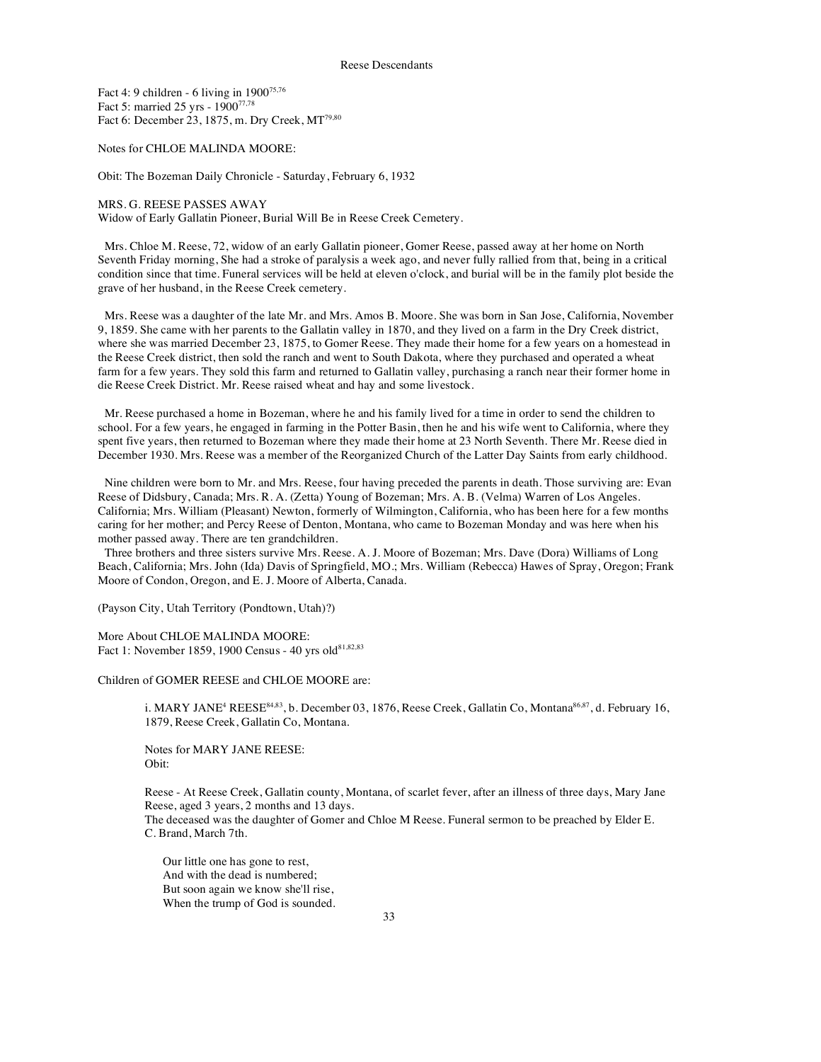Fact 4: 9 children - 6 living in 1900[75,76]
Fact 5: married 25 yrs - 1900[77,78]
Fact 6: December 23, 1875, m. Dry Creek, MT[79,80]

Notes for CHLOE MALINDA MOORE:

Obit: The Bozeman Daily Chronicle - Saturday, February 6, 1932

MRS. G. REESE PASSES AWAY
Widow of Early Gallatin Pioneer, Burial Will Be in Reese Creek Cemetery.

Mrs. Chloe M. Reese, 72, widow of an early Gallatin pioneer, Gomer Reese, passed away at her home on North Seventh Friday morning, She had a stroke of paralysis a week ago, and never fully rallied from that, being in a critical condition since that time. Funeral services will be held at eleven o'clock, and burial will be in the family plot beside the grave of her husband, in the Reese Creek cemetery.

Mrs. Reese was a daughter of the late Mr. and Mrs. Amos B. Moore. She was born in San Jose, California, November 9, 1859. She came with her parents to the Gallatin valley in 1870, and they lived on a farm in the Dry Creek district, where she was married December 23, 1875, to Gomer Reese. They made their home for a few years on a homestead in the Reese Creek district, then sold the ranch and went to South Dakota, where they purchased and operated a wheat farm for a few years. They sold this farm and returned to Gallatin valley, purchasing a ranch near their former home in die Reese Creek District. Mr. Reese raised wheat and hay and some livestock.

Mr. Reese purchased a home in Bozeman, where he and his family lived for a time in order to send the children to school. For a few years, he engaged in farming in the Potter Basin, then he and his wife went to California, where they spent five years, then returned to Bozeman where they made their home at 23 North Seventh. There Mr. Reese died in December 1930. Mrs. Reese was a member of the Reorganized Church of the Latter Day Saints from early childhood.

Nine children were born to Mr. and Mrs. Reese, four having preceded the parents in death. Those surviving are: Evan Reese of Didsbury, Canada; Mrs. R. A. (Zetta) Young of Bozeman; Mrs. A. B. (Velma) Warren of Los Angeles. California; Mrs. William (Pleasant) Newton, formerly of Wilmington, California, who has been here for a few months caring for her mother; and Percy Reese of Denton, Montana, who came to Bozeman Monday and was here when his mother passed away. There are ten grandchildren.

Three brothers and three sisters survive Mrs. Reese. A. J. Moore of Bozeman; Mrs. Dave (Dora) Williams of Long Beach, California; Mrs. John (Ida) Davis of Springfield, MO.; Mrs. William (Rebecca) Hawes of Spray, Oregon; Frank Moore of Condon, Oregon, and E. J. Moore of Alberta, Canada.

(Payson City, Utah Territory (Pondtown, Utah)?)

More About CHLOE MALINDA MOORE:
Fact 1: November 1859, 1900 Census - 40 yrs old[81,82,83]

Children of GOMER REESE and CHLOE MOORE are:

i. MARY JANE[4] REESE[84,85], b. December 03, 1876, Reese Creek, Gallatin Co, Montana[86,87], d. February 16, 1879, Reese Creek, Gallatin Co, Montana.

Notes for MARY JANE REESE:
Obit:

Reese - At Reese Creek, Gallatin county, Montana, of scarlet fever, after an illness of three days, Mary Jane Reese, aged 3 years, 2 months and 13 days.
The deceased was the daughter of Gomer and Chloe M Reese. Funeral sermon to be preached by Elder E. C. Brand, March 7th.

Our little one has gone to rest,
And with the dead is numbered;
But soon again we know she'll rise,
When the trump of God is sounded.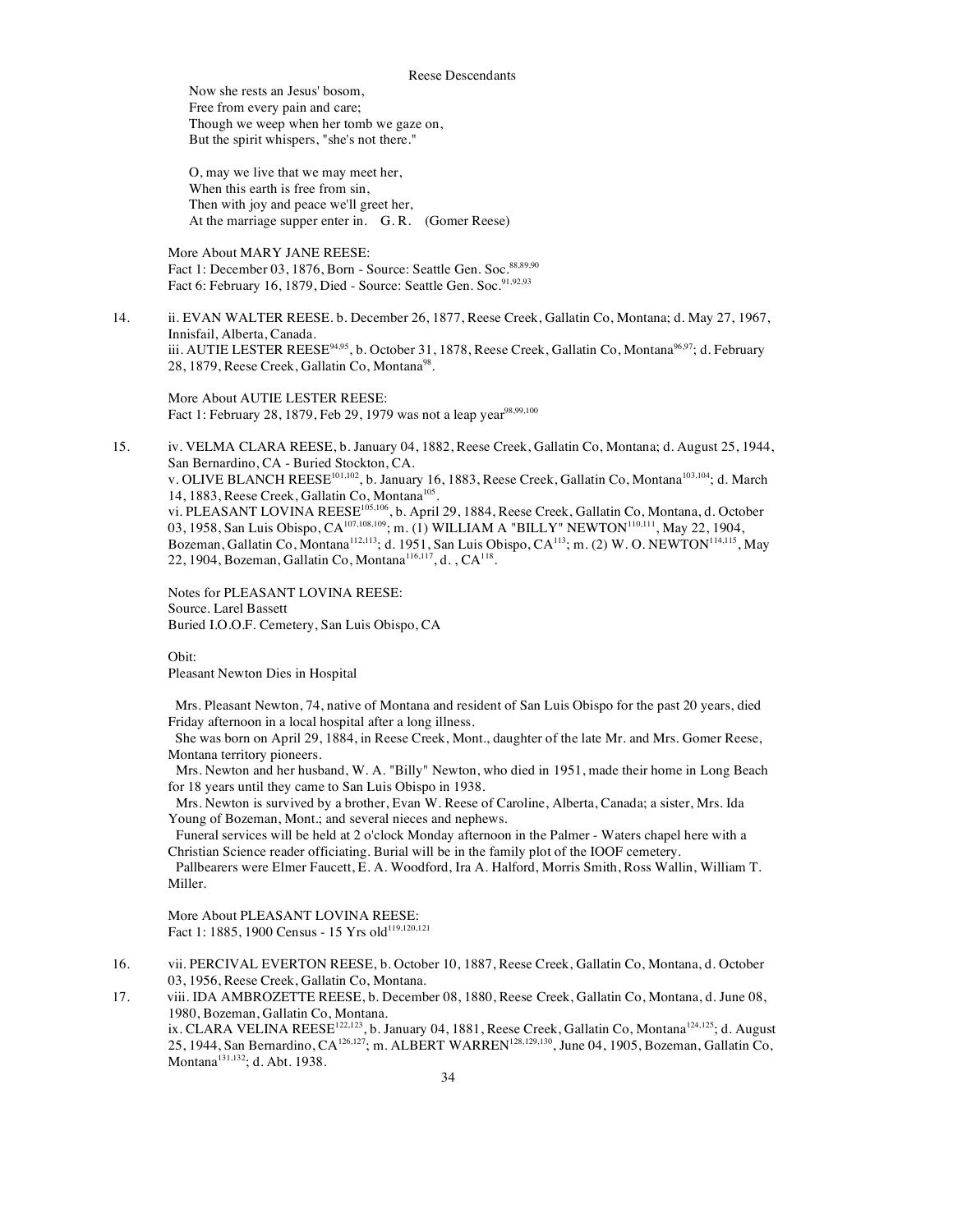Now she rests an Jesus' bosom,
Free from every pain and care;
Though we weep when her tomb we gaze on,
But the spirit whispers, "she's not there."

O, may we live that we may meet her,
When this earth is free from sin,
Then with joy and peace we'll greet her,
At the marriage supper enter in.  G. R.  (Gomer Reese)

More About MARY JANE REESE:
Fact 1: December 03, 1876, Born - Source: Seattle Gen. Soc.[88,89,90]
Fact 6: February 16, 1879, Died - Source: Seattle Gen. Soc.[91,92,93]

14. ii. EVAN WALTER REESE. b. December 26, 1877, Reese Creek, Gallatin Co, Montana; d. May 27, 1967, Innisfail, Alberta, Canada.

iii. AUTIE LESTER REESE[94,95], b. October 31, 1878, Reese Creek, Gallatin Co, Montana[96,97]; d. February 28, 1879, Reese Creek, Gallatin Co, Montana[98].

More About AUTIE LESTER REESE:
Fact 1: February 28, 1879, Feb 29, 1979 was not a leap year[98,99,100]

15. iv. VELMA CLARA REESE, b. January 04, 1882, Reese Creek, Gallatin Co, Montana; d. August 25, 1944, San Bernardino, CA - Buried Stockton, CA.

v. OLIVE BLANCH REESE[101,102], b. January 16, 1883, Reese Creek, Gallatin Co, Montana[103,104]; d. March 14, 1883, Reese Creek, Gallatin Co, Montana[105].

vi. PLEASANT LOVINA REESE[105,106], b. April 29, 1884, Reese Creek, Gallatin Co, Montana, d. October 03, 1958, San Luis Obispo, CA[107,108,109]; m. (1) WILLIAM A "BILLY" NEWTON[110,111], May 22, 1904, Bozeman, Gallatin Co, Montana[112,113]; d. 1951, San Luis Obispo, CA[113]; m. (2) W. O. NEWTON[114,115], May 22, 1904, Bozeman, Gallatin Co, Montana[116,117], d. , CA[118].

Notes for PLEASANT LOVINA REESE:
Source. Larel Bassett
Buried I.O.O.F. Cemetery, San Luis Obispo, CA

Obit:
Pleasant Newton Dies in Hospital

Mrs. Pleasant Newton, 74, native of Montana and resident of San Luis Obispo for the past 20 years, died Friday afternoon in a local hospital after a long illness.

She was born on April 29, 1884, in Reese Creek, Mont., daughter of the late Mr. and Mrs. Gomer Reese, Montana territory pioneers.

Mrs. Newton and her husband, W. A. "Billy" Newton, who died in 1951, made their home in Long Beach for 18 years until they came to San Luis Obispo in 1938.

Mrs. Newton is survived by a brother, Evan W. Reese of Caroline, Alberta, Canada; a sister, Mrs. Ida Young of Bozeman, Mont.; and several nieces and nephews.

Funeral services will be held at 2 o'clock Monday afternoon in the Palmer - Waters chapel here with a Christian Science reader officiating. Burial will be in the family plot of the IOOF cemetery.

Pallbearers were Elmer Faucett, E. A. Woodford, Ira A. Halford, Morris Smith, Ross Wallin, William T. Miller.

More About PLEASANT LOVINA REESE:
Fact 1: 1885, 1900 Census - 15 Yrs old[119,120,121]

16. vii. PERCIVAL EVERTON REESE, b. October 10, 1887, Reese Creek, Gallatin Co, Montana, d. October 03, 1956, Reese Creek, Gallatin Co, Montana.

17. viii. IDA AMBROZETTE REESE, b. December 08, 1880, Reese Creek, Gallatin Co, Montana, d. June 08, 1980, Bozeman, Gallatin Co, Montana.

ix. CLARA VELINA REESE[122,123], b. January 04, 1881, Reese Creek, Gallatin Co, Montana[124,125]; d. August 25, 1944, San Bernardino, CA[126,127]; m. ALBERT WARREN[128,129,130], June 04, 1905, Bozeman, Gallatin Co, Montana[131,132]; d. Abt. 1938.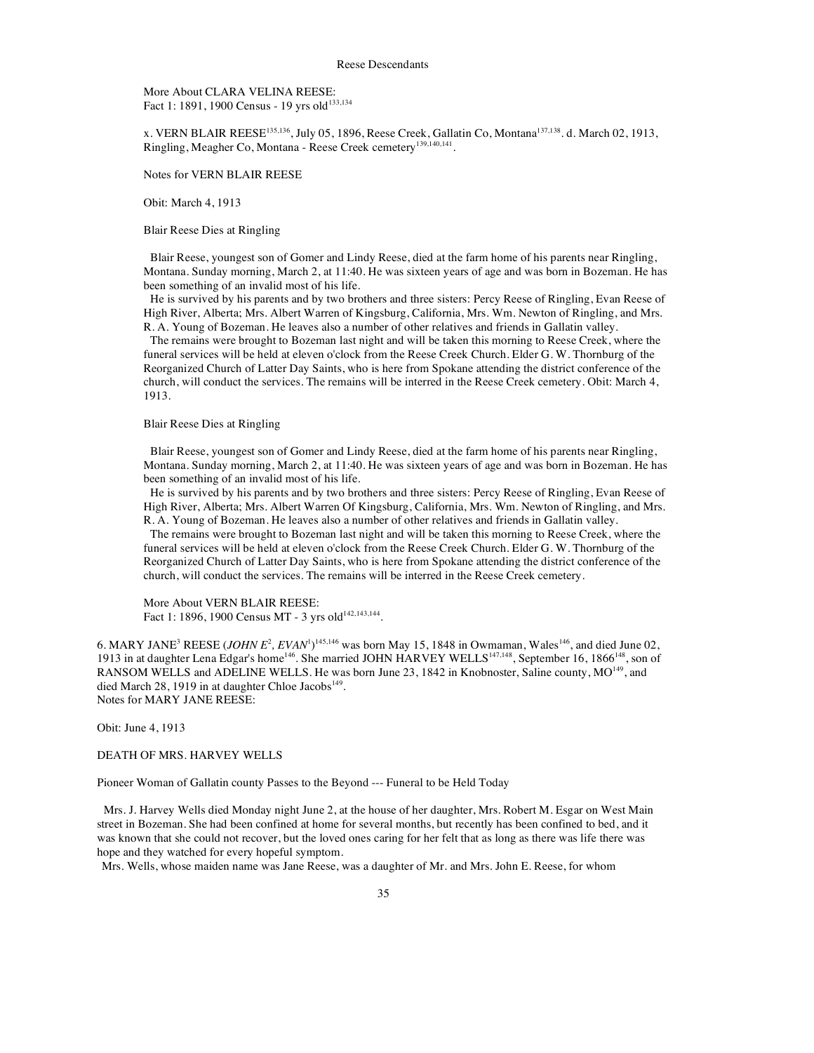More About CLARA VELINA REESE:
Fact 1: 1891, 1900 Census - 19 yrs old[133,134]

x. VERN BLAIR REESE[135,136], July 05, 1896, Reese Creek, Gallatin Co, Montana[137,138]. d. March 02, 1913, Ringling, Meagher Co, Montana - Reese Creek cemetery[139,140,141].

Notes for VERN BLAIR REESE

Obit: March 4, 1913

Blair Reese Dies at Ringling

Blair Reese, youngest son of Gomer and Lindy Reese, died at the farm home of his parents near Ringling, Montana. Sunday morning, March 2, at 11:40. He was sixteen years of age and was born in Bozeman. He has been something of an invalid most of his life.

He is survived by his parents and by two brothers and three sisters: Percy Reese of Ringling, Evan Reese of High River, Alberta; Mrs. Albert Warren of Kingsburg, California, Mrs. Wm. Newton of Ringling, and Mrs. R. A. Young of Bozeman. He leaves also a number of other relatives and friends in Gallatin valley.

The remains were brought to Bozeman last night and will be taken this morning to Reese Creek, where the funeral services will be held at eleven o'clock from the Reese Creek Church. Elder G. W. Thornburg of the Reorganized Church of Latter Day Saints, who is here from Spokane attending the district conference of the church, will conduct the services. The remains will be interred in the Reese Creek cemetery. Obit: March 4, 1913.

Blair Reese Dies at Ringling

Blair Reese, youngest son of Gomer and Lindy Reese, died at the farm home of his parents near Ringling, Montana. Sunday morning, March 2, at 11:40. He was sixteen years of age and was born in Bozeman. He has been something of an invalid most of his life.

He is survived by his parents and by two brothers and three sisters: Percy Reese of Ringling, Evan Reese of High River, Alberta; Mrs. Albert Warren Of Kingsburg, California, Mrs. Wm. Newton of Ringling, and Mrs. R. A. Young of Bozeman. He leaves also a number of other relatives and friends in Gallatin valley.

The remains were brought to Bozeman last night and will be taken this morning to Reese Creek, where the funeral services will be held at eleven o'clock from the Reese Creek Church. Elder G. W. Thornburg of the Reorganized Church of Latter Day Saints, who is here from Spokane attending the district conference of the church, will conduct the services. The remains will be interred in the Reese Creek cemetery.

More About VERN BLAIR REESE:
Fact 1: 1896, 1900 Census MT - 3 yrs old[142,143,144].

6. MARY JANE[3] REESE (*JOHN E*[2], *EVAN*[1])[145,146] was born May 15, 1848 in Owmaman, Wales[146], and died June 02, 1913 in at daughter Lena Edgar's home[146]. She married JOHN HARVEY WELLS[147,148], September 16, 1866[148], son of RANSOM WELLS and ADELINE WELLS. He was born June 23, 1842 in Knobnoster, Saline county, MO[149], and died March 28, 1919 in at daughter Chloe Jacobs[149].
Notes for MARY JANE REESE:

Obit: June 4, 1913

DEATH OF MRS. HARVEY WELLS

Pioneer Woman of Gallatin county Passes to the Beyond --- Funeral to be Held Today

Mrs. J. Harvey Wells died Monday night June 2, at the house of her daughter, Mrs. Robert M. Esgar on West Main street in Bozeman. She had been confined at home for several months, but recently has been confined to bed, and it was known that she could not recover, but the loved ones caring for her felt that as long as there was life there was hope and they watched for every hopeful symptom.

Mrs. Wells, whose maiden name was Jane Reese, was a daughter of Mr. and Mrs. John E. Reese, for whom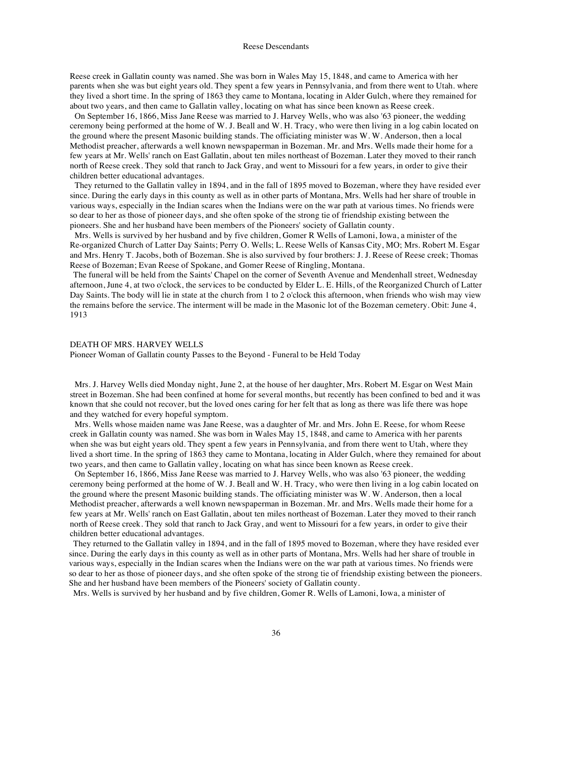Reese creek in Gallatin county was named. She was born in Wales May 15, 1848, and came to America with her parents when she was but eight years old. They spent a few years in Pennsylvania, and from there went to Utah. where they lived a short time. In the spring of 1863 they came to Montana, locating in Alder Gulch, where they remained for about two years, and then came to Gallatin valley, locating on what has since been known as Reese creek.

On September 16, 1866, Miss Jane Reese was married to J. Harvey Wells, who was also '63 pioneer, the wedding ceremony being performed at the home of W. J. Beall and W. H. Tracy, who were then living in a log cabin located on the ground where the present Masonic building stands. The officiating minister was W. W. Anderson, then a local Methodist preacher, afterwards a well known newspaperman in Bozeman. Mr. and Mrs. Wells made their home for a few years at Mr. Wells' ranch on East Gallatin, about ten miles northeast of Bozeman. Later they moved to their ranch north of Reese creek. They sold that ranch to Jack Gray, and went to Missouri for a few years, in order to give their children better educational advantages.

They returned to the Gallatin valley in 1894, and in the fall of 1895 moved to Bozeman, where they have resided ever since. During the early days in this county as well as in other parts of Montana, Mrs. Wells had her share of trouble in various ways, especially in the Indian scares when the Indians were on the war path at various times. No friends were so dear to her as those of pioneer days, and she often spoke of the strong tie of friendship existing between the pioneers. She and her husband have been members of the Pioneers' society of Gallatin county.

Mrs. Wells is survived by her husband and by five children, Gomer R Wells of Lamoni, Iowa, a minister of the Re-organized Church of Latter Day Saints; Perry O. Wells; L. Reese Wells of Kansas City, MO; Mrs. Robert M. Esgar and Mrs. Henry T. Jacobs, both of Bozeman. She is also survived by four brothers: J. J. Reese of Reese creek; Thomas Reese of Bozeman; Evan Reese of Spokane, and Gomer Reese of Ringling, Montana.

The funeral will be held from the Saints' Chapel on the corner of Seventh Avenue and Mendenhall street, Wednesday afternoon, June 4, at two o'clock, the services to be conducted by Elder L. E. Hills, of the Reorganized Church of Latter Day Saints. The body will lie in state at the church from 1 to 2 o'clock this afternoon, when friends who wish may view the remains before the service. The interment will be made in the Masonic lot of the Bozeman cemetery. Obit: June 4, 1913

DEATH OF MRS. HARVEY WELLS

Pioneer Woman of Gallatin county Passes to the Beyond - Funeral to be Held Today

Mrs. J. Harvey Wells died Monday night, June 2, at the house of her daughter, Mrs. Robert M. Esgar on West Main street in Bozeman. She had been confined at home for several months, but recently has been confined to bed and it was known that she could not recover, but the loved ones caring for her felt that as long as there was life there was hope and they watched for every hopeful symptom.

Mrs. Wells whose maiden name was Jane Reese, was a daughter of Mr. and Mrs. John E. Reese, for whom Reese creek in Gallatin county was named. She was born in Wales May 15, 1848, and came to America with her parents when she was but eight years old. They spent a few years in Pennsylvania, and from there went to Utah, where they lived a short time. In the spring of 1863 they came to Montana, locating in Alder Gulch, where they remained for about two years, and then came to Gallatin valley, locating on what has since been known as Reese creek.

On September 16, 1866, Miss Jane Reese was married to J. Harvey Wells, who was also '63 pioneer, the wedding ceremony being performed at the home of W. J. Beall and W. H. Tracy, who were then living in a log cabin located on the ground where the present Masonic building stands. The officiating minister was W. W. Anderson, then a local Methodist preacher, afterwards a well known newspaperman in Bozeman. Mr. and Mrs. Wells made their home for a few years at Mr. Wells' ranch on East Gallatin, about ten miles northeast of Bozeman. Later they moved to their ranch north of Reese creek. They sold that ranch to Jack Gray, and went to Missouri for a few years, in order to give their children better educational advantages.

They returned to the Gallatin valley in 1894, and in the fall of 1895 moved to Bozeman, where they have resided ever since. During the early days in this county as well as in other parts of Montana, Mrs. Wells had her share of trouble in various ways, especially in the Indian scares when the Indians were on the war path at various times. No friends were so dear to her as those of pioneer days, and she often spoke of the strong tie of friendship existing between the pioneers. She and her husband have been members of the Pioneers' society of Gallatin county.

Mrs. Wells is survived by her husband and by five children, Gomer R. Wells of Lamoni, Iowa, a minister of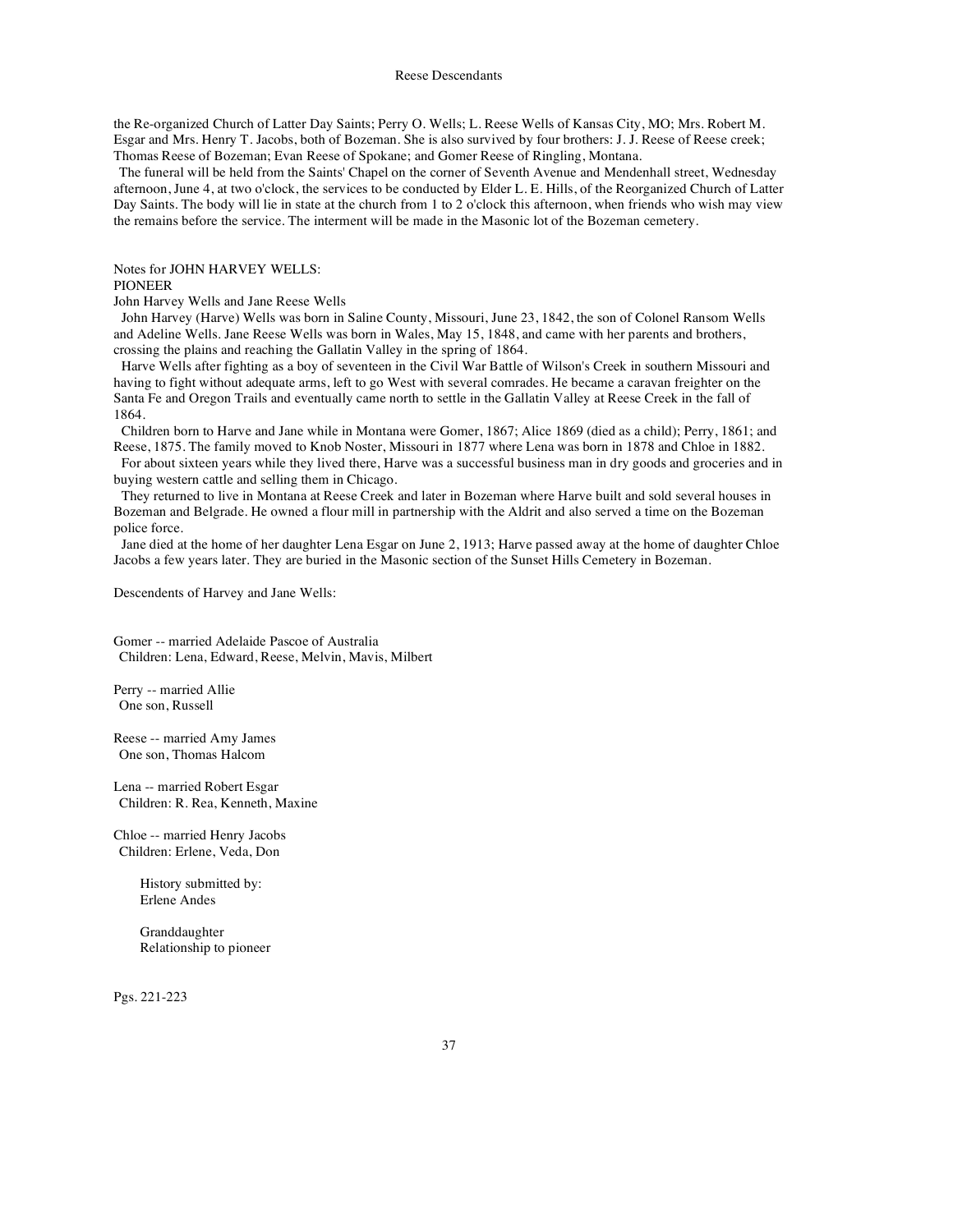the Re-organized Church of Latter Day Saints; Perry O. Wells; L. Reese Wells of Kansas City, MO; Mrs. Robert M. Esgar and Mrs. Henry T. Jacobs, both of Bozeman. She is also survived by four brothers: J. J. Reese of Reese creek; Thomas Reese of Bozeman; Evan Reese of Spokane; and Gomer Reese of Ringling, Montana.

The funeral will be held from the Saints' Chapel on the corner of Seventh Avenue and Mendenhall street, Wednesday afternoon, June 4, at two o'clock, the services to be conducted by Elder L. E. Hills, of the Reorganized Church of Latter Day Saints. The body will lie in state at the church from 1 to 2 o'clock this afternoon, when friends who wish may view the remains before the service. The interment will be made in the Masonic lot of the Bozeman cemetery.

Notes for JOHN HARVEY WELLS:
PIONEER
John Harvey Wells and Jane Reese Wells

John Harvey (Harve) Wells was born in Saline County, Missouri, June 23, 1842, the son of Colonel Ransom Wells and Adeline Wells. Jane Reese Wells was born in Wales, May 15, 1848, and came with her parents and brothers, crossing the plains and reaching the Gallatin Valley in the spring of 1864.

Harve Wells after fighting as a boy of seventeen in the Civil War Battle of Wilson's Creek in southern Missouri and having to fight without adequate arms, left to go West with several comrades. He became a caravan freighter on the Santa Fe and Oregon Trails and eventually came north to settle in the Gallatin Valley at Reese Creek in the fall of 1864.

Children born to Harve and Jane while in Montana were Gomer, 1867; Alice 1869 (died as a child); Perry, 1861; and Reese, 1875. The family moved to Knob Noster, Missouri in 1877 where Lena was born in 1878 and Chloe in 1882.

For about sixteen years while they lived there, Harve was a successful business man in dry goods and groceries and in buying western cattle and selling them in Chicago.

They returned to live in Montana at Reese Creek and later in Bozeman where Harve built and sold several houses in Bozeman and Belgrade. He owned a flour mill in partnership with the Aldrit and also served a time on the Bozeman police force.

Jane died at the home of her daughter Lena Esgar on June 2, 1913; Harve passed away at the home of daughter Chloe Jacobs a few years later. They are buried in the Masonic section of the Sunset Hills Cemetery in Bozeman.

Descendents of Harvey and Jane Wells:

Gomer -- married Adelaide Pascoe of Australia
Children: Lena, Edward, Reese, Melvin, Mavis, Milbert

Perry -- married Allie
One son, Russell

Reese -- married Amy James
One son, Thomas Halcom

Lena -- married Robert Esgar
Children: R. Rea, Kenneth, Maxine

Chloe -- married Henry Jacobs
Children: Erlene, Veda, Don

History submitted by:
Erlene Andes

Granddaughter
Relationship to pioneer

Pgs. 221-223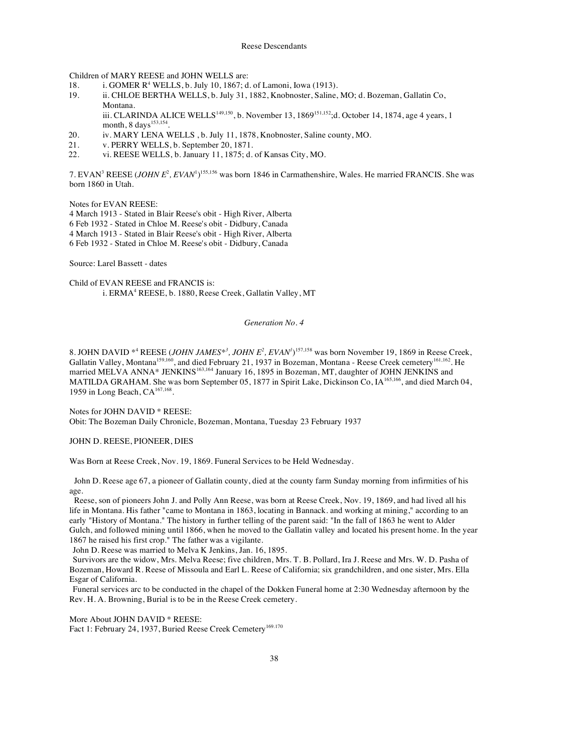Children of MARY REESE and JOHN WELLS are:

18. i. GOMER R[4] WELLS, b. July 10, 1867; d. of Lamoni, Iowa (1913).
19. ii. CHLOE BERTHA WELLS, b. July 31, 1882, Knobnoster, Saline, MO; d. Bozeman, Gallatin Co, Montana.
    iii. CLARINDA ALICE WELLS[149,150], b. November 13, 1869[151,152]; d. October 14, 1874, age 4 years, 1 month, 8 days[153,154].
20. iv. MARY LENA WELLS , b. July 11, 1878, Knobnoster, Saline county, MO.
21. v. PERRY WELLS, b. September 20, 1871.
22. vi. REESE WELLS, b. January 11, 1875; d. of Kansas City, MO.

7. EVAN[3] REESE (*JOHN E*[2], *EVAN*[1])[155,156] was born 1846 in Carmathenshire, Wales. He married FRANCIS. She was born 1860 in Utah.

Notes for EVAN REESE:
4 March 1913 - Stated in Blair Reese's obit - High River, Alberta
6 Feb 1932 - Stated in Chloe M. Reese's obit - Didbury, Canada
4 March 1913 - Stated in Blair Reese's obit - High River, Alberta
6 Feb 1932 - Stated in Chloe M. Reese's obit - Didbury, Canada

Source: Larel Bassett - dates

Child of EVAN REESE and FRANCIS is:
    i. ERMA[4] REESE, b. 1880, Reese Creek, Gallatin Valley, MT

*Generation No. 4*

8. JOHN DAVID *[4] REESE (*JOHN JAMES**[3], *JOHN E*[2], *EVAN*[1])[157,158] was born November 19, 1869 in Reese Creek, Gallatin Valley, Montana[159,160], and died February 21, 1937 in Bozeman, Montana - Reese Creek cemetery[161,162]. He married MELVA ANNA* JENKINS[163,164] January 16, 1895 in Bozeman, MT, daughter of JOHN JENKINS and MATILDA GRAHAM. She was born September 05, 1877 in Spirit Lake, Dickinson Co, IA[165,166], and died March 04, 1959 in Long Beach, CA[167,168].

Notes for JOHN DAVID * REESE:
Obit: The Bozeman Daily Chronicle, Bozeman, Montana, Tuesday 23 February 1937

JOHN D. REESE, PIONEER, DIES

Was Born at Reese Creek, Nov. 19, 1869. Funeral Services to be Held Wednesday.

John D. Reese age 67, a pioneer of Gallatin county, died at the county farm Sunday morning from infirmities of his age.

Reese, son of pioneers John J. and Polly Ann Reese, was born at Reese Creek, Nov. 19, 1869, and had lived all his life in Montana. His father "came to Montana in 1863, locating in Bannack. and working at mining," according to an early "History of Montana." The history in further telling of the parent said: "In the fall of 1863 he went to Alder Gulch, and followed mining until 1866, when he moved to the Gallatin valley and located his present home. In the year 1867 he raised his first crop." The father was a vigilante.

John D. Reese was married to Melva K Jenkins, Jan. 16, 1895.

Survivors are the widow, Mrs. Melva Reese; five children, Mrs. T. B. Pollard, Ira J. Reese and Mrs. W. D. Pasha of Bozeman, Howard R. Reese of Missoula and Earl L. Reese of California; six grandchildren, and one sister, Mrs. Ella Esgar of California.

Funeral services arc to be conducted in the chapel of the Dokken Funeral home at 2:30 Wednesday afternoon by the Rev. H. A. Browning, Burial is to be in the Reese Creek cemetery.

More About JOHN DAVID * REESE:
Fact 1: February 24, 1937, Buried Reese Creek Cemetery[169,170]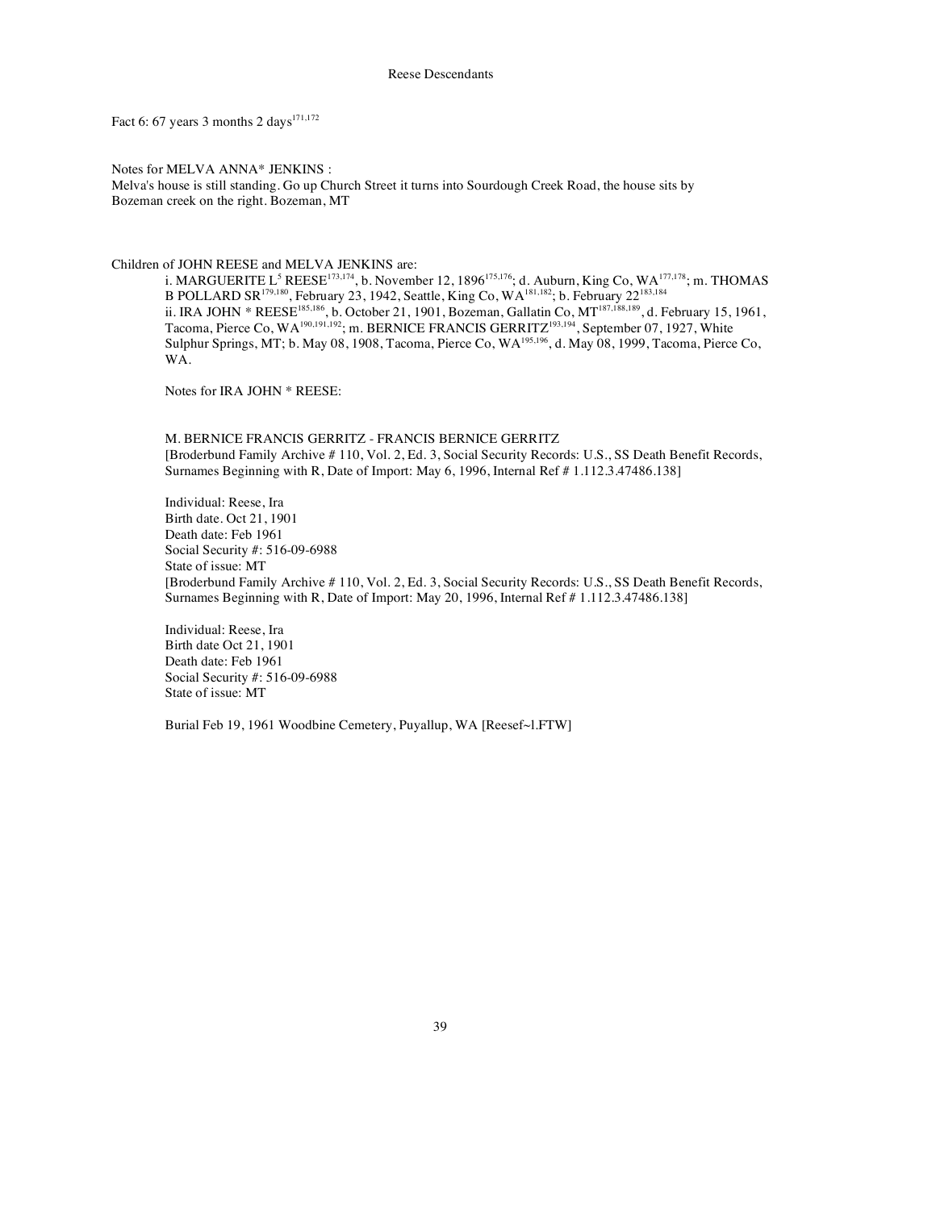Fact 6: 67 years 3 months 2 days[171,172]

Notes for MELVA ANNA* JENKINS :
Melva's house is still standing. Go up Church Street it turns into Sourdough Creek Road, the house sits by Bozeman creek on the right. Bozeman, MT

Children of JOHN REESE and MELVA JENKINS are:

i. MARGUERITE L$^5$ REESE[173,174], b. November 12, 1896[175,176]; d. Auburn, King Co, WA[177,178]; m. THOMAS B POLLARD SR[179,180], February 23, 1942, Seattle, King Co, WA[181,182]; b. February 22[183,184]

ii. IRA JOHN * REESE[185,186], b. October 21, 1901, Bozeman, Gallatin Co, MT[187,188,189], d. February 15, 1961, Tacoma, Pierce Co, WA[190,191,192]; m. BERNICE FRANCIS GERRITZ[193,194], September 07, 1927, White Sulphur Springs, MT; b. May 08, 1908, Tacoma, Pierce Co, WA[195,196], d. May 08, 1999, Tacoma, Pierce Co, WA.

Notes for IRA JOHN * REESE:

M. BERNICE FRANCIS GERRITZ - FRANCIS BERNICE GERRITZ
[Broderbund Family Archive # 110, Vol. 2, Ed. 3, Social Security Records: U.S., SS Death Benefit Records, Surnames Beginning with R, Date of Import: May 6, 1996, Internal Ref # 1.112.3.47486.138]

Individual: Reese, Ira
Birth date. Oct 21, 1901
Death date: Feb 1961
Social Security #: 516-09-6988
State of issue: MT
[Broderbund Family Archive # 110, Vol. 2, Ed. 3, Social Security Records: U.S., SS Death Benefit Records, Surnames Beginning with R, Date of Import: May 20, 1996, Internal Ref # 1.112.3.47486.138]

Individual: Reese, Ira
Birth date Oct 21, 1901
Death date: Feb 1961
Social Security #: 516-09-6988
State of issue: MT

Burial Feb 19, 1961 Woodbine Cemetery, Puyallup, WA [Reesef~l.FTW]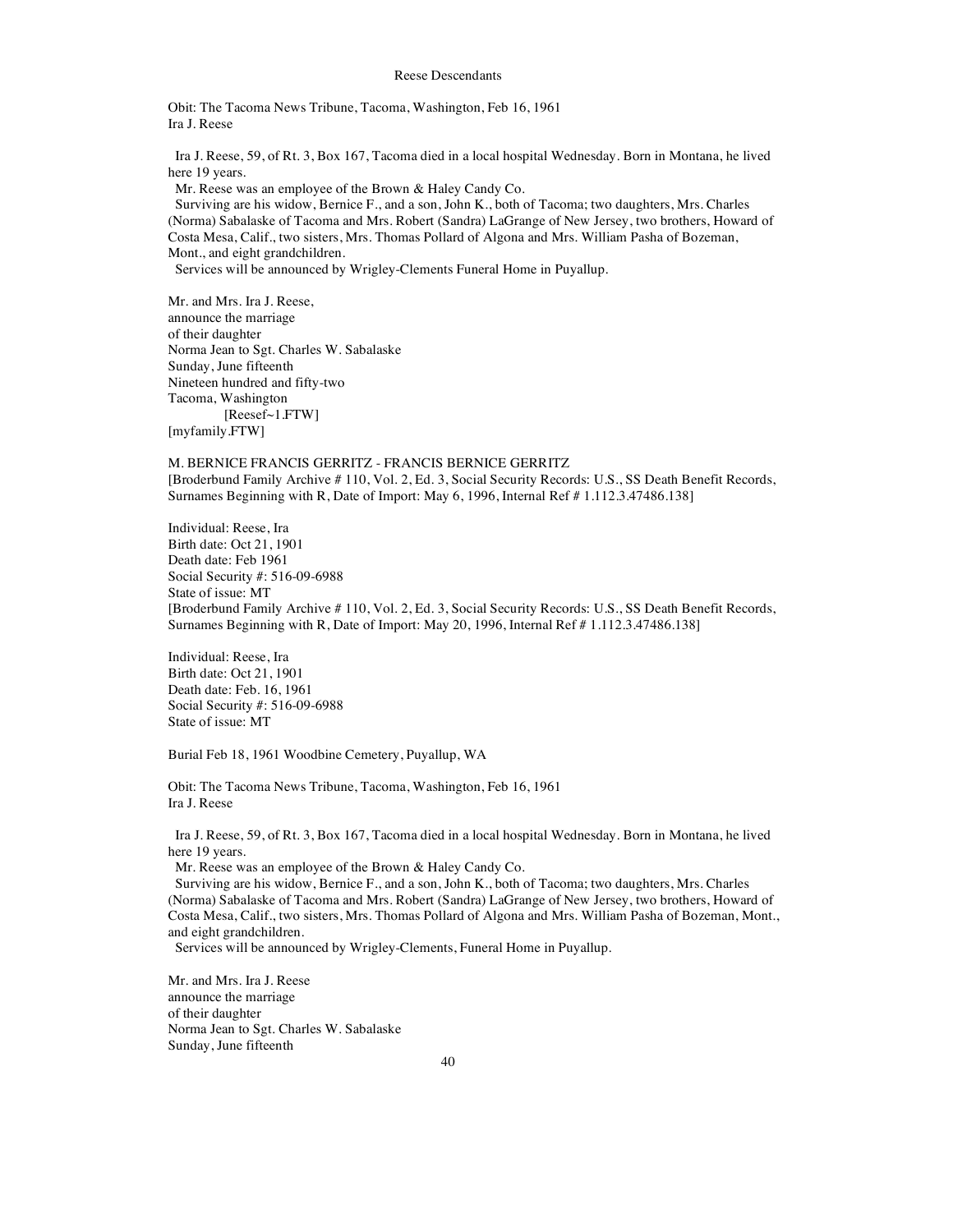Obit: The Tacoma News Tribune, Tacoma, Washington, Feb 16, 1961
Ira J. Reese

Ira J. Reese, 59, of Rt. 3, Box 167, Tacoma died in a local hospital Wednesday. Born in Montana, he lived here 19 years.

Mr. Reese was an employee of the Brown & Haley Candy Co.

Surviving are his widow, Bernice F., and a son, John K., both of Tacoma; two daughters, Mrs. Charles (Norma) Sabalaske of Tacoma and Mrs. Robert (Sandra) LaGrange of New Jersey, two brothers, Howard of Costa Mesa, Calif., two sisters, Mrs. Thomas Pollard of Algona and Mrs. William Pasha of Bozeman, Mont., and eight grandchildren.

Services will be announced by Wrigley-Clements Funeral Home in Puyallup.

Mr. and Mrs. Ira J. Reese,
announce the marriage
of their daughter
Norma Jean to Sgt. Charles W. Sabalaske
Sunday, June fifteenth
Nineteen hundred and fifty-two
Tacoma, Washington
[Reesef~1.FTW]
[myfamily.FTW]

M. BERNICE FRANCIS GERRITZ - FRANCIS BERNICE GERRITZ
[Broderbund Family Archive # 110, Vol. 2, Ed. 3, Social Security Records: U.S., SS Death Benefit Records, Surnames Beginning with R, Date of Import: May 6, 1996, Internal Ref # 1.112.3.47486.138]

Individual: Reese, Ira
Birth date: Oct 21, 1901
Death date: Feb 1961
Social Security #: 516-09-6988
State of issue: MT
[Broderbund Family Archive # 110, Vol. 2, Ed. 3, Social Security Records: U.S., SS Death Benefit Records, Surnames Beginning with R, Date of Import: May 20, 1996, Internal Ref # 1.112.3.47486.138]

Individual: Reese, Ira
Birth date: Oct 21, 1901
Death date: Feb. 16, 1961
Social Security #: 516-09-6988
State of issue: MT

Burial Feb 18, 1961 Woodbine Cemetery, Puyallup, WA

Obit: The Tacoma News Tribune, Tacoma, Washington, Feb 16, 1961
Ira J. Reese

Ira J. Reese, 59, of Rt. 3, Box 167, Tacoma died in a local hospital Wednesday. Born in Montana, he lived here 19 years.

Mr. Reese was an employee of the Brown & Haley Candy Co.

Surviving are his widow, Bernice F., and a son, John K., both of Tacoma; two daughters, Mrs. Charles (Norma) Sabalaske of Tacoma and Mrs. Robert (Sandra) LaGrange of New Jersey, two brothers, Howard of Costa Mesa, Calif., two sisters, Mrs. Thomas Pollard of Algona and Mrs. William Pasha of Bozeman, Mont., and eight grandchildren.

Services will be announced by Wrigley-Clements, Funeral Home in Puyallup.

Mr. and Mrs. Ira J. Reese
announce the marriage
of their daughter
Norma Jean to Sgt. Charles W. Sabalaske
Sunday, June fifteenth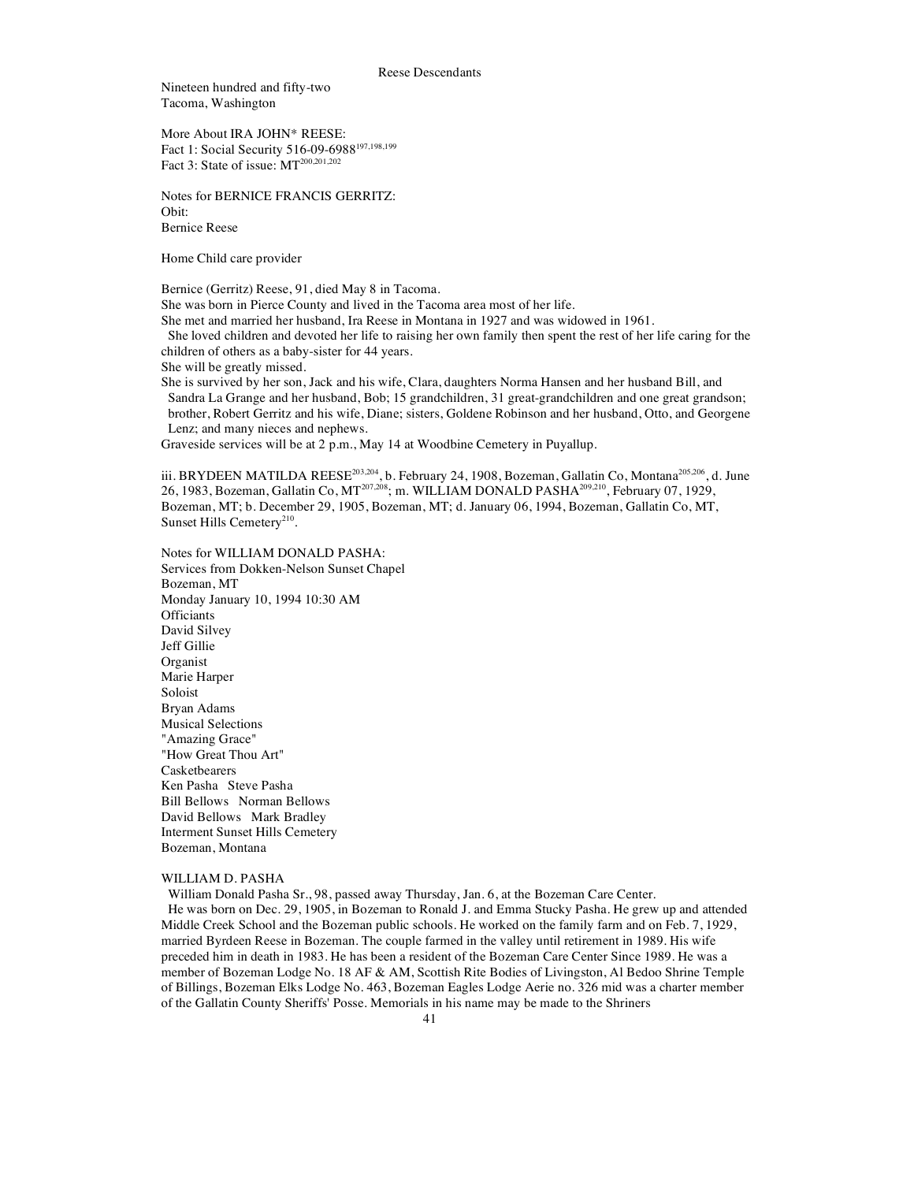Nineteen hundred and fifty-two
Tacoma, Washington

More About IRA JOHN* REESE:
Fact 1: Social Security 516-09-6988[197,198,199]
Fact 3: State of issue: MT[200,201,202]

Notes for BERNICE FRANCIS GERRITZ:
Obit:
Bernice Reese

Home Child care provider

Bernice (Gerritz) Reese, 91, died May 8 in Tacoma.
She was born in Pierce County and lived in the Tacoma area most of her life.
She met and married her husband, Ira Reese in Montana in 1927 and was widowed in 1961.
She loved children and devoted her life to raising her own family then spent the rest of her life caring for the children of others as a baby-sister for 44 years.
She will be greatly missed.
She is survived by her son, Jack and his wife, Clara, daughters Norma Hansen and her husband Bill, and Sandra La Grange and her husband, Bob; 15 grandchildren, 31 great-grandchildren and one great grandson; brother, Robert Gerritz and his wife, Diane; sisters, Goldene Robinson and her husband, Otto, and Georgene Lenz; and many nieces and nephews.
Graveside services will be at 2 p.m., May 14 at Woodbine Cemetery in Puyallup.

iii. BRYDEEN MATILDA REESE[203,204], b. February 24, 1908, Bozeman, Gallatin Co, Montana[205,206], d. June 26, 1983, Bozeman, Gallatin Co, MT[207,208]; m. WILLIAM DONALD PASHA[209,210], February 07, 1929, Bozeman, MT; b. December 29, 1905, Bozeman, MT; d. January 06, 1994, Bozeman, Gallatin Co, MT, Sunset Hills Cemetery[210].

Notes for WILLIAM DONALD PASHA:
Services from Dokken-Nelson Sunset Chapel
Bozeman, MT
Monday January 10, 1994 10:30 AM
Officiants
David Silvey
Jeff Gillie
Organist
Marie Harper
Soloist
Bryan Adams
Musical Selections
"Amazing Grace"
"How Great Thou Art"
Casketbearers
Ken Pasha Steve Pasha
Bill Bellows Norman Bellows
David Bellows Mark Bradley
Interment Sunset Hills Cemetery
Bozeman, Montana

WILLIAM D. PASHA
William Donald Pasha Sr., 98, passed away Thursday, Jan. 6, at the Bozeman Care Center.
He was born on Dec. 29, 1905, in Bozeman to Ronald J. and Emma Stucky Pasha. He grew up and attended Middle Creek School and the Bozeman public schools. He worked on the family farm and on Feb. 7, 1929, married Byrdeen Reese in Bozeman. The couple farmed in the valley until retirement in 1989. His wife preceded him in death in 1983. He has been a resident of the Bozeman Care Center Since 1989. He was a member of Bozeman Lodge No. 18 AF & AM, Scottish Rite Bodies of Livingston, Al Bedoo Shrine Temple of Billings, Bozeman Elks Lodge No. 463, Bozeman Eagles Lodge Aerie no. 326 mid was a charter member of the Gallatin County Sheriffs' Posse. Memorials in his name may be made to the Shriners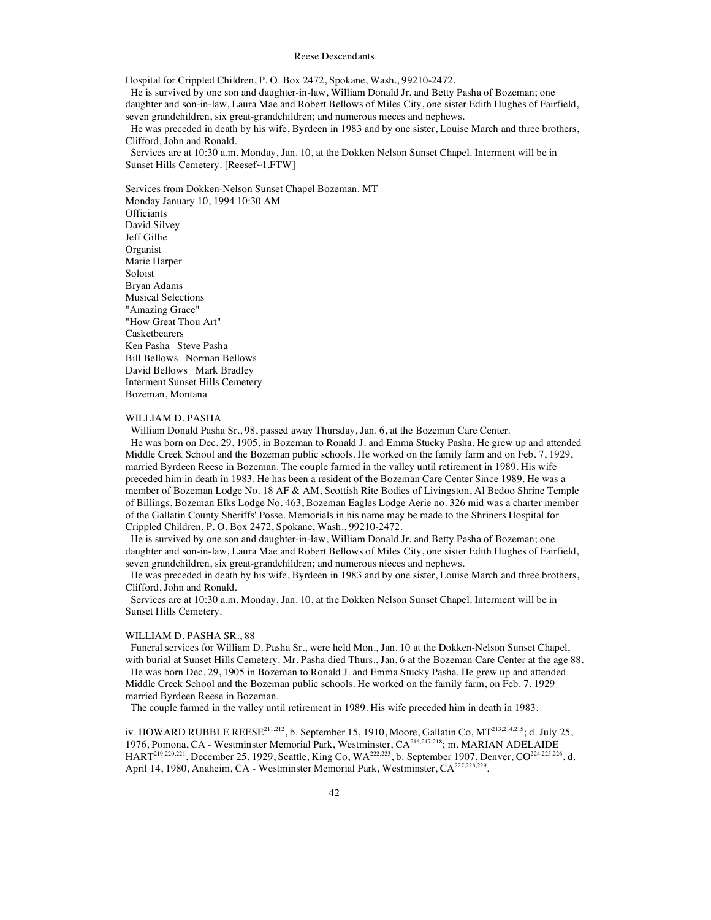Hospital for Crippled Children, P. O. Box 2472, Spokane, Wash., 99210-2472.

He is survived by one son and daughter-in-law, William Donald Jr. and Betty Pasha of Bozeman; one daughter and son-in-law, Laura Mae and Robert Bellows of Miles City, one sister Edith Hughes of Fairfield, seven grandchildren, six great-grandchildren; and numerous nieces and nephews.

He was preceded in death by his wife, Byrdeen in 1983 and by one sister, Louise March and three brothers, Clifford, John and Ronald.

Services are at 10:30 a.m. Monday, Jan. 10, at the Dokken Nelson Sunset Chapel. Interment will be in Sunset Hills Cemetery. [Reesef~1.FTW]

Services from Dokken-Nelson Sunset Chapel Bozeman. MT
Monday January 10, 1994 10:30 AM
Officiants
David Silvey
Jeff Gillie
Organist
Marie Harper
Soloist
Bryan Adams
Musical Selections
"Amazing Grace"
"How Great Thou Art"
Casketbearers
Ken Pasha   Steve Pasha
Bill Bellows   Norman Bellows
David Bellows   Mark Bradley
Interment Sunset Hills Cemetery
Bozeman, Montana

WILLIAM D. PASHA

William Donald Pasha Sr., 98, passed away Thursday, Jan. 6, at the Bozeman Care Center.

He was born on Dec. 29, 1905, in Bozeman to Ronald J. and Emma Stucky Pasha. He grew up and attended Middle Creek School and the Bozeman public schools. He worked on the family farm and on Feb. 7, 1929, married Byrdeen Reese in Bozeman. The couple farmed in the valley until retirement in 1989. His wife preceded him in death in 1983. He has been a resident of the Bozeman Care Center Since 1989. He was a member of Bozeman Lodge No. 18 AF & AM, Scottish Rite Bodies of Livingston, Al Bedoo Shrine Temple of Billings, Bozeman Elks Lodge No. 463, Bozeman Eagles Lodge Aerie no. 326 mid was a charter member of the Gallatin County Sheriffs' Posse. Memorials in his name may be made to the Shriners Hospital for Crippled Children, P. O. Box 2472, Spokane, Wash., 99210-2472.

He is survived by one son and daughter-in-law, William Donald Jr. and Betty Pasha of Bozeman; one daughter and son-in-law, Laura Mae and Robert Bellows of Miles City, one sister Edith Hughes of Fairfield, seven grandchildren, six great-grandchildren; and numerous nieces and nephews.

He was preceded in death by his wife, Byrdeen in 1983 and by one sister, Louise March and three brothers, Clifford, John and Ronald.

Services are at 10:30 a.m. Monday, Jan. 10, at the Dokken Nelson Sunset Chapel. Interment will be in Sunset Hills Cemetery.

WILLIAM D. PASHA SR., 88

Funeral services for William D. Pasha Sr., were held Mon., Jan. 10 at the Dokken-Nelson Sunset Chapel, with burial at Sunset Hills Cemetery. Mr. Pasha died Thurs., Jan. 6 at the Bozeman Care Center at the age 88.

He was born Dec. 29, 1905 in Bozeman to Ronald J. and Emma Stucky Pasha. He grew up and attended Middle Creek School and the Bozeman public schools. He worked on the family farm, on Feb. 7, 1929 married Byrdeen Reese in Bozeman.

The couple farmed in the valley until retirement in 1989. His wife preceded him in death in 1983.

iv. HOWARD RUBBLE REESE[211,212], b. September 15, 1910, Moore, Gallatin Co, MT[213,214,215]; d. July 25, 1976, Pomona, CA - Westminster Memorial Park, Westminster, CA[216,217,218]; m. MARIAN ADELAIDE HART[219,220,221], December 25, 1929, Seattle, King Co, WA[222,223], b. September 1907, Denver, CO[224,225,226], d. April 14, 1980, Anaheim, CA - Westminster Memorial Park, Westminster, CA[227,228,229].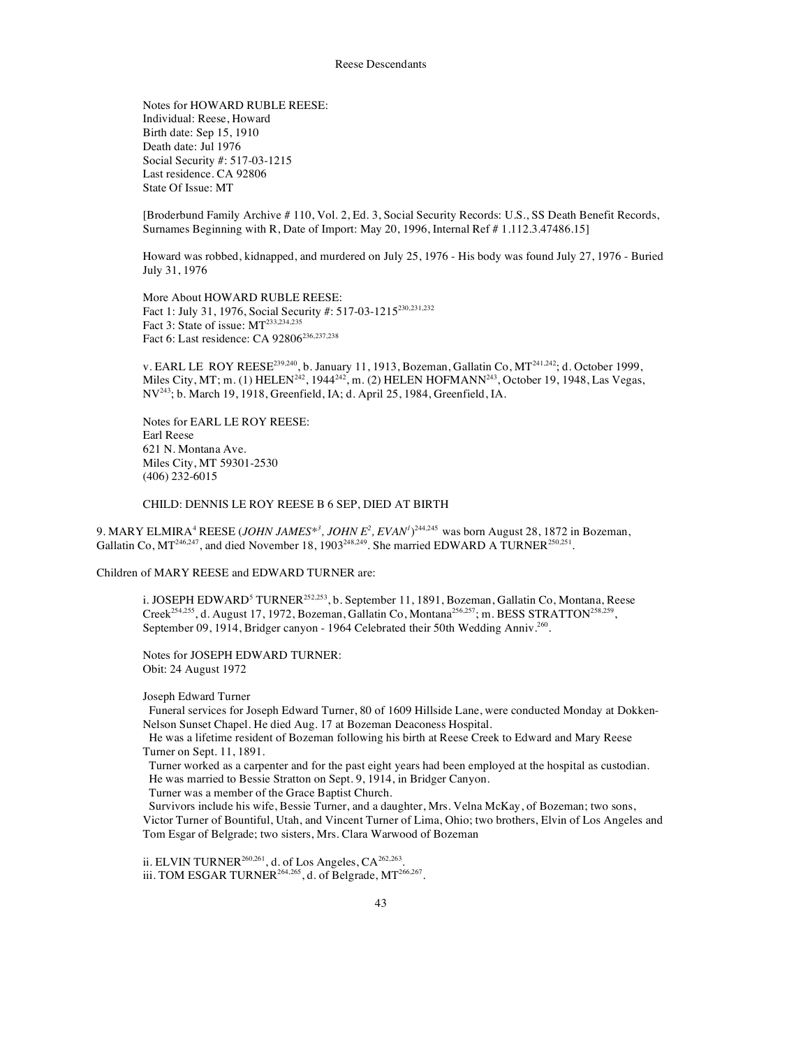Notes for HOWARD RUBLE REESE:
Individual: Reese, Howard
Birth date: Sep 15, 1910
Death date: Jul 1976
Social Security #: 517-03-1215
Last residence. CA 92806
State Of Issue: MT

[Broderbund Family Archive # 110, Vol. 2, Ed. 3, Social Security Records: U.S., SS Death Benefit Records, Surnames Beginning with R, Date of Import: May 20, 1996, Internal Ref # 1.112.3.47486.15]

Howard was robbed, kidnapped, and murdered on July 25, 1976 - His body was found July 27, 1976 - Buried July 31, 1976

More About HOWARD RUBLE REESE:
Fact 1: July 31, 1976, Social Security #: 517-03-1215[230,231,232]
Fact 3: State of issue: MT[233,234,235]
Fact 6: Last residence: CA 92806[236,237,238]

v. EARL LE ROY REESE[239,240], b. January 11, 1913, Bozeman, Gallatin Co, MT[241,242]; d. October 1999, Miles City, MT; m. (1) HELEN[242], 1944[242], m. (2) HELEN HOFMANN[243], October 19, 1948, Las Vegas, NV[243]; b. March 19, 1918, Greenfield, IA; d. April 25, 1984, Greenfield, IA.

Notes for EARL LE ROY REESE:
Earl Reese
621 N. Montana Ave.
Miles City, MT 59301-2530
(406) 232-6015

CHILD: DENNIS LE ROY REESE B 6 SEP, DIED AT BIRTH

9. MARY ELMIRA[4] REESE (*JOHN JAMES*[*3]*, JOHN E*[2]*, EVAN*[1])[244,245] was born August 28, 1872 in Bozeman, Gallatin Co, MT[246,247], and died November 18, 1903[248,249]. She married EDWARD A TURNER[250,251].

Children of MARY REESE and EDWARD TURNER are:

i. JOSEPH EDWARD[5] TURNER[252,253], b. September 11, 1891, Bozeman, Gallatin Co, Montana, Reese Creek[254,255], d. August 17, 1972, Bozeman, Gallatin Co, Montana[256,257]; m. BESS STRATTON[258,259], September 09, 1914, Bridger canyon - 1964 Celebrated their 50th Wedding Anniv.[260].

Notes for JOSEPH EDWARD TURNER:
Obit: 24 August 1972

Joseph Edward Turner

Funeral services for Joseph Edward Turner, 80 of 1609 Hillside Lane, were conducted Monday at Dokken-Nelson Sunset Chapel. He died Aug. 17 at Bozeman Deaconess Hospital.

He was a lifetime resident of Bozeman following his birth at Reese Creek to Edward and Mary Reese Turner on Sept. 11, 1891.

Turner worked as a carpenter and for the past eight years had been employed at the hospital as custodian.

He was married to Bessie Stratton on Sept. 9, 1914, in Bridger Canyon.

Turner was a member of the Grace Baptist Church.

Survivors include his wife, Bessie Turner, and a daughter, Mrs. Velna McKay, of Bozeman; two sons, Victor Turner of Bountiful, Utah, and Vincent Turner of Lima, Ohio; two brothers, Elvin of Los Angeles and Tom Esgar of Belgrade; two sisters, Mrs. Clara Warwood of Bozeman

ii. ELVIN TURNER[260,261], d. of Los Angeles, CA[262,263].
iii. TOM ESGAR TURNER[264,265], d. of Belgrade, MT[266,267].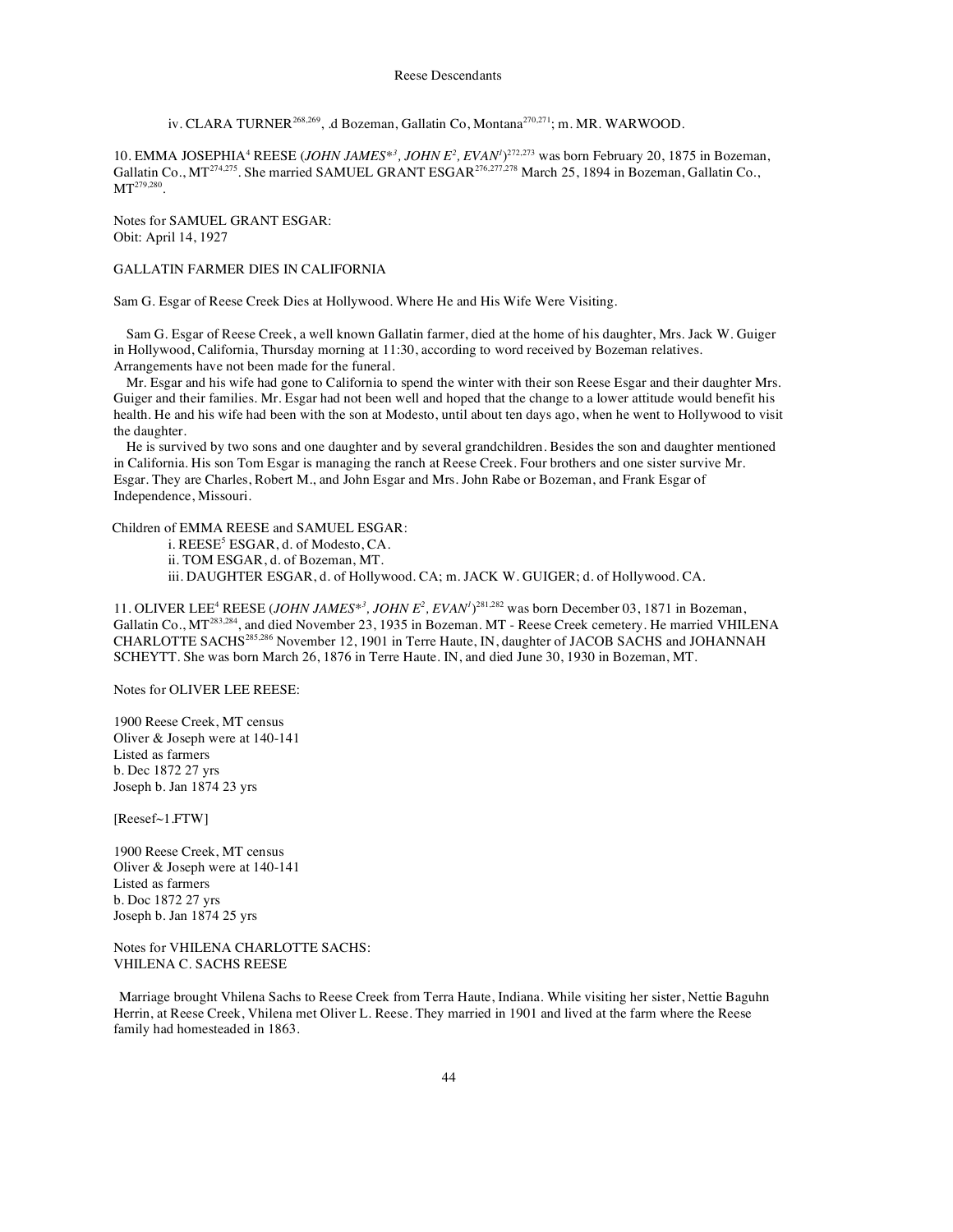iv. CLARA TURNER[268,269], .d Bozeman, Gallatin Co, Montana[270,271]; m. MR. WARWOOD.

10. EMMA JOSEPHIA[4] REESE (*JOHN JAMES*[*3], JOHN E[2], EVAN[1]*)[272,273] was born February 20, 1875 in Bozeman, Gallatin Co., MT[274,275]. She married SAMUEL GRANT ESGAR[276,277,278] March 25, 1894 in Bozeman, Gallatin Co., MT[279,280].

Notes for SAMUEL GRANT ESGAR:
Obit: April 14, 1927

GALLATIN FARMER DIES IN CALIFORNIA

Sam G. Esgar of Reese Creek Dies at Hollywood. Where He and His Wife Were Visiting.

Sam G. Esgar of Reese Creek, a well known Gallatin farmer, died at the home of his daughter, Mrs. Jack W. Guiger in Hollywood, California, Thursday morning at 11:30, according to word received by Bozeman relatives. Arrangements have not been made for the funeral.

Mr. Esgar and his wife had gone to California to spend the winter with their son Reese Esgar and their daughter Mrs. Guiger and their families. Mr. Esgar had not been well and hoped that the change to a lower attitude would benefit his health. He and his wife had been with the son at Modesto, until about ten days ago, when he went to Hollywood to visit the daughter.

He is survived by two sons and one daughter and by several grandchildren. Besides the son and daughter mentioned in California. His son Tom Esgar is managing the ranch at Reese Creek. Four brothers and one sister survive Mr. Esgar. They are Charles, Robert M., and John Esgar and Mrs. John Rabe or Bozeman, and Frank Esgar of Independence, Missouri.

Children of EMMA REESE and SAMUEL ESGAR:

- i. REESE[5] ESGAR, d. of Modesto, CA.
- ii. TOM ESGAR, d. of Bozeman, MT.
- iii. DAUGHTER ESGAR, d. of Hollywood. CA; m. JACK W. GUIGER; d. of Hollywood. CA.

11. OLIVER LEE[4] REESE (*JOHN JAMES*[*3], JOHN E[2], EVAN[1]*)[281,282] was born December 03, 1871 in Bozeman, Gallatin Co., MT[283,284], and died November 23, 1935 in Bozeman. MT - Reese Creek cemetery. He married VHILENA CHARLOTTE SACHS[285,286] November 12, 1901 in Terre Haute, IN, daughter of JACOB SACHS and JOHANNAH SCHEYTT. She was born March 26, 1876 in Terre Haute. IN, and died June 30, 1930 in Bozeman, MT.

Notes for OLIVER LEE REESE:

1900 Reese Creek, MT census
Oliver & Joseph were at 140-141
Listed as farmers
b. Dec 1872 27 yrs
Joseph b. Jan 1874 23 yrs

[Reesef~1.FTW]

1900 Reese Creek, MT census
Oliver & Joseph were at 140-141
Listed as farmers
b. Doc 1872 27 yrs
Joseph b. Jan 1874 25 yrs

Notes for VHILENA CHARLOTTE SACHS:
VHILENA C. SACHS REESE

Marriage brought Vhilena Sachs to Reese Creek from Terra Haute, Indiana. While visiting her sister, Nettie Baguhn Herrin, at Reese Creek, Vhilena met Oliver L. Reese. They married in 1901 and lived at the farm where the Reese family had homesteaded in 1863.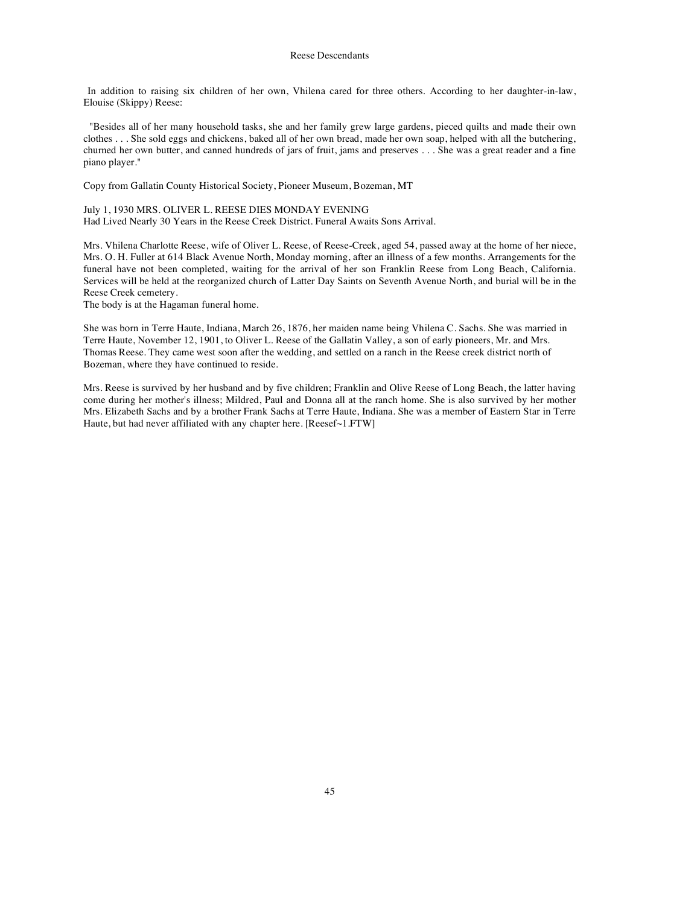In addition to raising six children of her own, Vhilena cared for three others. According to her daughter-in-law, Elouise (Skippy) Reese:

"Besides all of her many household tasks, she and her family grew large gardens, pieced quilts and made their own clothes . . . She sold eggs and chickens, baked all of her own bread, made her own soap, helped with all the butchering, churned her own butter, and canned hundreds of jars of fruit, jams and preserves . . . She was a great reader and a fine piano player."

Copy from Gallatin County Historical Society, Pioneer Museum, Bozeman, MT

July 1, 1930 MRS. OLIVER L. REESE DIES MONDAY EVENING
Had Lived Nearly 30 Years in the Reese Creek District. Funeral Awaits Sons Arrival.

Mrs. Vhilena Charlotte Reese, wife of Oliver L. Reese, of Reese-Creek, aged 54, passed away at the home of her niece, Mrs. O. H. Fuller at 614 Black Avenue North, Monday morning, after an illness of a few months. Arrangements for the funeral have not been completed, waiting for the arrival of her son Franklin Reese from Long Beach, California. Services will be held at the reorganized church of Latter Day Saints on Seventh Avenue North, and burial will be in the Reese Creek cemetery.
The body is at the Hagaman funeral home.

She was born in Terre Haute, Indiana, March 26, 1876, her maiden name being Vhilena C. Sachs. She was married in Terre Haute, November 12, 1901, to Oliver L. Reese of the Gallatin Valley, a son of early pioneers, Mr. and Mrs. Thomas Reese. They came west soon after the wedding, and settled on a ranch in the Reese creek district north of Bozeman, where they have continued to reside.

Mrs. Reese is survived by her husband and by five children; Franklin and Olive Reese of Long Beach, the latter having come during her mother's illness; Mildred, Paul and Donna all at the ranch home. She is also survived by her mother Mrs. Elizabeth Sachs and by a brother Frank Sachs at Terre Haute, Indiana. She was a member of Eastern Star in Terre Haute, but had never affiliated with any chapter here. [Reesef~1.FTW]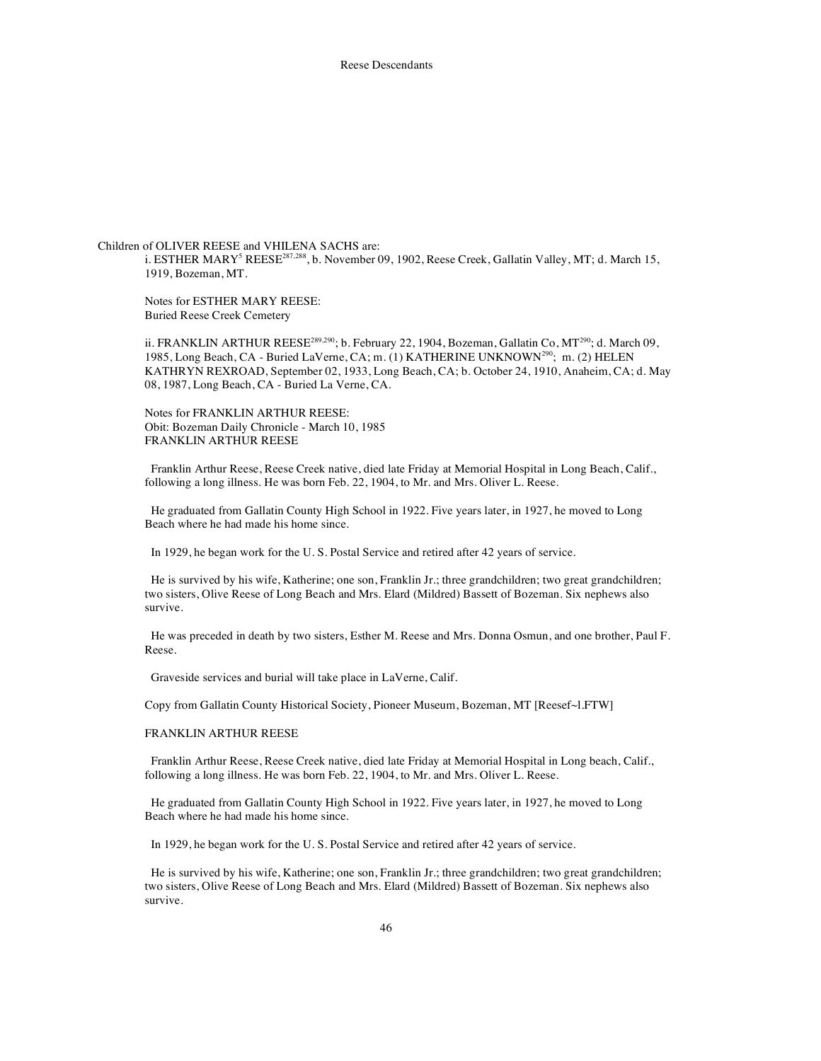Children of OLIVER REESE and VHILENA SACHS are:

i. ESTHER MARY$^5$ REESE[287,288], b. November 09, 1902, Reese Creek, Gallatin Valley, MT; d. March 15, 1919, Bozeman, MT.

Notes for ESTHER MARY REESE:
Buried Reese Creek Cemetery

ii. FRANKLIN ARTHUR REESE[289,290]; b. February 22, 1904, Bozeman, Gallatin Co, MT[290]; d. March 09, 1985, Long Beach, CA - Buried LaVerne, CA; m. (1) KATHERINE UNKNOWN[290]; m. (2) HELEN KATHRYN REXROAD, September 02, 1933, Long Beach, CA; b. October 24, 1910, Anaheim, CA; d. May 08, 1987, Long Beach, CA - Buried La Verne, CA.

Notes for FRANKLIN ARTHUR REESE:
Obit: Bozeman Daily Chronicle - March 10, 1985
FRANKLIN ARTHUR REESE

Franklin Arthur Reese, Reese Creek native, died late Friday at Memorial Hospital in Long Beach, Calif., following a long illness. He was born Feb. 22, 1904, to Mr. and Mrs. Oliver L. Reese.

He graduated from Gallatin County High School in 1922. Five years later, in 1927, he moved to Long Beach where he had made his home since.

In 1929, he began work for the U. S. Postal Service and retired after 42 years of service.

He is survived by his wife, Katherine; one son, Franklin Jr.; three grandchildren; two great grandchildren; two sisters, Olive Reese of Long Beach and Mrs. Elard (Mildred) Bassett of Bozeman. Six nephews also survive.

He was preceded in death by two sisters, Esther M. Reese and Mrs. Donna Osmun, and one brother, Paul F. Reese.

Graveside services and burial will take place in LaVerne, Calif.

Copy from Gallatin County Historical Society, Pioneer Museum, Bozeman, MT [Reesef~l.FTW]

FRANKLIN ARTHUR REESE

Franklin Arthur Reese, Reese Creek native, died late Friday at Memorial Hospital in Long beach, Calif., following a long illness. He was born Feb. 22, 1904, to Mr. and Mrs. Oliver L. Reese.

He graduated from Gallatin County High School in 1922. Five years later, in 1927, he moved to Long Beach where he had made his home since.

In 1929, he began work for the U. S. Postal Service and retired after 42 years of service.

He is survived by his wife, Katherine; one son, Franklin Jr.; three grandchildren; two great grandchildren; two sisters, Olive Reese of Long Beach and Mrs. Elard (Mildred) Bassett of Bozeman. Six nephews also survive.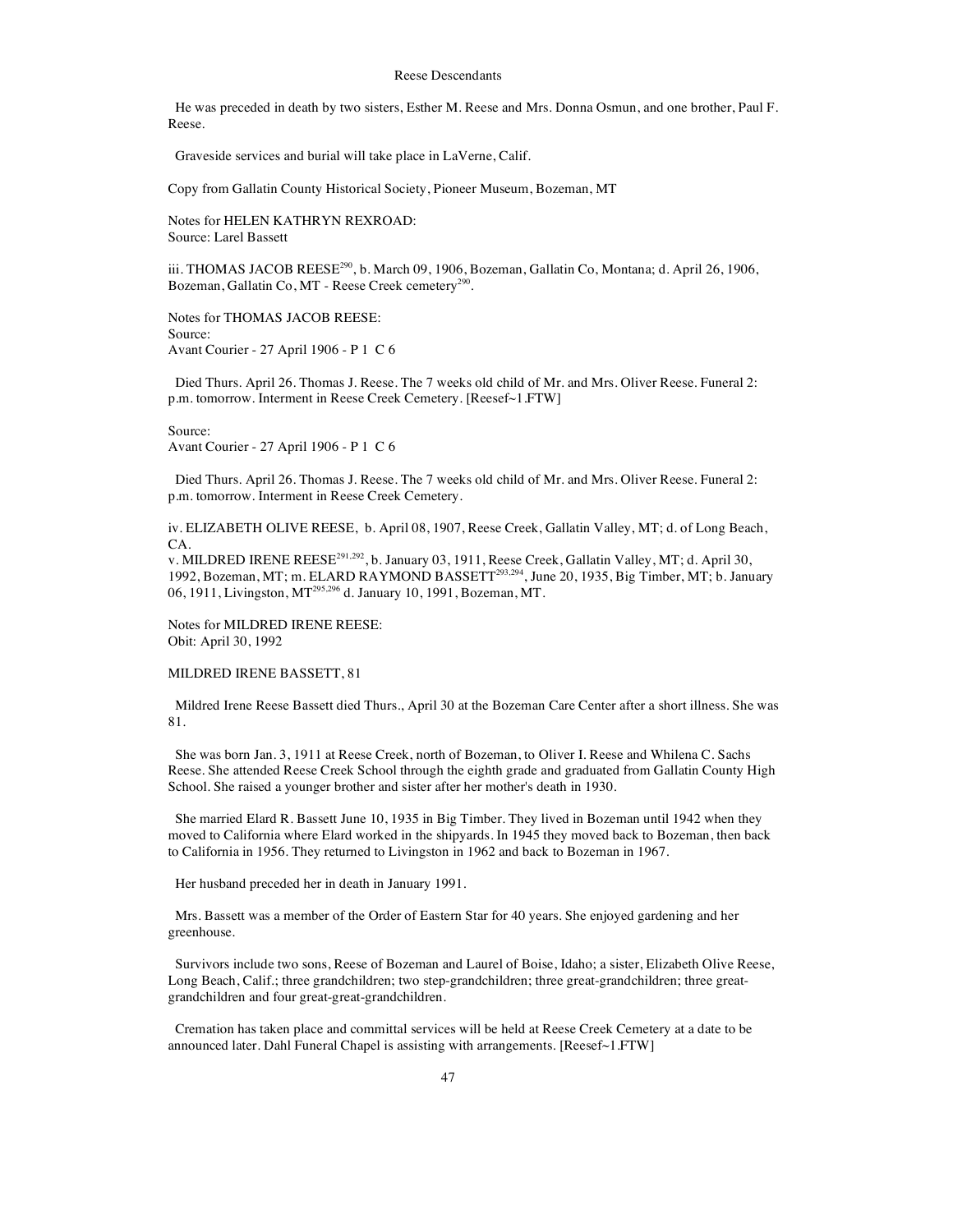He was preceded in death by two sisters, Esther M. Reese and Mrs. Donna Osmun, and one brother, Paul F. Reese.

Graveside services and burial will take place in LaVerne, Calif.

Copy from Gallatin County Historical Society, Pioneer Museum, Bozeman, MT

Notes for HELEN KATHRYN REXROAD:
Source: Larel Bassett

iii. THOMAS JACOB REESE[290], b. March 09, 1906, Bozeman, Gallatin Co, Montana; d. April 26, 1906, Bozeman, Gallatin Co, MT - Reese Creek cemetery[290].

Notes for THOMAS JACOB REESE:
Source:
Avant Courier - 27 April 1906 - P 1 C 6

Died Thurs. April 26. Thomas J. Reese. The 7 weeks old child of Mr. and Mrs. Oliver Reese. Funeral 2: p.m. tomorrow. Interment in Reese Creek Cemetery. [Reesef~1.FTW]

Source:
Avant Courier - 27 April 1906 - P 1 C 6

Died Thurs. April 26. Thomas J. Reese. The 7 weeks old child of Mr. and Mrs. Oliver Reese. Funeral 2: p.m. tomorrow. Interment in Reese Creek Cemetery.

iv. ELIZABETH OLIVE REESE, b. April 08, 1907, Reese Creek, Gallatin Valley, MT; d. of Long Beach, CA.
v. MILDRED IRENE REESE[291,292], b. January 03, 1911, Reese Creek, Gallatin Valley, MT; d. April 30, 1992, Bozeman, MT; m. ELARD RAYMOND BASSETT[293,294], June 20, 1935, Big Timber, MT; b. January 06, 1911, Livingston, MT[295,296] d. January 10, 1991, Bozeman, MT.

Notes for MILDRED IRENE REESE:
Obit: April 30, 1992

MILDRED IRENE BASSETT, 81

Mildred Irene Reese Bassett died Thurs., April 30 at the Bozeman Care Center after a short illness. She was 81.

She was born Jan. 3, 1911 at Reese Creek, north of Bozeman, to Oliver I. Reese and Whilena C. Sachs Reese. She attended Reese Creek School through the eighth grade and graduated from Gallatin County High School. She raised a younger brother and sister after her mother's death in 1930.

She married Elard R. Bassett June 10, 1935 in Big Timber. They lived in Bozeman until 1942 when they moved to California where Elard worked in the shipyards. In 1945 they moved back to Bozeman, then back to California in 1956. They returned to Livingston in 1962 and back to Bozeman in 1967.

Her husband preceded her in death in January 1991.

Mrs. Bassett was a member of the Order of Eastern Star for 40 years. She enjoyed gardening and her greenhouse.

Survivors include two sons, Reese of Bozeman and Laurel of Boise, Idaho; a sister, Elizabeth Olive Reese, Long Beach, Calif.; three grandchildren; two step-grandchildren; three great-grandchildren; three great-grandchildren and four great-great-grandchildren.

Cremation has taken place and committal services will be held at Reese Creek Cemetery at a date to be announced later. Dahl Funeral Chapel is assisting with arrangements. [Reesef~1.FTW]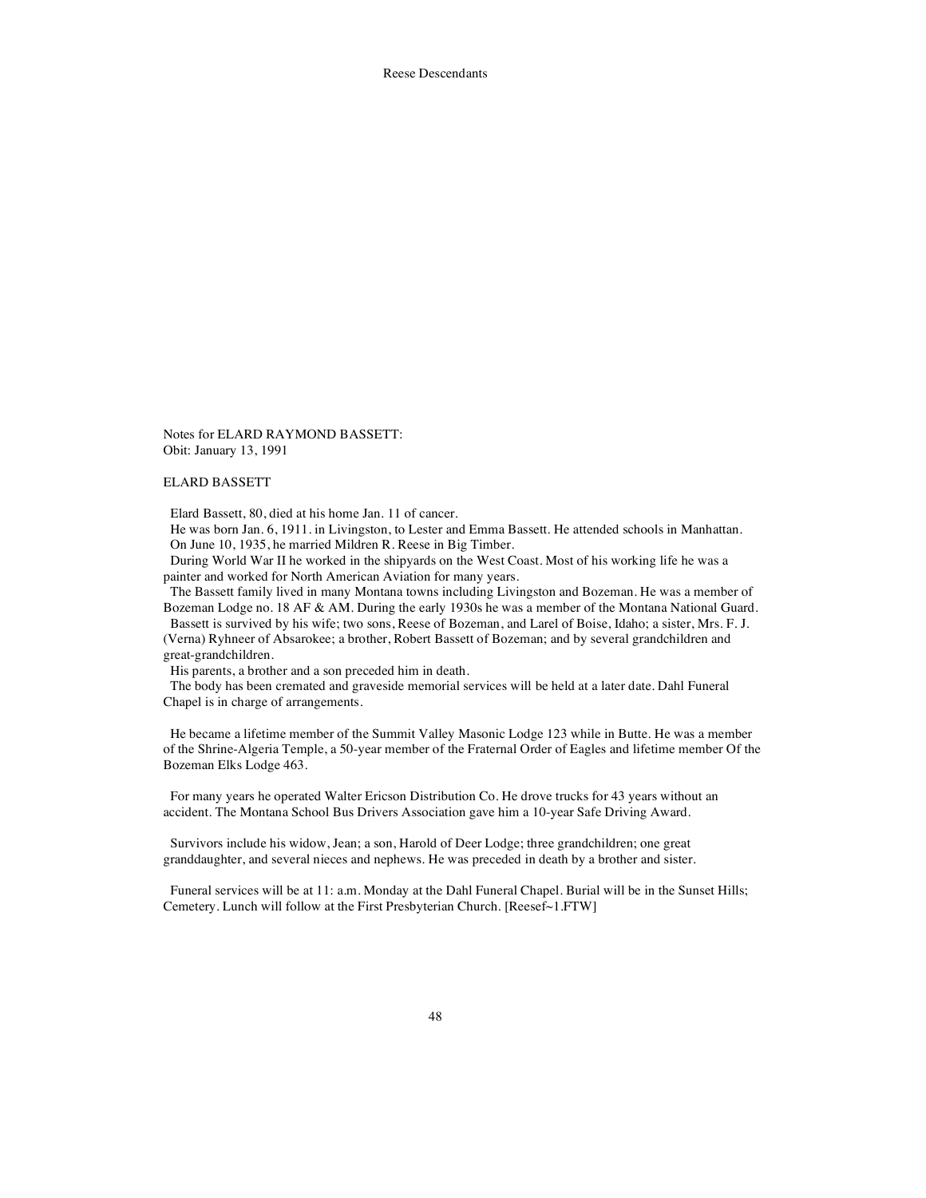Notes for ELARD RAYMOND BASSETT:
Obit: January 13, 1991

ELARD BASSETT

Elard Bassett, 80, died at his home Jan. 11 of cancer.
He was born Jan. 6, 1911. in Livingston, to Lester and Emma Bassett. He attended schools in Manhattan.
On June 10, 1935, he married Mildren R. Reese in Big Timber.
During World War II he worked in the shipyards on the West Coast. Most of his working life he was a painter and worked for North American Aviation for many years.
The Bassett family lived in many Montana towns including Livingston and Bozeman. He was a member of Bozeman Lodge no. 18 AF & AM. During the early 1930s he was a member of the Montana National Guard.
Bassett is survived by his wife; two sons, Reese of Bozeman, and Larel of Boise, Idaho; a sister, Mrs. F. J. (Verna) Ryhneer of Absarokee; a brother, Robert Bassett of Bozeman; and by several grandchildren and great-grandchildren.
His parents, a brother and a son preceded him in death.
The body has been cremated and graveside memorial services will be held at a later date. Dahl Funeral Chapel is in charge of arrangements.

He became a lifetime member of the Summit Valley Masonic Lodge 123 while in Butte. He was a member of the Shrine-Algeria Temple, a 50-year member of the Fraternal Order of Eagles and lifetime member Of the Bozeman Elks Lodge 463.

For many years he operated Walter Ericson Distribution Co. He drove trucks for 43 years without an accident. The Montana School Bus Drivers Association gave him a 10-year Safe Driving Award.

Survivors include his widow, Jean; a son, Harold of Deer Lodge; three grandchildren; one great granddaughter, and several nieces and nephews. He was preceded in death by a brother and sister.

Funeral services will be at 11: a.m. Monday at the Dahl Funeral Chapel. Burial will be in the Sunset Hills; Cemetery. Lunch will follow at the First Presbyterian Church. [Reesef~1.FTW]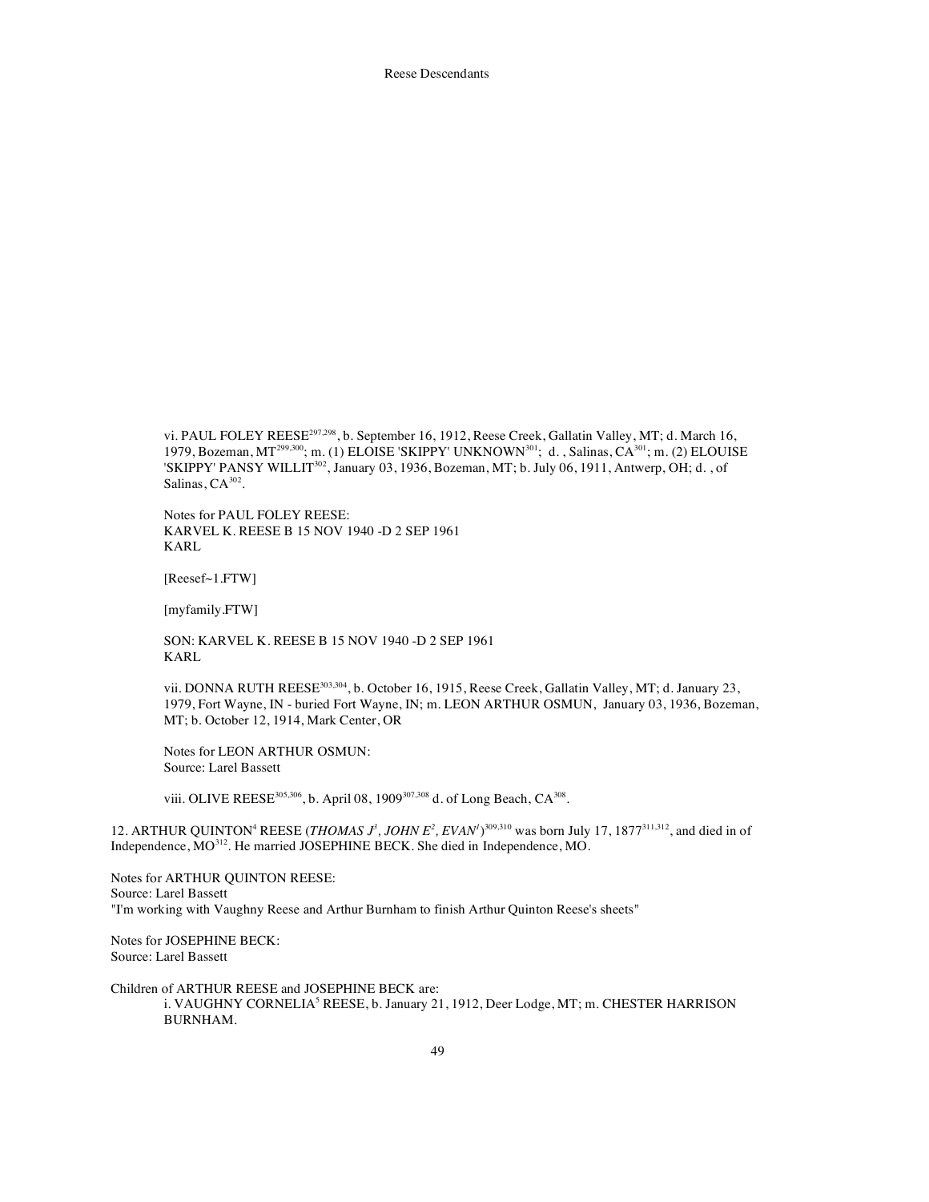vi. PAUL FOLEY REESE[297,298], b. September 16, 1912, Reese Creek, Gallatin Valley, MT; d. March 16, 1979, Bozeman, MT[299,300]; m. (1) ELOISE 'SKIPPY' UNKNOWN[301]; d. , Salinas, CA[301]; m. (2) ELOUISE 'SKIPPY' PANSY WILLIT[302], January 03, 1936, Bozeman, MT; b. July 06, 1911, Antwerp, OH; d. , of Salinas, CA[302].

Notes for PAUL FOLEY REESE:
KARVEL K. REESE B 15 NOV 1940 -D 2 SEP 1961
KARL

[Reesef~1.FTW]

[myfamily.FTW]

SON: KARVEL K. REESE B 15 NOV 1940 -D 2 SEP 1961
KARL

vii. DONNA RUTH REESE[303,304], b. October 16, 1915, Reese Creek, Gallatin Valley, MT; d. January 23, 1979, Fort Wayne, IN - buried Fort Wayne, IN; m. LEON ARTHUR OSMUN, January 03, 1936, Bozeman, MT; b. October 12, 1914, Mark Center, OR

Notes for LEON ARTHUR OSMUN:
Source: Larel Bassett

viii. OLIVE REESE[305,306], b. April 08, 1909[307,308] d. of Long Beach, CA[308].

12. ARTHUR QUINTON[4] REESE (*THOMAS J[3], JOHN E[2], EVAN[1]*)[309,310] was born July 17, 1877[311,312], and died in of Independence, MO[312]. He married JOSEPHINE BECK. She died in Independence, MO.

Notes for ARTHUR QUINTON REESE:
Source: Larel Bassett
"I'm working with Vaughny Reese and Arthur Burnham to finish Arthur Quinton Reese's sheets"

Notes for JOSEPHINE BECK:
Source: Larel Bassett

Children of ARTHUR REESE and JOSEPHINE BECK are:

i. VAUGHNY CORNELIA[5] REESE, b. January 21, 1912, Deer Lodge, MT; m. CHESTER HARRISON BURNHAM.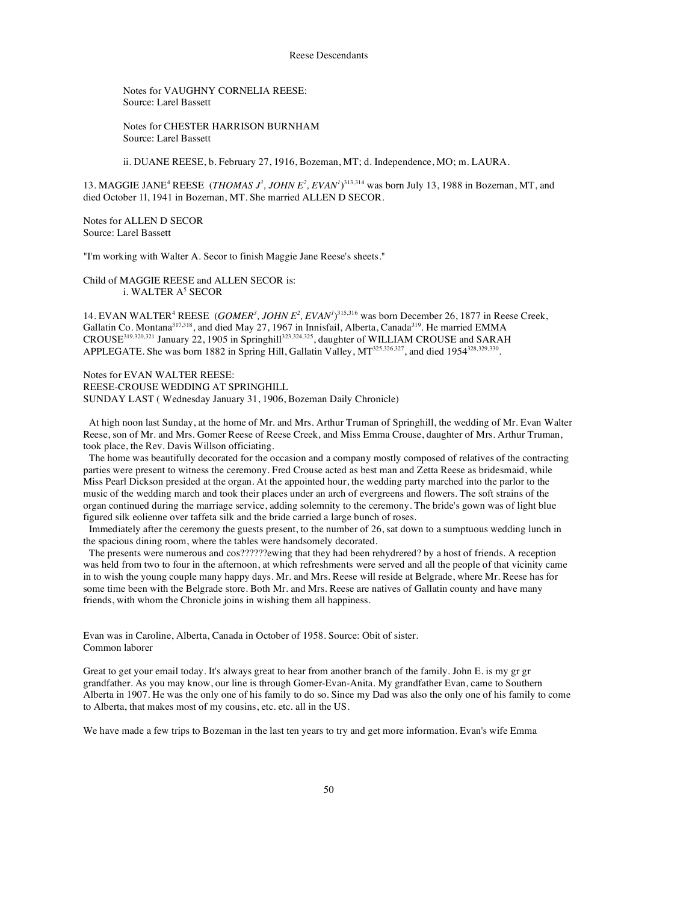Notes for VAUGHNY CORNELIA REESE:
Source: Larel Bassett

Notes for CHESTER HARRISON BURNHAM
Source: Larel Bassett

ii. DUANE REESE, b. February 27, 1916, Bozeman, MT; d. Independence, MO; m. LAURA.

13. MAGGIE JANE$^4$ REESE (*THOMAS J$^3$, JOHN E$^2$, EVAN$^1$*)[313,314] was born July 13, 1988 in Bozeman, MT, and died October 11, 1941 in Bozeman, MT. She married ALLEN D SECOR.

Notes for ALLEN D SECOR
Source: Larel Bassett

"I'm working with Walter A. Secor to finish Maggie Jane Reese's sheets."

Child of MAGGIE REESE and ALLEN SECOR is:
i. WALTER A$^5$ SECOR

14. EVAN WALTER$^4$ REESE (*GOMER$^3$, JOHN E$^2$, EVAN$^1$*)[315,316] was born December 26, 1877 in Reese Creek, Gallatin Co. Montana[317,318], and died May 27, 1967 in Innisfail, Alberta, Canada[319]. He married EMMA CROUSE[319,320,321] January 22, 1905 in Springhill[323,324,325], daughter of WILLIAM CROUSE and SARAH APPLEGATE. She was born 1882 in Spring Hill, Gallatin Valley, MT[325,326,327], and died 1954[328,329,330].

Notes for EVAN WALTER REESE:
REESE-CROUSE WEDDING AT SPRINGHILL
SUNDAY LAST ( Wednesday January 31, 1906, Bozeman Daily Chronicle)

At high noon last Sunday, at the home of Mr. and Mrs. Arthur Truman of Springhill, the wedding of Mr. Evan Walter Reese, son of Mr. and Mrs. Gomer Reese of Reese Creek, and Miss Emma Crouse, daughter of Mrs. Arthur Truman, took place, the Rev. Davis Willson officiating.

The home was beautifully decorated for the occasion and a company mostly composed of relatives of the contracting parties were present to witness the ceremony. Fred Crouse acted as best man and Zetta Reese as bridesmaid, while Miss Pearl Dickson presided at the organ. At the appointed hour, the wedding party marched into the parlor to the music of the wedding march and took their places under an arch of evergreens and flowers. The soft strains of the organ continued during the marriage service, adding solemnity to the ceremony. The bride's gown was of light blue figured silk eolienne over taffeta silk and the bride carried a large bunch of roses.

Immediately after the ceremony the guests present, to the number of 26, sat down to a sumptuous wedding lunch in the spacious dining room, where the tables were handsomely decorated.

The presents were numerous and cos??????ewing that they had been rehydrered? by a host of friends. A reception was held from two to four in the afternoon, at which refreshments were served and all the people of that vicinity came in to wish the young couple many happy days. Mr. and Mrs. Reese will reside at Belgrade, where Mr. Reese has for some time been with the Belgrade store. Both Mr. and Mrs. Reese are natives of Gallatin county and have many friends, with whom the Chronicle joins in wishing them all happiness.

Evan was in Caroline, Alberta, Canada in October of 1958. Source: Obit of sister.
Common laborer

Great to get your email today. It's always great to hear from another branch of the family. John E. is my gr gr grandfather. As you may know, our line is through Gomer-Evan-Anita. My grandfather Evan, came to Southern Alberta in 1907. He was the only one of his family to do so. Since my Dad was also the only one of his family to come to Alberta, that makes most of my cousins, etc. etc. all in the US.

We have made a few trips to Bozeman in the last ten years to try and get more information. Evan's wife Emma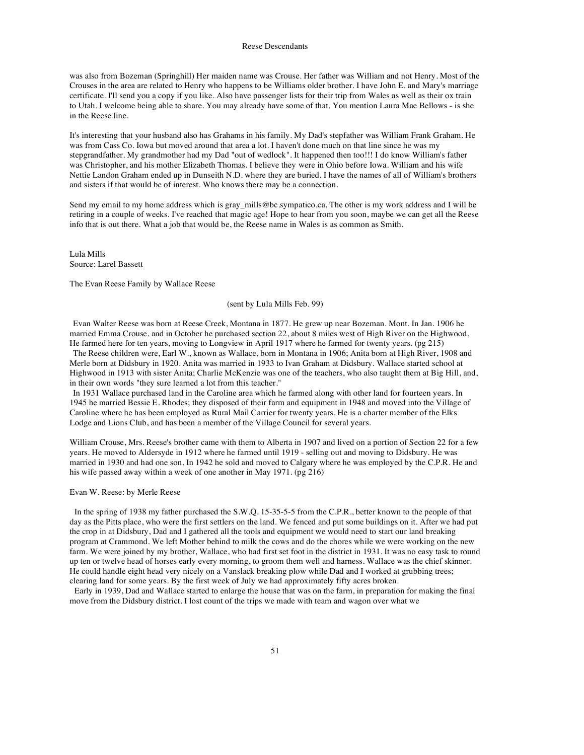was also from Bozeman (Springhill) Her maiden name was Crouse. Her father was William and not Henry. Most of the Crouses in the area are related to Henry who happens to be Williams older brother. I have John E. and Mary's marriage certificate. I'll send you a copy if you like. Also have passenger lists for their trip from Wales as well as their ox train to Utah. I welcome being able to share. You may already have some of that. You mention Laura Mae Bellows - is she in the Reese line.

It's interesting that your husband also has Grahams in his family. My Dad's stepfather was William Frank Graham. He was from Cass Co. Iowa but moved around that area a lot. I haven't done much on that line since he was my stepgrandfather. My grandmother had my Dad "out of wedlock". It happened then too!!! I do know William's father was Christopher, and his mother Elizabeth Thomas. I believe they were in Ohio before Iowa. William and his wife Nettie Landon Graham ended up in Dunseith N.D. where they are buried. I have the names of all of William's brothers and sisters if that would be of interest. Who knows there may be a connection.

Send my email to my home address which is gray_mills@bc.sympatico.ca. The other is my work address and I will be retiring in a couple of weeks. I've reached that magic age! Hope to hear from you soon, maybe we can get all the Reese info that is out there. What a job that would be, the Reese name in Wales is as common as Smith.

Lula Mills
Source: Larel Bassett

The Evan Reese Family by Wallace Reese

(sent by Lula Mills Feb. 99)

Evan Walter Reese was born at Reese Creek, Montana in 1877. He grew up near Bozeman. Mont. In Jan. 1906 he married Emma Crouse, and in October he purchased section 22, about 8 miles west of High River on the Highwood. He farmed here for ten years, moving to Longview in April 1917 where he farmed for twenty years. (pg 215)
The Reese children were, Earl W., known as Wallace, born in Montana in 1906; Anita born at High River, 1908 and Merle born at Didsbury in 1920. Anita was married in 1933 to Ivan Graham at Didsbury. Wallace started school at Highwood in 1913 with sister Anita; Charlie McKenzie was one of the teachers, who also taught them at Big Hill, and, in their own words "they sure learned a lot from this teacher."
In 1931 Wallace purchased land in the Caroline area which he farmed along with other land for fourteen years. In 1945 he married Bessie E. Rhodes; they disposed of their farm and equipment in 1948 and moved into the Village of Caroline where he has been employed as Rural Mail Carrier for twenty years. He is a charter member of the Elks Lodge and Lions Club, and has been a member of the Village Council for several years.

William Crouse, Mrs. Reese's brother came with them to Alberta in 1907 and lived on a portion of Section 22 for a few years. He moved to Aldersyde in 1912 where he farmed until 1919 - selling out and moving to Didsbury. He was married in 1930 and had one son. In 1942 he sold and moved to Calgary where he was employed by the C.P.R. He and his wife passed away within a week of one another in May 1971. (pg 216)

Evan W. Reese: by Merle Reese

In the spring of 1938 my father purchased the S.W.Q. 15-35-5-5 from the C.P.R., better known to the people of that day as the Pitts place, who were the first settlers on the land. We fenced and put some buildings on it. After we had put the crop in at Didsbury, Dad and I gathered all the tools and equipment we would need to start our land breaking program at Crammond. We left Mother behind to milk the cows and do the chores while we were working on the new farm. We were joined by my brother, Wallace, who had first set foot in the district in 1931. It was no easy task to round up ten or twelve head of horses early every morning, to groom them well and harness. Wallace was the chief skinner. He could handle eight head very nicely on a Vanslack breaking plow while Dad and I worked at grubbing trees; clearing land for some years. By the first week of July we had approximately fifty acres broken.
Early in 1939, Dad and Wallace started to enlarge the house that was on the farm, in preparation for making the final move from the Didsbury district. I lost count of the trips we made with team and wagon over what we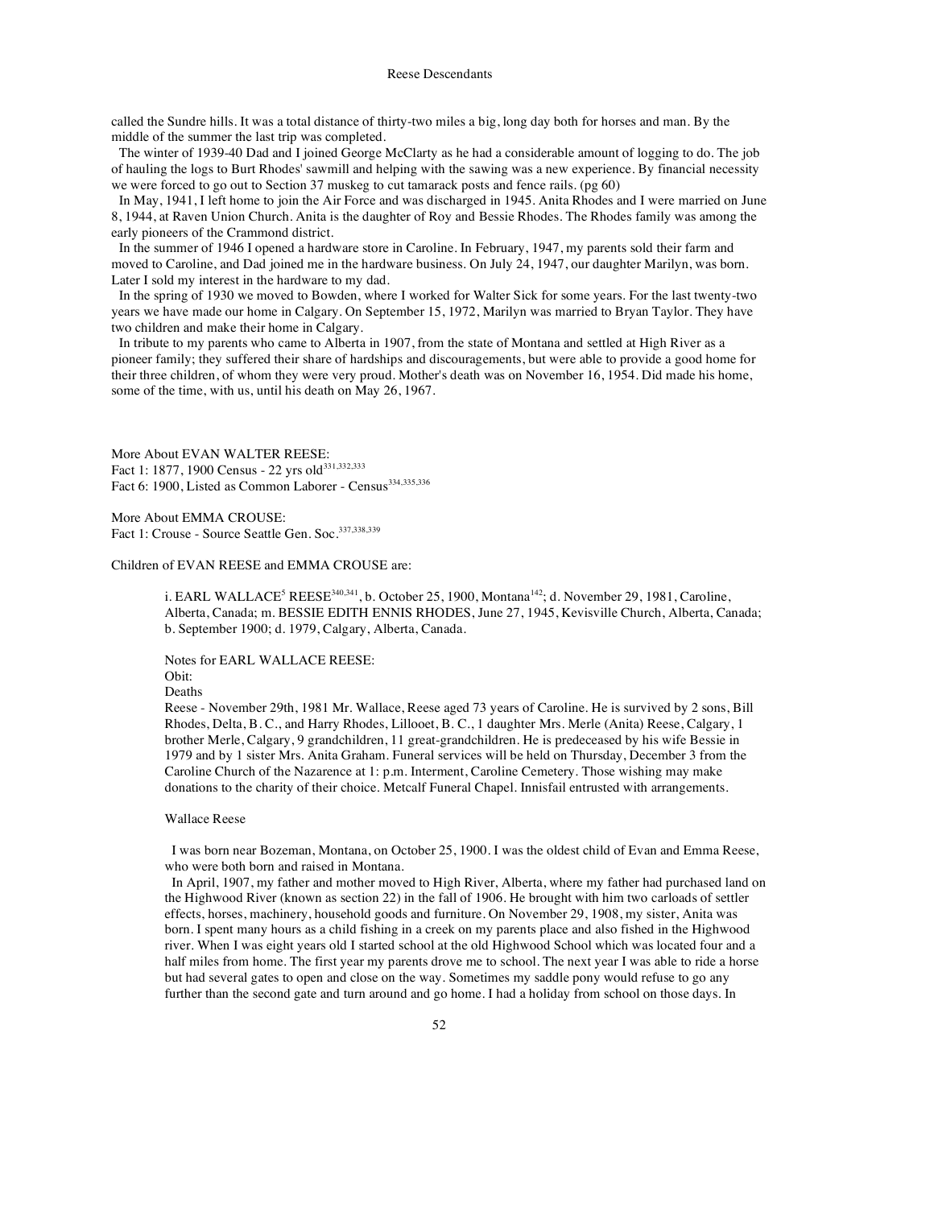called the Sundre hills. It was a total distance of thirty-two miles a big, long day both for horses and man. By the middle of the summer the last trip was completed.

The winter of 1939-40 Dad and I joined George McClarty as he had a considerable amount of logging to do. The job of hauling the logs to Burt Rhodes' sawmill and helping with the sawing was a new experience. By financial necessity we were forced to go out to Section 37 muskeg to cut tamarack posts and fence rails. (pg 60)

In May, 1941, I left home to join the Air Force and was discharged in 1945. Anita Rhodes and I were married on June 8, 1944, at Raven Union Church. Anita is the daughter of Roy and Bessie Rhodes. The Rhodes family was among the early pioneers of the Crammond district.

In the summer of 1946 I opened a hardware store in Caroline. In February, 1947, my parents sold their farm and moved to Caroline, and Dad joined me in the hardware business. On July 24, 1947, our daughter Marilyn, was born. Later I sold my interest in the hardware to my dad.

In the spring of 1930 we moved to Bowden, where I worked for Walter Sick for some years. For the last twenty-two years we have made our home in Calgary. On September 15, 1972, Marilyn was married to Bryan Taylor. They have two children and make their home in Calgary.

In tribute to my parents who came to Alberta in 1907, from the state of Montana and settled at High River as a pioneer family; they suffered their share of hardships and discouragements, but were able to provide a good home for their three children, of whom they were very proud. Mother's death was on November 16, 1954. Did made his home, some of the time, with us, until his death on May 26, 1967.

More About EVAN WALTER REESE:
Fact 1: 1877, 1900 Census - 22 yrs old[331,332,333]
Fact 6: 1900, Listed as Common Laborer - Census[334,335,336]

More About EMMA CROUSE:
Fact 1: Crouse - Source Seattle Gen. Soc.[337,338,339]

Children of EVAN REESE and EMMA CROUSE are:

i. EARL WALLACE[5] REESE[340,341], b. October 25, 1900, Montana[142]; d. November 29, 1981, Caroline, Alberta, Canada; m. BESSIE EDITH ENNIS RHODES, June 27, 1945, Kevisville Church, Alberta, Canada; b. September 1900; d. 1979, Calgary, Alberta, Canada.

Notes for EARL WALLACE REESE:
Obit:
Deaths
Reese - November 29th, 1981 Mr. Wallace, Reese aged 73 years of Caroline. He is survived by 2 sons, Bill Rhodes, Delta, B. C., and Harry Rhodes, Lillooet, B. C., 1 daughter Mrs. Merle (Anita) Reese, Calgary, 1 brother Merle, Calgary, 9 grandchildren, 11 great-grandchildren. He is predeceased by his wife Bessie in 1979 and by 1 sister Mrs. Anita Graham. Funeral services will be held on Thursday, December 3 from the Caroline Church of the Nazarence at 1: p.m. Interment, Caroline Cemetery. Those wishing may make donations to the charity of their choice. Metcalf Funeral Chapel. Innisfail entrusted with arrangements.

Wallace Reese

I was born near Bozeman, Montana, on October 25, 1900. I was the oldest child of Evan and Emma Reese, who were both born and raised in Montana.

In April, 1907, my father and mother moved to High River, Alberta, where my father had purchased land on the Highwood River (known as section 22) in the fall of 1906. He brought with him two carloads of settler effects, horses, machinery, household goods and furniture. On November 29, 1908, my sister, Anita was born. I spent many hours as a child fishing in a creek on my parents place and also fished in the Highwood river. When I was eight years old I started school at the old Highwood School which was located four and a half miles from home. The first year my parents drove me to school. The next year I was able to ride a horse but had several gates to open and close on the way. Sometimes my saddle pony would refuse to go any further than the second gate and turn around and go home. I had a holiday from school on those days. In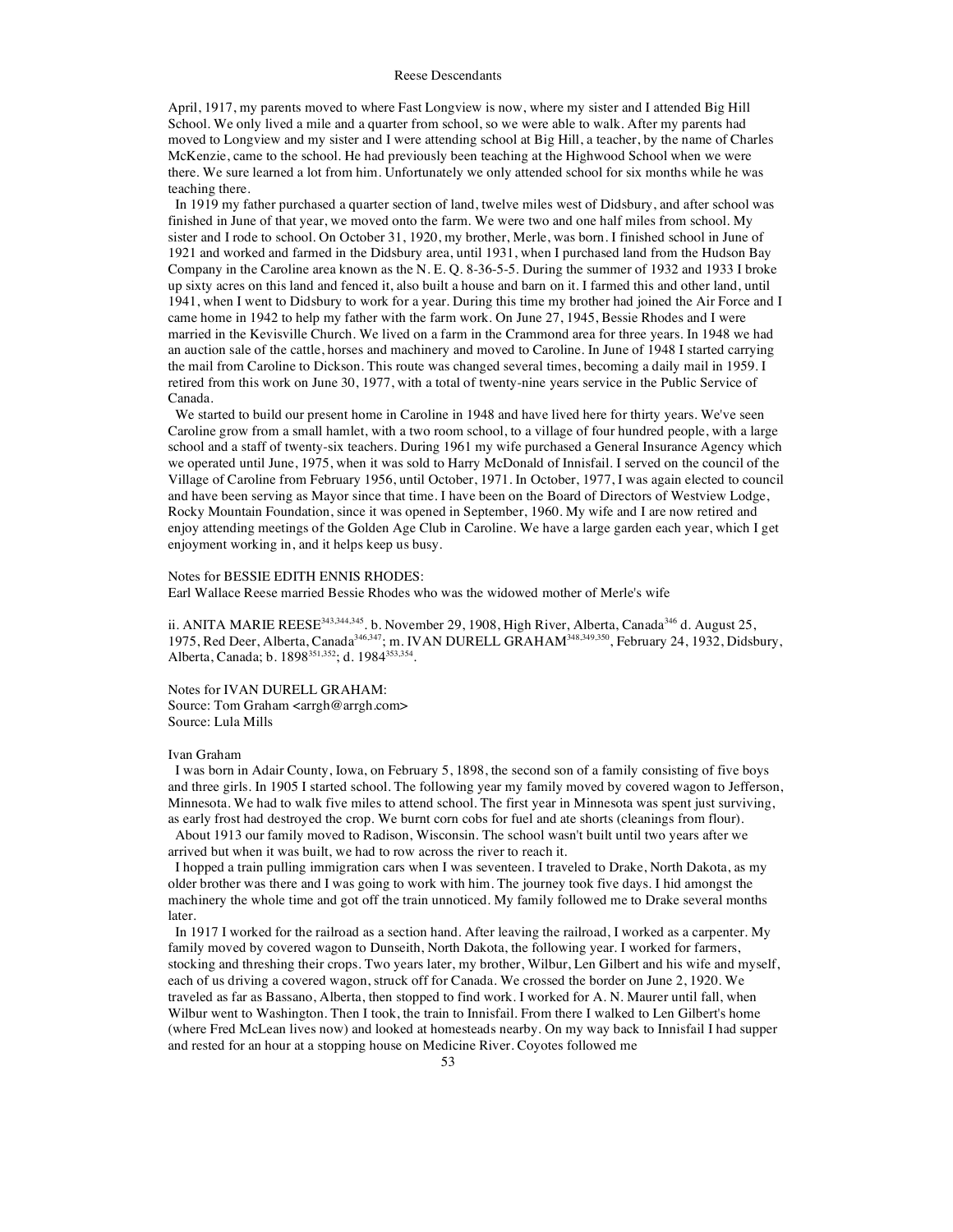April, 1917, my parents moved to where Fast Longview is now, where my sister and I attended Big Hill School. We only lived a mile and a quarter from school, so we were able to walk. After my parents had moved to Longview and my sister and I were attending school at Big Hill, a teacher, by the name of Charles McKenzie, came to the school. He had previously been teaching at the Highwood School when we were there. We sure learned a lot from him. Unfortunately we only attended school for six months while he was teaching there.

In 1919 my father purchased a quarter section of land, twelve miles west of Didsbury, and after school was finished in June of that year, we moved onto the farm. We were two and one half miles from school. My sister and I rode to school. On October 31, 1920, my brother, Merle, was born. I finished school in June of 1921 and worked and farmed in the Didsbury area, until 1931, when I purchased land from the Hudson Bay Company in the Caroline area known as the N. E. Q. 8-36-5-5. During the summer of 1932 and 1933 I broke up sixty acres on this land and fenced it, also built a house and barn on it. I farmed this and other land, until 1941, when I went to Didsbury to work for a year. During this time my brother had joined the Air Force and I came home in 1942 to help my father with the farm work. On June 27, 1945, Bessie Rhodes and I were married in the Kevisville Church. We lived on a farm in the Crammond area for three years. In 1948 we had an auction sale of the cattle, horses and machinery and moved to Caroline. In June of 1948 I started carrying the mail from Caroline to Dickson. This route was changed several times, becoming a daily mail in 1959. I retired from this work on June 30, 1977, with a total of twenty-nine years service in the Public Service of Canada.

We started to build our present home in Caroline in 1948 and have lived here for thirty years. We've seen Caroline grow from a small hamlet, with a two room school, to a village of four hundred people, with a large school and a staff of twenty-six teachers. During 1961 my wife purchased a General Insurance Agency which we operated until June, 1975, when it was sold to Harry McDonald of Innisfail. I served on the council of the Village of Caroline from February 1956, until October, 1971. In October, 1977, I was again elected to council and have been serving as Mayor since that time. I have been on the Board of Directors of Westview Lodge, Rocky Mountain Foundation, since it was opened in September, 1960. My wife and I are now retired and enjoy attending meetings of the Golden Age Club in Caroline. We have a large garden each year, which I get enjoyment working in, and it helps keep us busy.

Notes for BESSIE EDITH ENNIS RHODES:
Earl Wallace Reese married Bessie Rhodes who was the widowed mother of Merle's wife

ii. ANITA MARIE REESE[343,344,345]. b. November 29, 1908, High River, Alberta, Canada[346] d. August 25, 1975, Red Deer, Alberta, Canada[346,347]; m. IVAN DURELL GRAHAM[348,349,350], February 24, 1932, Didsbury, Alberta, Canada; b. 1898[351,352]; d. 1984[353,354].

Notes for IVAN DURELL GRAHAM:
Source: Tom Graham <arrgh@arrgh.com>
Source: Lula Mills

Ivan Graham

I was born in Adair County, Iowa, on February 5, 1898, the second son of a family consisting of five boys and three girls. In 1905 I started school. The following year my family moved by covered wagon to Jefferson, Minnesota. We had to walk five miles to attend school. The first year in Minnesota was spent just surviving, as early frost had destroyed the crop. We burnt corn cobs for fuel and ate shorts (cleanings from flour).

About 1913 our family moved to Radison, Wisconsin. The school wasn't built until two years after we arrived but when it was built, we had to row across the river to reach it.

I hopped a train pulling immigration cars when I was seventeen. I traveled to Drake, North Dakota, as my older brother was there and I was going to work with him. The journey took five days. I hid amongst the machinery the whole time and got off the train unnoticed. My family followed me to Drake several months later.

In 1917 I worked for the railroad as a section hand. After leaving the railroad, I worked as a carpenter. My family moved by covered wagon to Dunseith, North Dakota, the following year. I worked for farmers, stocking and threshing their crops. Two years later, my brother, Wilbur, Len Gilbert and his wife and myself, each of us driving a covered wagon, struck off for Canada. We crossed the border on June 2, 1920. We traveled as far as Bassano, Alberta, then stopped to find work. I worked for A. N. Maurer until fall, when Wilbur went to Washington. Then I took, the train to Innisfail. From there I walked to Len Gilbert's home (where Fred McLean lives now) and looked at homesteads nearby. On my way back to Innisfail I had supper and rested for an hour at a stopping house on Medicine River. Coyotes followed me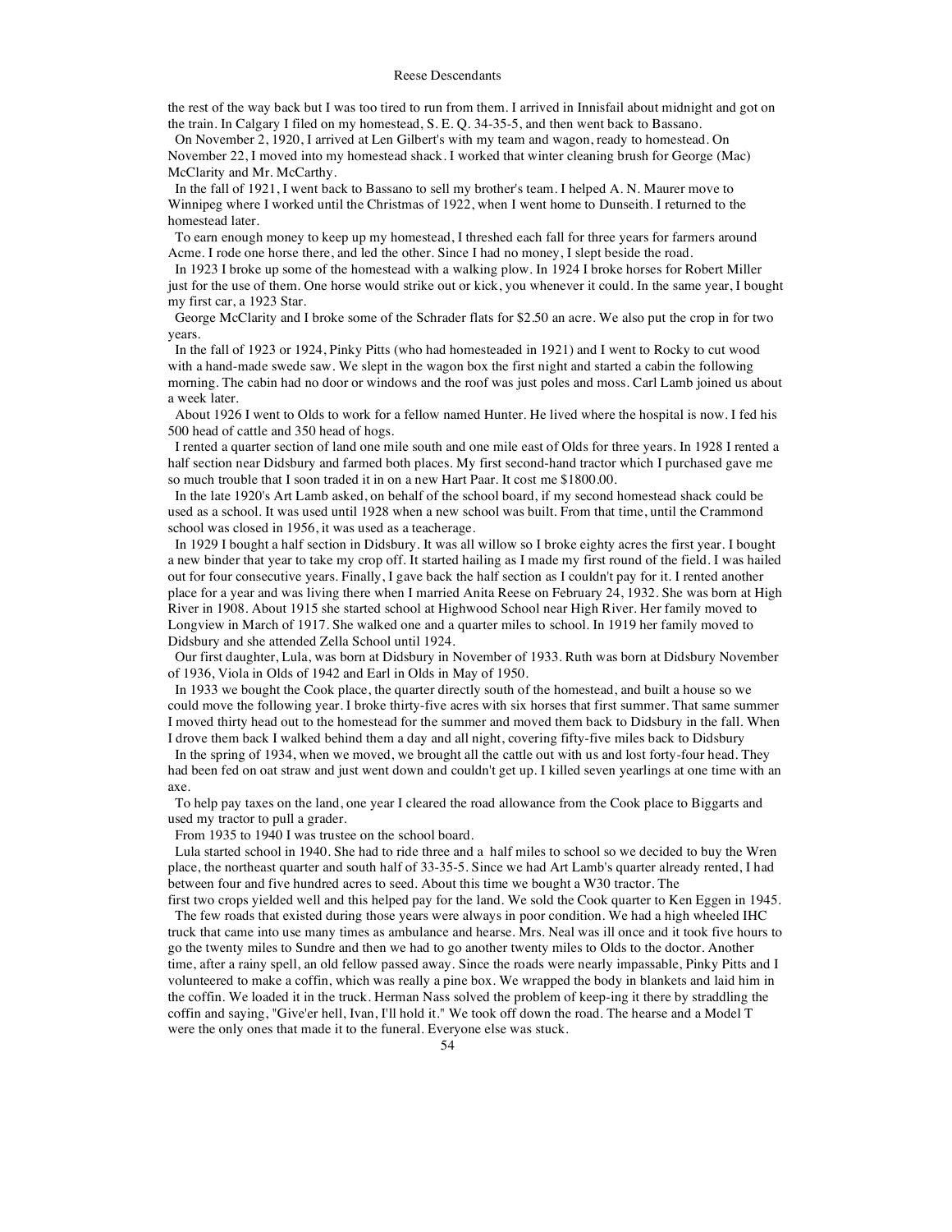the rest of the way back but I was too tired to run from them. I arrived in Innisfail about midnight and got on the train. In Calgary I filed on my homestead, S. E. Q. 34-35-5, and then went back to Bassano.

On November 2, 1920, I arrived at Len Gilbert's with my team and wagon, ready to homestead. On November 22, I moved into my homestead shack. I worked that winter cleaning brush for George (Mac) McClarity and Mr. McCarthy.

In the fall of 1921, I went back to Bassano to sell my brother's team. I helped A. N. Maurer move to Winnipeg where I worked until the Christmas of 1922, when I went home to Dunseith. I returned to the homestead later.

To earn enough money to keep up my homestead, I threshed each fall for three years for farmers around Acme. I rode one horse there, and led the other. Since I had no money, I slept beside the road.

In 1923 I broke up some of the homestead with a walking plow. In 1924 I broke horses for Robert Miller just for the use of them. One horse would strike out or kick, you whenever it could. In the same year, I bought my first car, a 1923 Star.

George McClarity and I broke some of the Schrader flats for $2.50 an acre. We also put the crop in for two years.

In the fall of 1923 or 1924, Pinky Pitts (who had homesteaded in 1921) and I went to Rocky to cut wood with a hand-made swede saw. We slept in the wagon box the first night and started a cabin the following morning. The cabin had no door or windows and the roof was just poles and moss. Carl Lamb joined us about a week later.

About 1926 I went to Olds to work for a fellow named Hunter. He lived where the hospital is now. I fed his 500 head of cattle and 350 head of hogs.

I rented a quarter section of land one mile south and one mile east of Olds for three years. In 1928 I rented a half section near Didsbury and farmed both places. My first second-hand tractor which I purchased gave me so much trouble that I soon traded it in on a new Hart Paar. It cost me $1800.00.

In the late 1920's Art Lamb asked, on behalf of the school board, if my second homestead shack could be used as a school. It was used until 1928 when a new school was built. From that time, until the Crammond school was closed in 1956, it was used as a teacherage.

In 1929 I bought a half section in Didsbury. It was all willow so I broke eighty acres the first year. I bought a new binder that year to take my crop off. It started hailing as I made my first round of the field. I was hailed out for four consecutive years. Finally, I gave back the half section as I couldn't pay for it. I rented another place for a year and was living there when I married Anita Reese on February 24, 1932. She was born at High River in 1908. About 1915 she started school at Highwood School near High River. Her family moved to Longview in March of 1917. She walked one and a quarter miles to school. In 1919 her family moved to Didsbury and she attended Zella School until 1924.

Our first daughter, Lula, was born at Didsbury in November of 1933. Ruth was born at Didsbury November of 1936, Viola in Olds of 1942 and Earl in Olds in May of 1950.

In 1933 we bought the Cook place, the quarter directly south of the homestead, and built a house so we could move the following year. I broke thirty-five acres with six horses that first summer. That same summer I moved thirty head out to the homestead for the summer and moved them back to Didsbury in the fall. When I drove them back I walked behind them a day and all night, covering fifty-five miles back to Didsbury

In the spring of 1934, when we moved, we brought all the cattle out with us and lost forty-four head. They had been fed on oat straw and just went down and couldn't get up. I killed seven yearlings at one time with an axe.

To help pay taxes on the land, one year I cleared the road allowance from the Cook place to Biggarts and used my tractor to pull a grader.

From 1935 to 1940 I was trustee on the school board.

Lula started school in 1940. She had to ride three and a half miles to school so we decided to buy the Wren place, the northeast quarter and south half of 33-35-5. Since we had Art Lamb's quarter already rented, I had between four and five hundred acres to seed. About this time we bought a W30 tractor. The first two crops yielded well and this helped pay for the land. We sold the Cook quarter to Ken Eggen in 1945.

The few roads that existed during those years were always in poor condition. We had a high wheeled IHC truck that came into use many times as ambulance and hearse. Mrs. Neal was ill once and it took five hours to go the twenty miles to Sundre and then we had to go another twenty miles to Olds to the doctor. Another time, after a rainy spell, an old fellow passed away. Since the roads were nearly impassable, Pinky Pitts and I volunteered to make a coffin, which was really a pine box. We wrapped the body in blankets and laid him in the coffin. We loaded it in the truck. Herman Nass solved the problem of keep-ing it there by straddling the coffin and saying, "Give'er hell, Ivan, I'll hold it." We took off down the road. The hearse and a Model T were the only ones that made it to the funeral. Everyone else was stuck.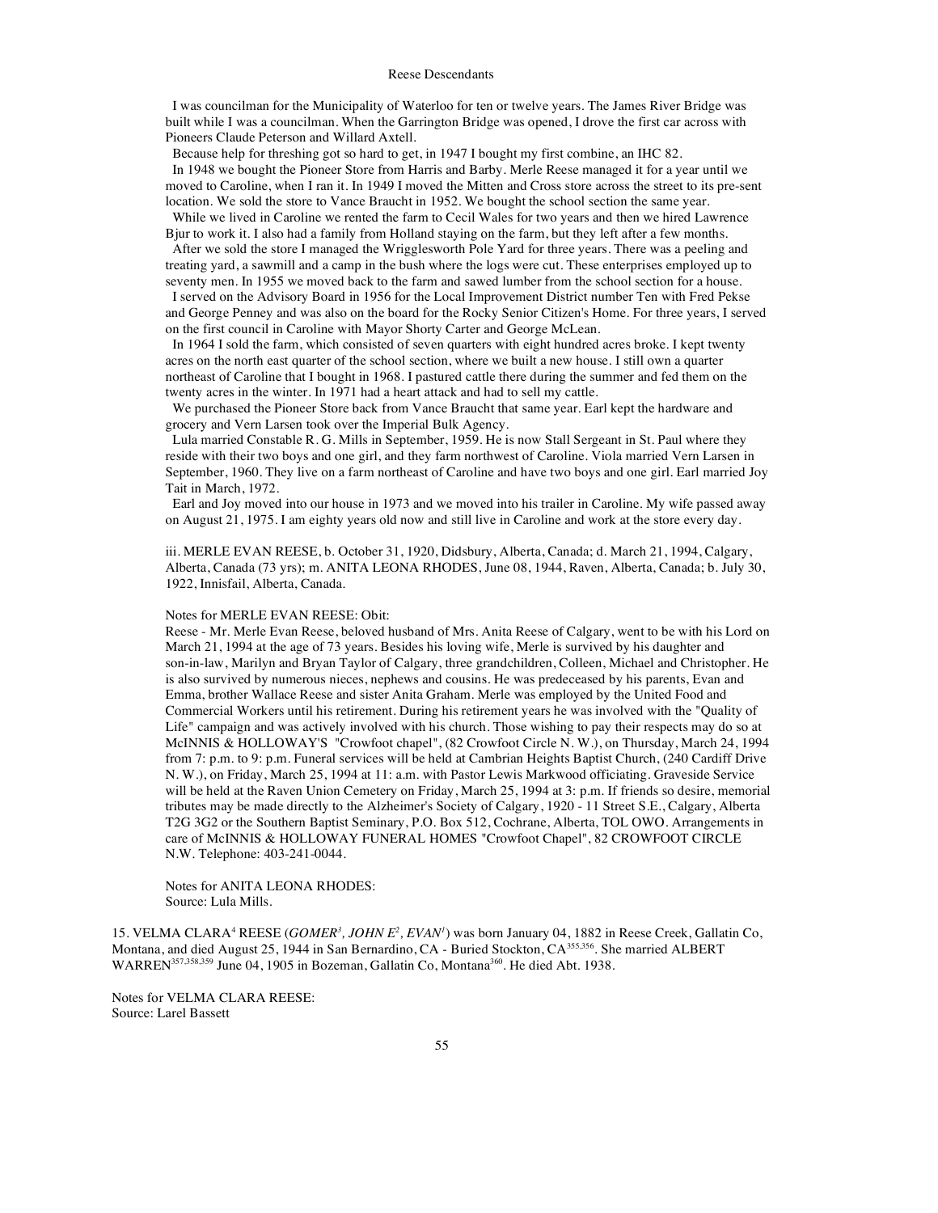I was councilman for the Municipality of Waterloo for ten or twelve years. The James River Bridge was built while I was a councilman. When the Garrington Bridge was opened, I drove the first car across with Pioneers Claude Peterson and Willard Axtell.

Because help for threshing got so hard to get, in 1947 I bought my first combine, an IHC 82.

In 1948 we bought the Pioneer Store from Harris and Barby. Merle Reese managed it for a year until we moved to Caroline, when I ran it. In 1949 I moved the Mitten and Cross store across the street to its pre-sent location. We sold the store to Vance Braucht in 1952. We bought the school section the same year.

While we lived in Caroline we rented the farm to Cecil Wales for two years and then we hired Lawrence Bjur to work it. I also had a family from Holland staying on the farm, but they left after a few months.

After we sold the store I managed the Wrigglesworth Pole Yard for three years. There was a peeling and treating yard, a sawmill and a camp in the bush where the logs were cut. These enterprises employed up to seventy men. In 1955 we moved back to the farm and sawed lumber from the school section for a house.

I served on the Advisory Board in 1956 for the Local Improvement District number Ten with Fred Pekse and George Penney and was also on the board for the Rocky Senior Citizen's Home. For three years, I served on the first council in Caroline with Mayor Shorty Carter and George McLean.

In 1964 I sold the farm, which consisted of seven quarters with eight hundred acres broke. I kept twenty acres on the north east quarter of the school section, where we built a new house. I still own a quarter northeast of Caroline that I bought in 1968. I pastured cattle there during the summer and fed them on the twenty acres in the winter. In 1971 had a heart attack and had to sell my cattle.

We purchased the Pioneer Store back from Vance Braucht that same year. Earl kept the hardware and grocery and Vern Larsen took over the Imperial Bulk Agency.

Lula married Constable R. G. Mills in September, 1959. He is now Stall Sergeant in St. Paul where they reside with their two boys and one girl, and they farm northwest of Caroline. Viola married Vern Larsen in September, 1960. They live on a farm northeast of Caroline and have two boys and one girl. Earl married Joy Tait in March, 1972.

Earl and Joy moved into our house in 1973 and we moved into his trailer in Caroline. My wife passed away on August 21, 1975. I am eighty years old now and still live in Caroline and work at the store every day.

iii. MERLE EVAN REESE, b. October 31, 1920, Didsbury, Alberta, Canada; d. March 21, 1994, Calgary, Alberta, Canada (73 yrs); m. ANITA LEONA RHODES, June 08, 1944, Raven, Alberta, Canada; b. July 30, 1922, Innisfail, Alberta, Canada.

Notes for MERLE EVAN REESE: Obit:
Reese - Mr. Merle Evan Reese, beloved husband of Mrs. Anita Reese of Calgary, went to be with his Lord on March 21, 1994 at the age of 73 years. Besides his loving wife, Merle is survived by his daughter and son-in-law, Marilyn and Bryan Taylor of Calgary, three grandchildren, Colleen, Michael and Christopher. He is also survived by numerous nieces, nephews and cousins. He was predeceased by his parents, Evan and Emma, brother Wallace Reese and sister Anita Graham. Merle was employed by the United Food and Commercial Workers until his retirement. During his retirement years he was involved with the "Quality of Life" campaign and was actively involved with his church. Those wishing to pay their respects may do so at McINNIS & HOLLOWAY'S "Crowfoot chapel", (82 Crowfoot Circle N. W.), on Thursday, March 24, 1994 from 7: p.m. to 9: p.m. Funeral services will be held at Cambrian Heights Baptist Church, (240 Cardiff Drive N. W.), on Friday, March 25, 1994 at 11: a.m. with Pastor Lewis Markwood officiating. Graveside Service will be held at the Raven Union Cemetery on Friday, March 25, 1994 at 3: p.m. If friends so desire, memorial tributes may be made directly to the Alzheimer's Society of Calgary, 1920 - 11 Street S.E., Calgary, Alberta T2G 3G2 or the Southern Baptist Seminary, P.O. Box 512, Cochrane, Alberta, TOL OWO. Arrangements in care of McINNIS & HOLLOWAY FUNERAL HOMES "Crowfoot Chapel", 82 CROWFOOT CIRCLE N.W. Telephone: 403-241-0044.

Notes for ANITA LEONA RHODES:
Source: Lula Mills.

15. VELMA CLARA[4] REESE (*GOMER[3], JOHN E[2], EVAN[1]*) was born January 04, 1882 in Reese Creek, Gallatin Co, Montana, and died August 25, 1944 in San Bernardino, CA - Buried Stockton, CA[355,356]. She married ALBERT WARREN[357,358,359] June 04, 1905 in Bozeman, Gallatin Co, Montana[360]. He died Abt. 1938.

Notes for VELMA CLARA REESE:
Source: Larel Bassett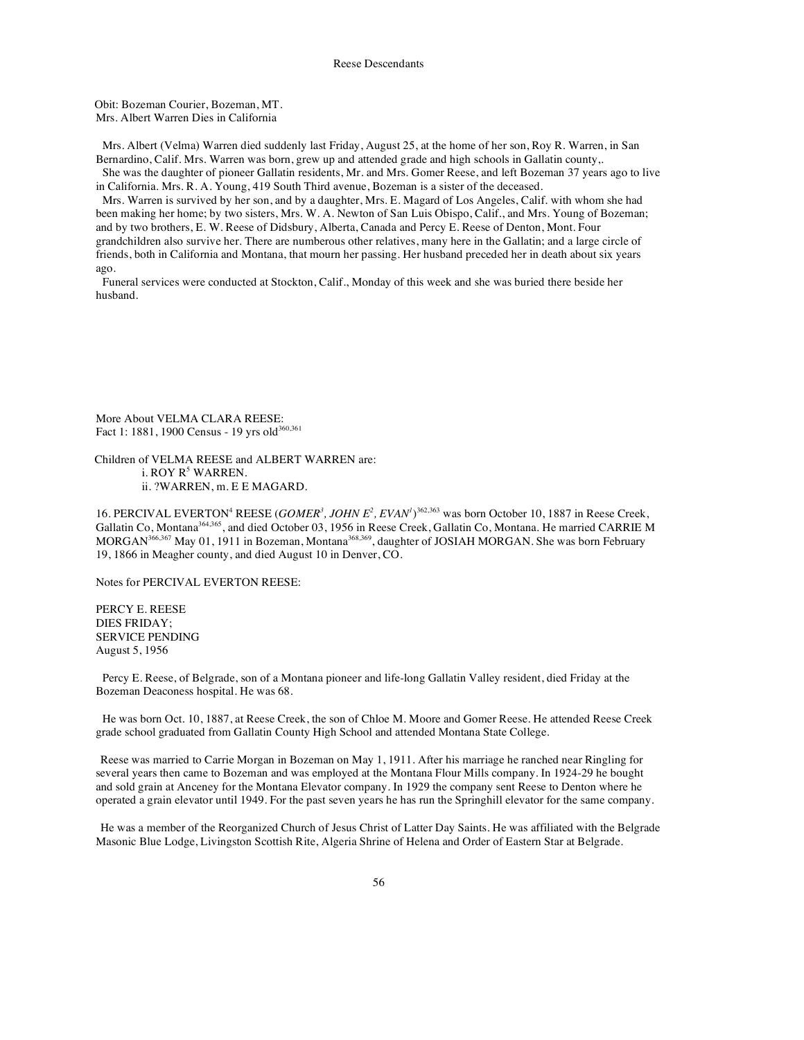Obit: Bozeman Courier, Bozeman, MT.
Mrs. Albert Warren Dies in California

Mrs. Albert (Velma) Warren died suddenly last Friday, August 25, at the home of her son, Roy R. Warren, in San Bernardino, Calif. Mrs. Warren was born, grew up and attended grade and high schools in Gallatin county,.

She was the daughter of pioneer Gallatin residents, Mr. and Mrs. Gomer Reese, and left Bozeman 37 years ago to live in California. Mrs. R. A. Young, 419 South Third avenue, Bozeman is a sister of the deceased.

Mrs. Warren is survived by her son, and by a daughter, Mrs. E. Magard of Los Angeles, Calif. with whom she had been making her home; by two sisters, Mrs. W. A. Newton of San Luis Obispo, Calif., and Mrs. Young of Bozeman; and by two brothers, E. W. Reese of Didsbury, Alberta, Canada and Percy E. Reese of Denton, Mont. Four grandchildren also survive her. There are numberous other relatives, many here in the Gallatin; and a large circle of friends, both in California and Montana, that mourn her passing. Her husband preceded her in death about six years ago.

Funeral services were conducted at Stockton, Calif., Monday of this week and she was buried there beside her husband.

More About VELMA CLARA REESE:
Fact 1: 1881, 1900 Census - 19 yrs old[360,361]

Children of VELMA REESE and ALBERT WARREN are:
- i. ROY R[5] WARREN.
- ii. ?WARREN, m. E E MAGARD.

16. PERCIVAL EVERTON[4] REESE (*GOMER[3], JOHN E[2], EVAN[1]*)[362,363] was born October 10, 1887 in Reese Creek, Gallatin Co, Montana[364,365], and died October 03, 1956 in Reese Creek, Gallatin Co, Montana. He married CARRIE M MORGAN[366,367] May 01, 1911 in Bozeman, Montana[368,369], daughter of JOSIAH MORGAN. She was born February 19, 1866 in Meagher county, and died August 10 in Denver, CO.

Notes for PERCIVAL EVERTON REESE:

PERCY E. REESE
DIES FRIDAY;
SERVICE PENDING
August 5, 1956

Percy E. Reese, of Belgrade, son of a Montana pioneer and life-long Gallatin Valley resident, died Friday at the Bozeman Deaconess hospital. He was 68.

He was born Oct. 10, 1887, at Reese Creek, the son of Chloe M. Moore and Gomer Reese. He attended Reese Creek grade school graduated from Gallatin County High School and attended Montana State College.

Reese was married to Carrie Morgan in Bozeman on May 1, 1911. After his marriage he ranched near Ringling for several years then came to Bozeman and was employed at the Montana Flour Mills company. In 1924-29 he bought and sold grain at Anceney for the Montana Elevator company. In 1929 the company sent Reese to Denton where he operated a grain elevator until 1949. For the past seven years he has run the Springhill elevator for the same company.

He was a member of the Reorganized Church of Jesus Christ of Latter Day Saints. He was affiliated with the Belgrade Masonic Blue Lodge, Livingston Scottish Rite, Algeria Shrine of Helena and Order of Eastern Star at Belgrade.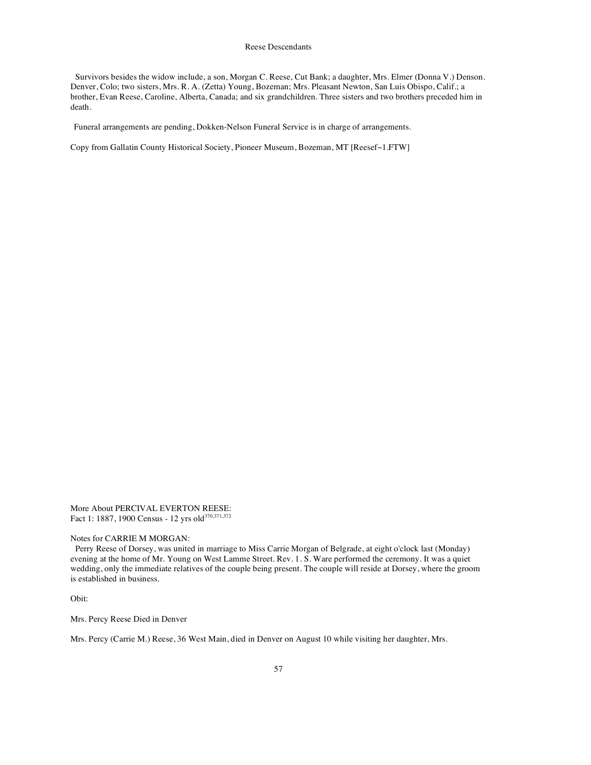Survivors besides the widow include, a son, Morgan C. Reese, Cut Bank; a daughter, Mrs. Elmer (Donna V.) Denson. Denver, Colo; two sisters, Mrs. R. A. (Zetta) Young, Bozeman; Mrs. Pleasant Newton, San Luis Obispo, Calif.; a brother, Evan Reese, Caroline, Alberta, Canada; and six grandchildren. Three sisters and two brothers preceded him in death.

Funeral arrangements are pending, Dokken-Nelson Funeral Service is in charge of arrangements.

Copy from Gallatin County Historical Society, Pioneer Museum, Bozeman, MT [Reesef~1.FTW]

More About PERCIVAL EVERTON REESE:
Fact 1: 1887, 1900 Census - 12 yrs old[370,371,372]

Notes for CARRIE M MORGAN:
Perry Reese of Dorsey, was united in marriage to Miss Carrie Morgan of Belgrade, at eight o'clock last (Monday) evening at the home of Mr. Young on West Lamme Street. Rev. 1. S. Ware performed the ceremony. It was a quiet wedding, only the immediate relatives of the couple being present. The couple will reside at Dorsey, where the groom is established in business.

Obit:

Mrs. Percy Reese Died in Denver

Mrs. Percy (Carrie M.) Reese, 36 West Main, died in Denver on August 10 while visiting her daughter, Mrs.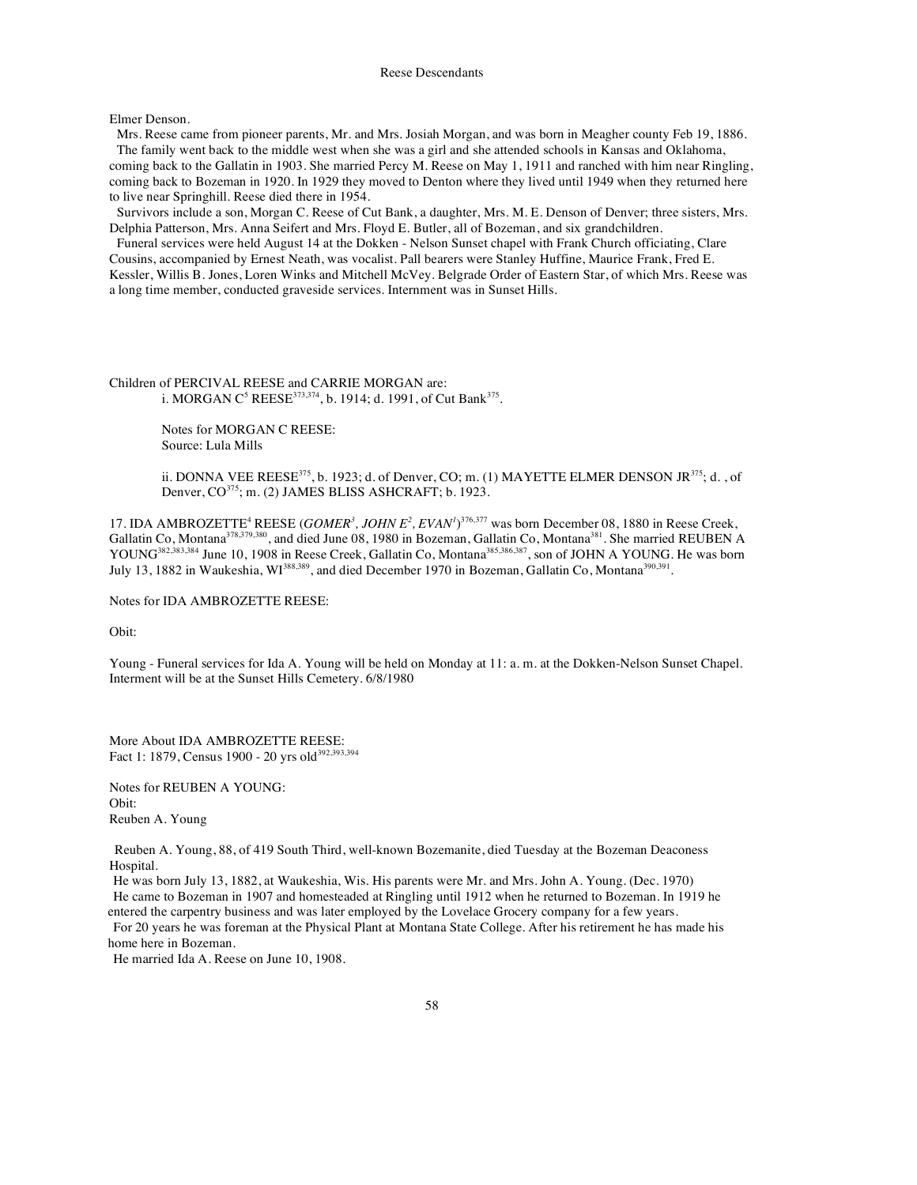Elmer Denson.

Mrs. Reese came from pioneer parents, Mr. and Mrs. Josiah Morgan, and was born in Meagher county Feb 19, 1886.

The family went back to the middle west when she was a girl and she attended schools in Kansas and Oklahoma, coming back to the Gallatin in 1903. She married Percy M. Reese on May 1, 1911 and ranched with him near Ringling, coming back to Bozeman in 1920. In 1929 they moved to Denton where they lived until 1949 when they returned here to live near Springhill. Reese died there in 1954.

Survivors include a son, Morgan C. Reese of Cut Bank, a daughter, Mrs. M. E. Denson of Denver; three sisters, Mrs. Delphia Patterson, Mrs. Anna Seifert and Mrs. Floyd E. Butler, all of Bozeman, and six grandchildren.

Funeral services were held August 14 at the Dokken - Nelson Sunset chapel with Frank Church officiating, Clare Cousins, accompanied by Ernest Neath, was vocalist. Pall bearers were Stanley Huffine, Maurice Frank, Fred E. Kessler, Willis B. Jones, Loren Winks and Mitchell McVey. Belgrade Order of Eastern Star, of which Mrs. Reese was a long time member, conducted graveside services. Internment was in Sunset Hills.

Children of PERCIVAL REESE and CARRIE MORGAN are:

i. MORGAN C[5] REESE[373,374], b. 1914; d. 1991, of Cut Bank[375].

Notes for MORGAN C REESE:
Source: Lula Mills

ii. DONNA VEE REESE[375], b. 1923; d. of Denver, CO; m. (1) MAYETTE ELMER DENSON JR[375]; d. , of Denver, CO[375]; m. (2) JAMES BLISS ASHCRAFT; b. 1923.

17. IDA AMBROZETTE[4] REESE (*GOMER[3], JOHN E[2], EVAN[1]*)[376,377] was born December 08, 1880 in Reese Creek, Gallatin Co, Montana[378,379,380], and died June 08, 1980 in Bozeman, Gallatin Co, Montana[381]. She married REUBEN A YOUNG[382,383,384] June 10, 1908 in Reese Creek, Gallatin Co, Montana[385,386,387], son of JOHN A YOUNG. He was born July 13, 1882 in Waukeshia, WI[388,389], and died December 1970 in Bozeman, Gallatin Co, Montana[390,391].

Notes for IDA AMBROZETTE REESE:

Obit:

Young - Funeral services for Ida A. Young will be held on Monday at 11: a. m. at the Dokken-Nelson Sunset Chapel. Interment will be at the Sunset Hills Cemetery. 6/8/1980

More About IDA AMBROZETTE REESE:
Fact 1: 1879, Census 1900 - 20 yrs old[392,393,394]

Notes for REUBEN A YOUNG:
Obit:
Reuben A. Young

Reuben A. Young, 88, of 419 South Third, well-known Bozemanite, died Tuesday at the Bozeman Deaconess Hospital.

He was born July 13, 1882, at Waukeshia, Wis. His parents were Mr. and Mrs. John A. Young. (Dec. 1970)

He came to Bozeman in 1907 and homesteaded at Ringling until 1912 when he returned to Bozeman. In 1919 he entered the carpentry business and was later employed by the Lovelace Grocery company for a few years.

For 20 years he was foreman at the Physical Plant at Montana State College. After his retirement he has made his home here in Bozeman.

He married Ida A. Reese on June 10, 1908.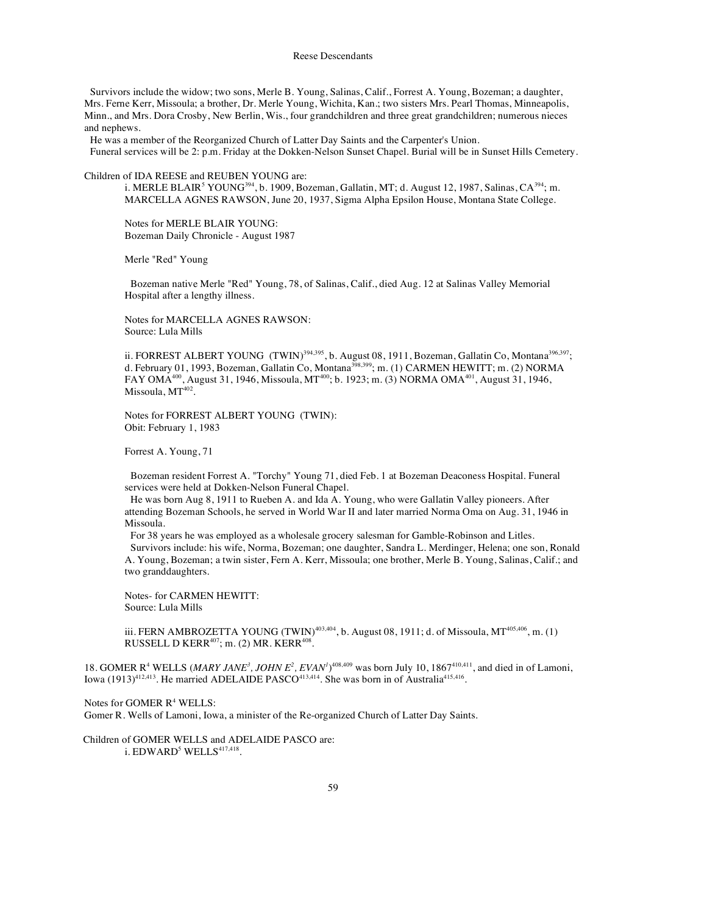Survivors include the widow; two sons, Merle B. Young, Salinas, Calif., Forrest A. Young, Bozeman; a daughter, Mrs. Ferne Kerr, Missoula; a brother, Dr. Merle Young, Wichita, Kan.; two sisters Mrs. Pearl Thomas, Minneapolis, Minn., and Mrs. Dora Crosby, New Berlin, Wis., four grandchildren and three great grandchildren; numerous nieces and nephews.

He was a member of the Reorganized Church of Latter Day Saints and the Carpenter's Union.

Funeral services will be 2: p.m. Friday at the Dokken-Nelson Sunset Chapel. Burial will be in Sunset Hills Cemetery.

Children of IDA REESE and REUBEN YOUNG are:

i. MERLE BLAIR[5] YOUNG[394], b. 1909, Bozeman, Gallatin, MT; d. August 12, 1987, Salinas, CA[394]; m. MARCELLA AGNES RAWSON, June 20, 1937, Sigma Alpha Epsilon House, Montana State College.

Notes for MERLE BLAIR YOUNG:
Bozeman Daily Chronicle - August 1987

Merle "Red" Young

Bozeman native Merle "Red" Young, 78, of Salinas, Calif., died Aug. 12 at Salinas Valley Memorial Hospital after a lengthy illness.

Notes for MARCELLA AGNES RAWSON:
Source: Lula Mills

ii. FORREST ALBERT YOUNG (TWIN)[394,395], b. August 08, 1911, Bozeman, Gallatin Co, Montana[396,397]; d. February 01, 1993, Bozeman, Gallatin Co, Montana[398,399]; m. (1) CARMEN HEWITT; m. (2) NORMA FAY OMA[400], August 31, 1946, Missoula, MT[400]; b. 1923; m. (3) NORMA OMA[401], August 31, 1946, Missoula, MT[402].

Notes for FORREST ALBERT YOUNG (TWIN):
Obit: February 1, 1983

Forrest A. Young, 71

Bozeman resident Forrest A. "Torchy" Young 71, died Feb. 1 at Bozeman Deaconess Hospital. Funeral services were held at Dokken-Nelson Funeral Chapel.

He was born Aug 8, 1911 to Rueben A. and Ida A. Young, who were Gallatin Valley pioneers. After attending Bozeman Schools, he served in World War II and later married Norma Oma on Aug. 31, 1946 in Missoula.

For 38 years he was employed as a wholesale grocery salesman for Gamble-Robinson and Litles.

Survivors include: his wife, Norma, Bozeman; one daughter, Sandra L. Merdinger, Helena; one son, Ronald A. Young, Bozeman; a twin sister, Fern A. Kerr, Missoula; one brother, Merle B. Young, Salinas, Calif.; and two granddaughters.

Notes- for CARMEN HEWITT:
Source: Lula Mills

iii. FERN AMBROZETTA YOUNG (TWIN)[403,404], b. August 08, 1911; d. of Missoula, MT[405,406], m. (1) RUSSELL D KERR[407]; m. (2) MR. KERR[408].

18. GOMER R[4] WELLS (*MARY JANE[3], JOHN E[2], EVAN[1]*)[408,409] was born July 10, 1867[410,411], and died in of Lamoni, Iowa (1913)[412,413]. He married ADELAIDE PASCO[413,414]. She was born in of Australia[415,416].

Notes for GOMER R[4] WELLS:
Gomer R. Wells of Lamoni, Iowa, a minister of the Re-organized Church of Latter Day Saints.

Children of GOMER WELLS and ADELAIDE PASCO are:

i. EDWARD[5] WELLS[417,418].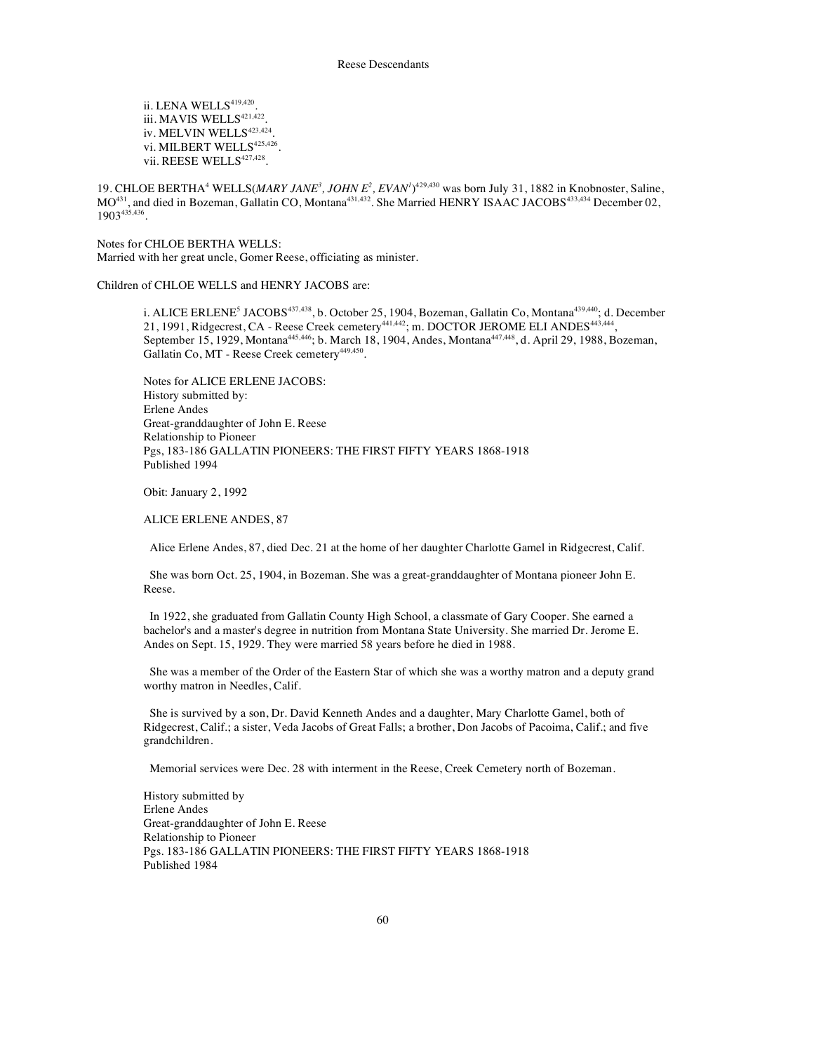ii. LENA WELLS[419,420].
iii. MAVIS WELLS[421,422].
iv. MELVIN WELLS[423,424].
vi. MILBERT WELLS[425,426].
vii. REESE WELLS[427,428].

19. CHLOE BERTHA[4] WELLS(*MARY JANE[3], JOHN E[2], EVAN[1]*)[429,430] was born July 31, 1882 in Knobnoster, Saline, MO[431], and died in Bozeman, Gallatin CO, Montana[431,432]. She Married HENRY ISAAC JACOBS[433,434] December 02, 1903[435,436].

Notes for CHLOE BERTHA WELLS:
Married with her great uncle, Gomer Reese, officiating as minister.

Children of CHLOE WELLS and HENRY JACOBS are:

i. ALICE ERLENE[5] JACOBS[437,438], b. October 25, 1904, Bozeman, Gallatin Co, Montana[439,440]; d. December 21, 1991, Ridgecrest, CA - Reese Creek cemetery[441,442]; m. DOCTOR JEROME ELI ANDES[443,444], September 15, 1929, Montana[445,446]; b. March 18, 1904, Andes, Montana[447,448], d. April 29, 1988, Bozeman, Gallatin Co, MT - Reese Creek cemetery[449,450].

Notes for ALICE ERLENE JACOBS:
History submitted by:
Erlene Andes
Great-granddaughter of John E. Reese
Relationship to Pioneer
Pgs, 183-186 GALLATIN PIONEERS: THE FIRST FIFTY YEARS 1868-1918
Published 1994

Obit: January 2, 1992

ALICE ERLENE ANDES, 87

Alice Erlene Andes, 87, died Dec. 21 at the home of her daughter Charlotte Gamel in Ridgecrest, Calif.

She was born Oct. 25, 1904, in Bozeman. She was a great-granddaughter of Montana pioneer John E. Reese.

In 1922, she graduated from Gallatin County High School, a classmate of Gary Cooper. She earned a bachelor's and a master's degree in nutrition from Montana State University. She married Dr. Jerome E. Andes on Sept. 15, 1929. They were married 58 years before he died in 1988.

She was a member of the Order of the Eastern Star of which she was a worthy matron and a deputy grand worthy matron in Needles, Calif.

She is survived by a son, Dr. David Kenneth Andes and a daughter, Mary Charlotte Gamel, both of Ridgecrest, Calif.; a sister, Veda Jacobs of Great Falls; a brother, Don Jacobs of Pacoima, Calif.; and five grandchildren.

Memorial services were Dec. 28 with interment in the Reese, Creek Cemetery north of Bozeman.

History submitted by
Erlene Andes
Great-granddaughter of John E. Reese
Relationship to Pioneer
Pgs. 183-186 GALLATIN PIONEERS: THE FIRST FIFTY YEARS 1868-1918
Published 1984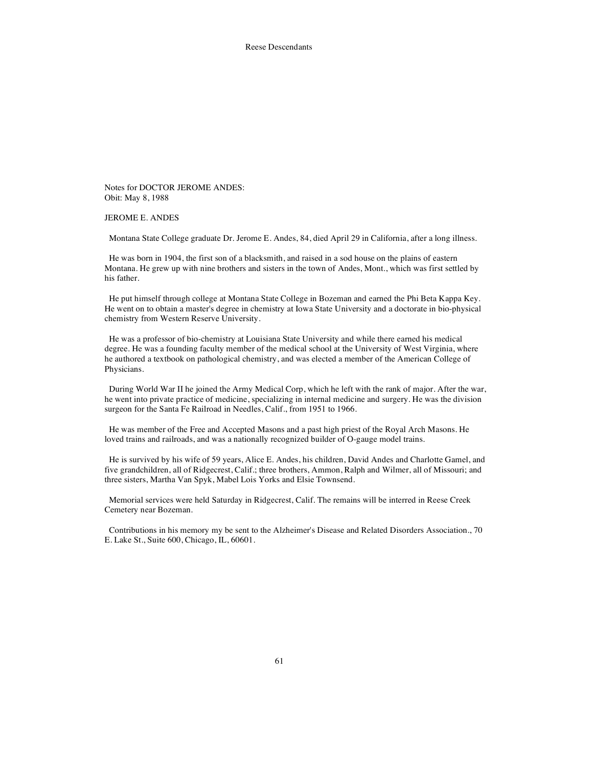Notes for DOCTOR JEROME ANDES:
Obit: May 8, 1988

JEROME E. ANDES

Montana State College graduate Dr. Jerome E. Andes, 84, died April 29 in California, after a long illness.

He was born in 1904, the first son of a blacksmith, and raised in a sod house on the plains of eastern Montana. He grew up with nine brothers and sisters in the town of Andes, Mont., which was first settled by his father.

He put himself through college at Montana State College in Bozeman and earned the Phi Beta Kappa Key. He went on to obtain a master's degree in chemistry at Iowa State University and a doctorate in bio-physical chemistry from Western Reserve University.

He was a professor of bio-chemistry at Louisiana State University and while there earned his medical degree. He was a founding faculty member of the medical school at the University of West Virginia, where he authored a textbook on pathological chemistry, and was elected a member of the American College of Physicians.

During World War II he joined the Army Medical Corp, which he left with the rank of major. After the war, he went into private practice of medicine, specializing in internal medicine and surgery. He was the division surgeon for the Santa Fe Railroad in Needles, Calif., from 1951 to 1966.

He was member of the Free and Accepted Masons and a past high priest of the Royal Arch Masons. He loved trains and railroads, and was a nationally recognized builder of O-gauge model trains.

He is survived by his wife of 59 years, Alice E. Andes, his children, David Andes and Charlotte Gamel, and five grandchildren, all of Ridgecrest, Calif.; three brothers, Ammon, Ralph and Wilmer, all of Missouri; and three sisters, Martha Van Spyk, Mabel Lois Yorks and Elsie Townsend.

Memorial services were held Saturday in Ridgecrest, Calif. The remains will be interred in Reese Creek Cemetery near Bozeman.

Contributions in his memory my be sent to the Alzheimer's Disease and Related Disorders Association., 70 E. Lake St., Suite 600, Chicago, IL, 60601.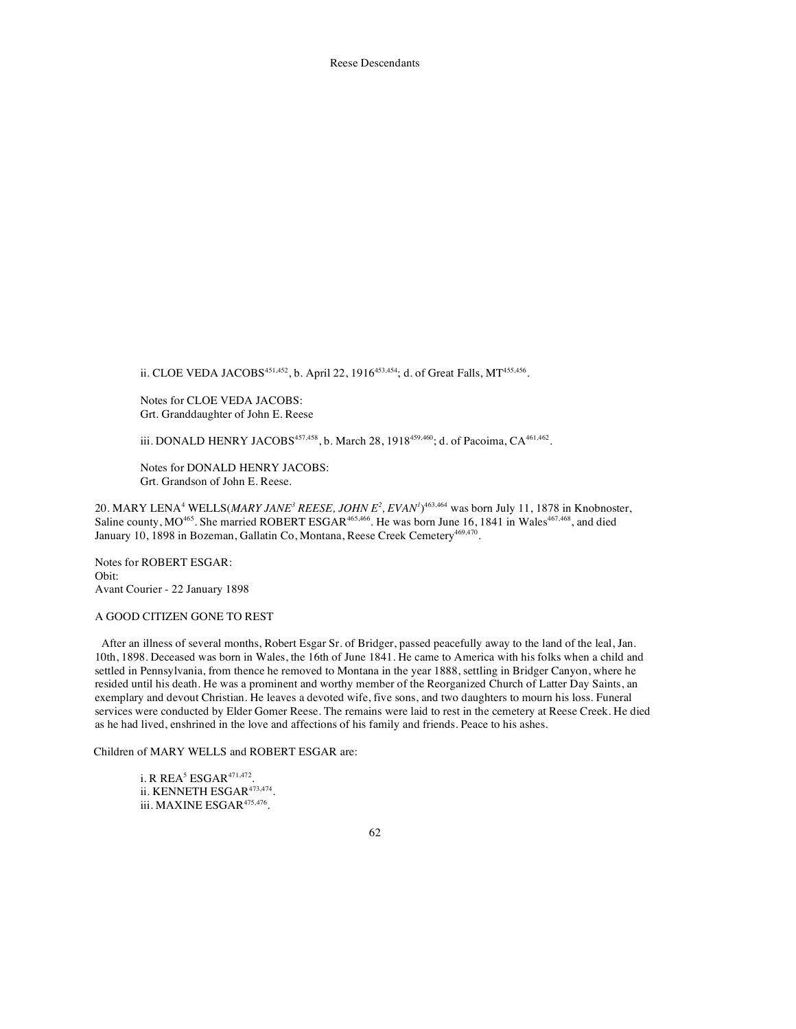ii. CLOE VEDA JACOBS[451,452], b. April 22, 1916[453,454]; d. of Great Falls, MT[455,456].

Notes for CLOE VEDA JACOBS:
Grt. Granddaughter of John E. Reese

iii. DONALD HENRY JACOBS[457,458], b. March 28, 1918[459,460]; d. of Pacoima, CA[461,462].

Notes for DONALD HENRY JACOBS:
Grt. Grandson of John E. Reese.

20. MARY LENA[4] WELLS(*MARY JANE[3] REESE, JOHN E[2], EVAN[1]*)[463,464] was born July 11, 1878 in Knobnoster, Saline county, MO[465]. She married ROBERT ESGAR[465,466]. He was born June 16, 1841 in Wales[467,468], and died January 10, 1898 in Bozeman, Gallatin Co, Montana, Reese Creek Cemetery[469,470].

Notes for ROBERT ESGAR:
Obit:
Avant Courier - 22 January 1898

A GOOD CITIZEN GONE TO REST

After an illness of several months, Robert Esgar Sr. of Bridger, passed peacefully away to the land of the leal, Jan. 10th, 1898. Deceased was born in Wales, the 16th of June 1841. He came to America with his folks when a child and settled in Pennsylvania, from thence he removed to Montana in the year 1888, settling in Bridger Canyon, where he resided until his death. He was a prominent and worthy member of the Reorganized Church of Latter Day Saints, an exemplary and devout Christian. He leaves a devoted wife, five sons, and two daughters to mourn his loss. Funeral services were conducted by Elder Gomer Reese. The remains were laid to rest in the cemetery at Reese Creek. He died as he had lived, enshrined in the love and affections of his family and friends. Peace to his ashes.

Children of MARY WELLS and ROBERT ESGAR are:

i. R REA[5] ESGAR[471,472].
ii. KENNETH ESGAR[473,474].
iii. MAXINE ESGAR[475,476].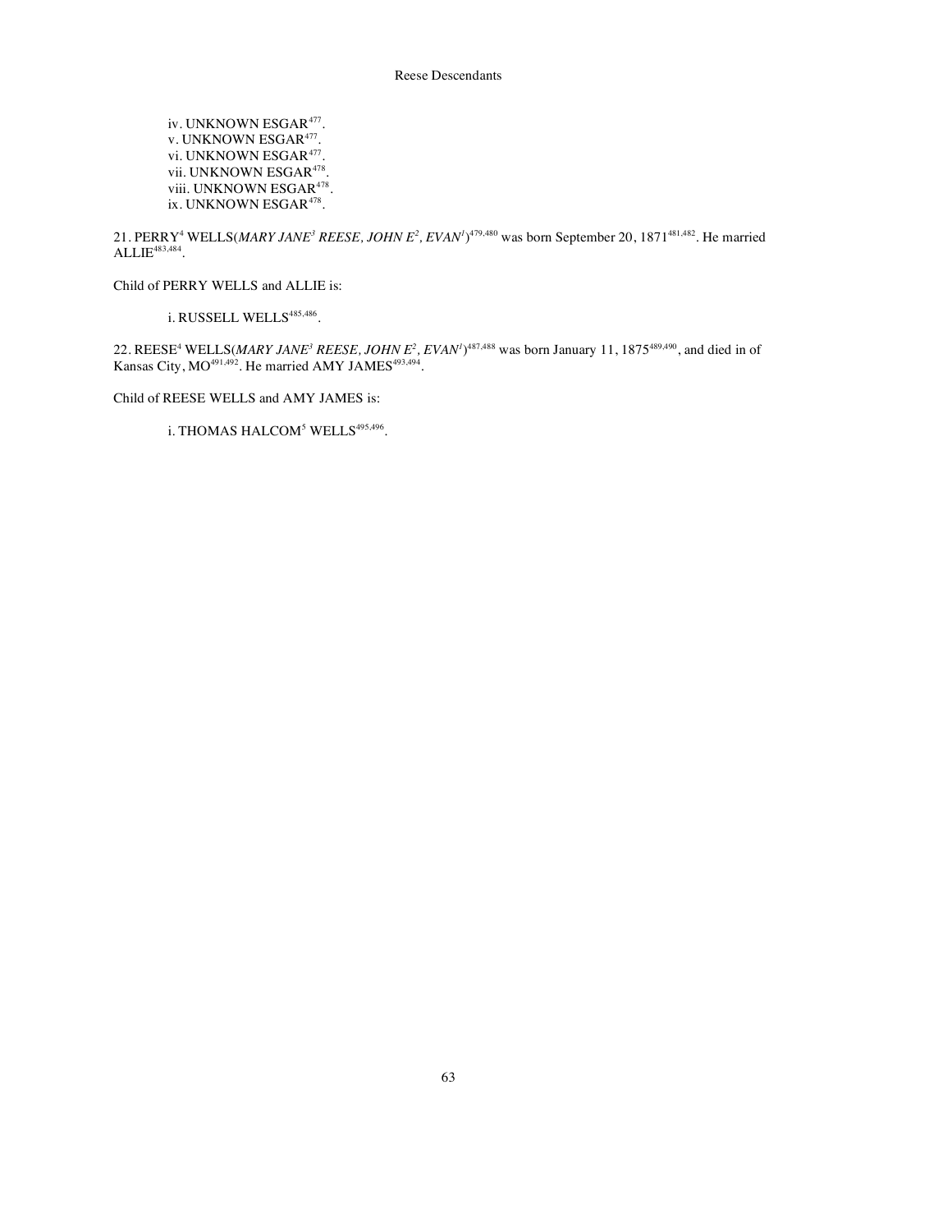iv. UNKNOWN ESGAR[477].
v. UNKNOWN ESGAR[477].
vi. UNKNOWN ESGAR[477].
vii. UNKNOWN ESGAR[478].
viii. UNKNOWN ESGAR[478].
ix. UNKNOWN ESGAR[478].

21. PERRY[4] WELLS(*MARY JANE[3] REESE, JOHN E[2], EVAN[1]*)[479,480] was born September 20, 1871[481,482]. He married ALLIE[483,484].

Child of PERRY WELLS and ALLIE is:

i. RUSSELL WELLS[485,486].

22. REESE[4] WELLS(*MARY JANE[3] REESE, JOHN E[2], EVAN[1]*)[487,488] was born January 11, 1875[489,490], and died in of Kansas City, MO[491,492]. He married AMY JAMES[493,494].

Child of REESE WELLS and AMY JAMES is:

i. THOMAS HALCOM[5] WELLS[495,496].